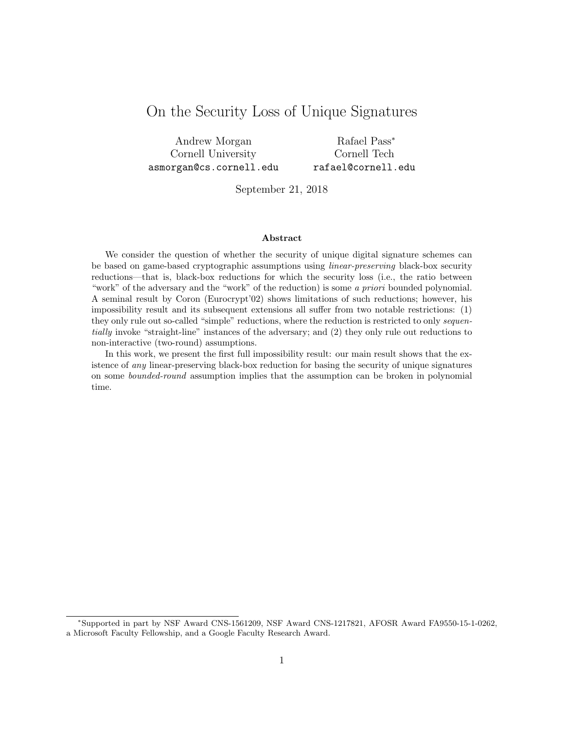# On the Security Loss of Unique Signatures

Andrew Morgan
Cornell University
asmorgan@cs.cornell.edu

Rafael Pass*
Cornell Tech
rafael@cornell.edu

September 21, 2018

## Abstract

We consider the question of whether the security of unique digital signature schemes can be based on game-based cryptographic assumptions using *linear-preserving* black-box security reductions—that is, black-box reductions for which the security loss (i.e., the ratio between "work" of the adversary and the "work" of the reduction) is some *a priori* bounded polynomial. A seminal result by Coron (Eurocrypt'02) shows limitations of such reductions; however, his impossibility result and its subsequent extensions all suffer from two notable restrictions: (1) they only rule out so-called "simple" reductions, where the reduction is restricted to only *sequentially* invoke "straight-line" instances of the adversary; and (2) they only rule out reductions to non-interactive (two-round) assumptions.

In this work, we present the first full impossibility result: our main result shows that the existence of *any* linear-preserving black-box reduction for basing the security of unique signatures on some *bounded-round* assumption implies that the assumption can be broken in polynomial time.

---

*Supported in part by NSF Award CNS-1561209, NSF Award CNS-1217821, AFOSR Award FA9550-15-1-0262, a Microsoft Faculty Fellowship, and a Google Faculty Research Award.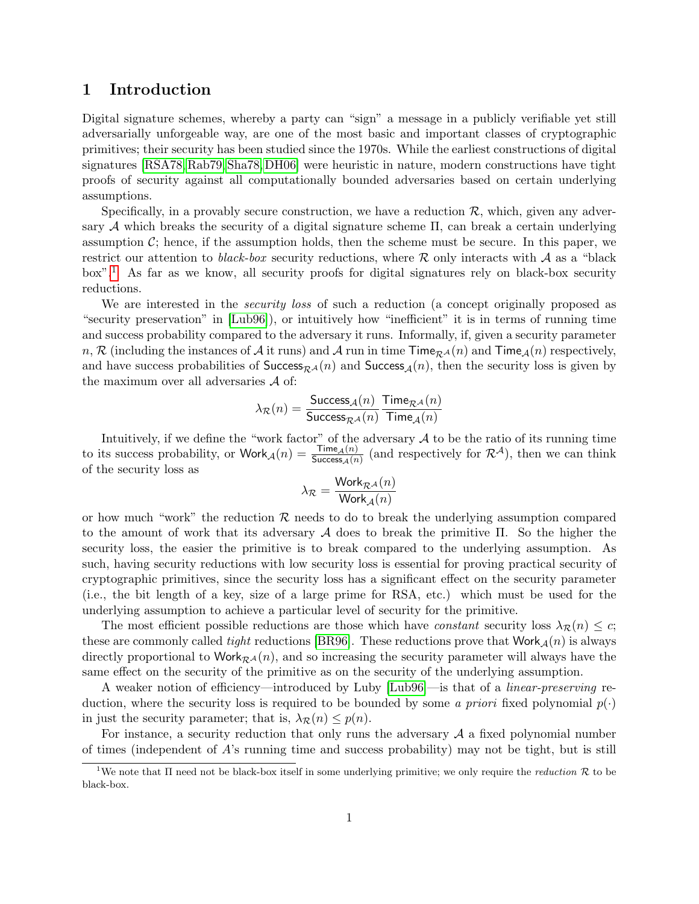# 1 Introduction

Digital signature schemes, whereby a party can "sign" a message in a publicly verifiable yet still adversarially unforgeable way, are one of the most basic and important classes of cryptographic primitives; their security has been studied since the 1970s. While the earliest constructions of digital signatures [RSA78, Rab79, Sha78, DH06] were heuristic in nature, modern constructions have tight proofs of security against all computationally bounded adversaries based on certain underlying assumptions.

Specifically, in a provably secure construction, we have a reduction $\mathcal{R}$, which, given any adversary $\mathcal{A}$ which breaks the security of a digital signature scheme $\Pi$, can break a certain underlying assumption $\mathcal{C}$; hence, if the assumption holds, then the scheme must be secure. In this paper, we restrict our attention to *black-box* security reductions, where $\mathcal{R}$ only interacts with $\mathcal{A}$ as a "black box".[1] As far as we know, all security proofs for digital signatures rely on black-box security reductions.

We are interested in the *security loss* of such a reduction (a concept originally proposed as "security preservation" in [Lub96]), or intuitively how "inefficient" it is in terms of running time and success probability compared to the adversary it runs. Informally, if, given a security parameter $n$, $\mathcal{R}$ (including the instances of $\mathcal{A}$ it runs) and $\mathcal{A}$ run in time $\mathsf{Time}_{\mathcal{R}^\mathcal{A}}(n)$ and $\mathsf{Time}_\mathcal{A}(n)$ respectively, and have success probabilities of $\mathsf{Success}_{\mathcal{R}^\mathcal{A}}(n)$ and $\mathsf{Success}_\mathcal{A}(n)$, then the security loss is given by the maximum over all adversaries $\mathcal{A}$ of:

$$\lambda_\mathcal{R}(n) = \frac{\mathsf{Success}_\mathcal{A}(n)}{\mathsf{Success}_{\mathcal{R}^\mathcal{A}}(n)} \frac{\mathsf{Time}_{\mathcal{R}^\mathcal{A}}(n)}{\mathsf{Time}_\mathcal{A}(n)}$$

Intuitively, if we define the "work factor" of the adversary $\mathcal{A}$ to be the ratio of its running time to its success probability, or $\mathsf{Work}_\mathcal{A}(n) = \frac{\mathsf{Time}_\mathcal{A}(n)}{\mathsf{Success}_\mathcal{A}(n)}$ (and respectively for $\mathcal{R}^\mathcal{A}$), then we can think of the security loss as

$$\lambda_\mathcal{R} = \frac{\mathsf{Work}_{\mathcal{R}^\mathcal{A}}(n)}{\mathsf{Work}_\mathcal{A}(n)}$$

or how much "work" the reduction $\mathcal{R}$ needs to do to break the underlying assumption compared to the amount of work that its adversary $\mathcal{A}$ does to break the primitive $\Pi$. So the higher the security loss, the easier the primitive is to break compared to the underlying assumption. As such, having security reductions with low security loss is essential for proving practical security of cryptographic primitives, since the security loss has a significant effect on the security parameter (i.e., the bit length of a key, size of a large prime for RSA, etc.) which must be used for the underlying assumption to achieve a particular level of security for the primitive.

The most efficient possible reductions are those which have *constant* security loss $\lambda_\mathcal{R}(n) \leq c$; these are commonly called *tight* reductions [BR96]. These reductions prove that $\mathsf{Work}_\mathcal{A}(n)$ is always directly proportional to $\mathsf{Work}_{\mathcal{R}^\mathcal{A}}(n)$, and so increasing the security parameter will always have the same effect on the security of the primitive as on the security of the underlying assumption.

A weaker notion of efficiency—introduced by Luby [Lub96]—is that of a *linear-preserving* reduction, where the security loss is required to be bounded by some *a priori* fixed polynomial $p(\cdot)$ in just the security parameter; that is, $\lambda_\mathcal{R}(n) \leq p(n)$.

For instance, a security reduction that only runs the adversary $\mathcal{A}$ a fixed polynomial number of times (independent of $A$'s running time and success probability) may not be tight, but is still

[1] We note that $\Pi$ need not be black-box itself in some underlying primitive; we only require the *reduction* $\mathcal{R}$ to be black-box.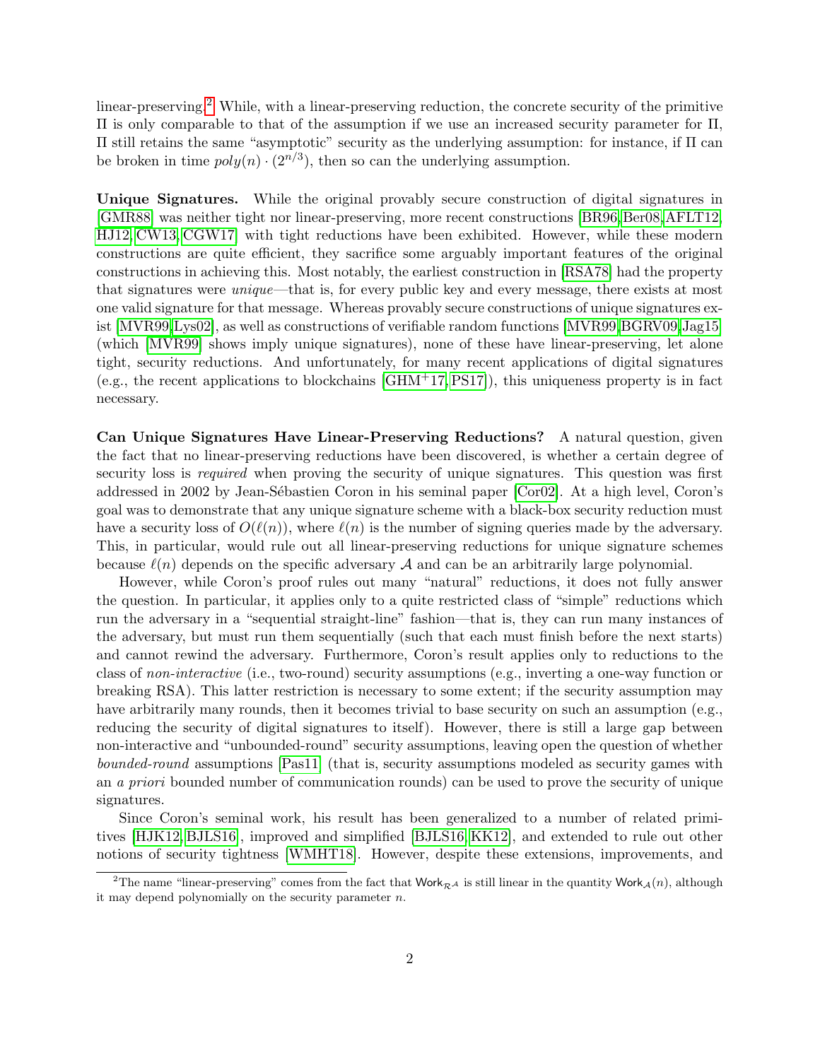linear-preserving.[2] While, with a linear-preserving reduction, the concrete security of the primitive $\Pi$ is only comparable to that of the assumption if we use an increased security parameter for $\Pi$, $\Pi$ still retains the same "asymptotic" security as the underlying assumption: for instance, if $\Pi$ can be broken in time $poly(n) \cdot (2^{n/3})$, then so can the underlying assumption.

**Unique Signatures.** While the original provably secure construction of digital signatures in [GMR88] was neither tight nor linear-preserving, more recent constructions [BR96, Ber08, AFLT12, HJ12, CW13, CGW17] with tight reductions have been exhibited. However, while these modern constructions are quite efficient, they sacrifice some arguably important features of the original constructions in achieving this. Most notably, the earliest construction in [RSA78] had the property that signatures were *unique*—that is, for every public key and every message, there exists at most one valid signature for that message. Whereas provably secure constructions of unique signatures exist [MVR99, Lys02], as well as constructions of verifiable random functions [MVR99, BGRV09, Jag15] (which [MVR99] shows imply unique signatures), none of these have linear-preserving, let alone tight, security reductions. And unfortunately, for many recent applications of digital signatures (e.g., the recent applications to blockchains [GHM+17, PS17]), this uniqueness property is in fact necessary.

**Can Unique Signatures Have Linear-Preserving Reductions?** A natural question, given the fact that no linear-preserving reductions have been discovered, is whether a certain degree of security loss is *required* when proving the security of unique signatures. This question was first addressed in 2002 by Jean-Sébastien Coron in his seminal paper [Cor02]. At a high level, Coron's goal was to demonstrate that any unique signature scheme with a black-box security reduction must have a security loss of $O(\ell(n))$, where $\ell(n)$ is the number of signing queries made by the adversary. This, in particular, would rule out all linear-preserving reductions for unique signature schemes because $\ell(n)$ depends on the specific adversary $\mathcal{A}$ and can be an arbitrarily large polynomial.

However, while Coron's proof rules out many "natural" reductions, it does not fully answer the question. In particular, it applies only to a quite restricted class of "simple" reductions which run the adversary in a "sequential straight-line" fashion—that is, they can run many instances of the adversary, but must run them sequentially (such that each must finish before the next starts) and cannot rewind the adversary. Furthermore, Coron's result applies only to reductions to the class of *non-interactive* (i.e., two-round) security assumptions (e.g., inverting a one-way function or breaking RSA). This latter restriction is necessary to some extent; if the security assumption may have arbitrarily many rounds, then it becomes trivial to base security on such an assumption (e.g., reducing the security of digital signatures to itself). However, there is still a large gap between non-interactive and "unbounded-round" security assumptions, leaving open the question of whether *bounded-round* assumptions [Pas11] (that is, security assumptions modeled as security games with an *a priori* bounded number of communication rounds) can be used to prove the security of unique signatures.

Since Coron's seminal work, his result has been generalized to a number of related primitives [HJK12, BJLS16], improved and simplified [BJLS16, KK12], and extended to rule out other notions of security tightness [WMHT18]. However, despite these extensions, improvements, and

[2] The name "linear-preserving" comes from the fact that $\mathsf{Work}_{\mathcal{R}^{\mathcal{A}}}$ is still linear in the quantity $\mathsf{Work}_{\mathcal{A}}(n)$, although it may depend polynomially on the security parameter $n$.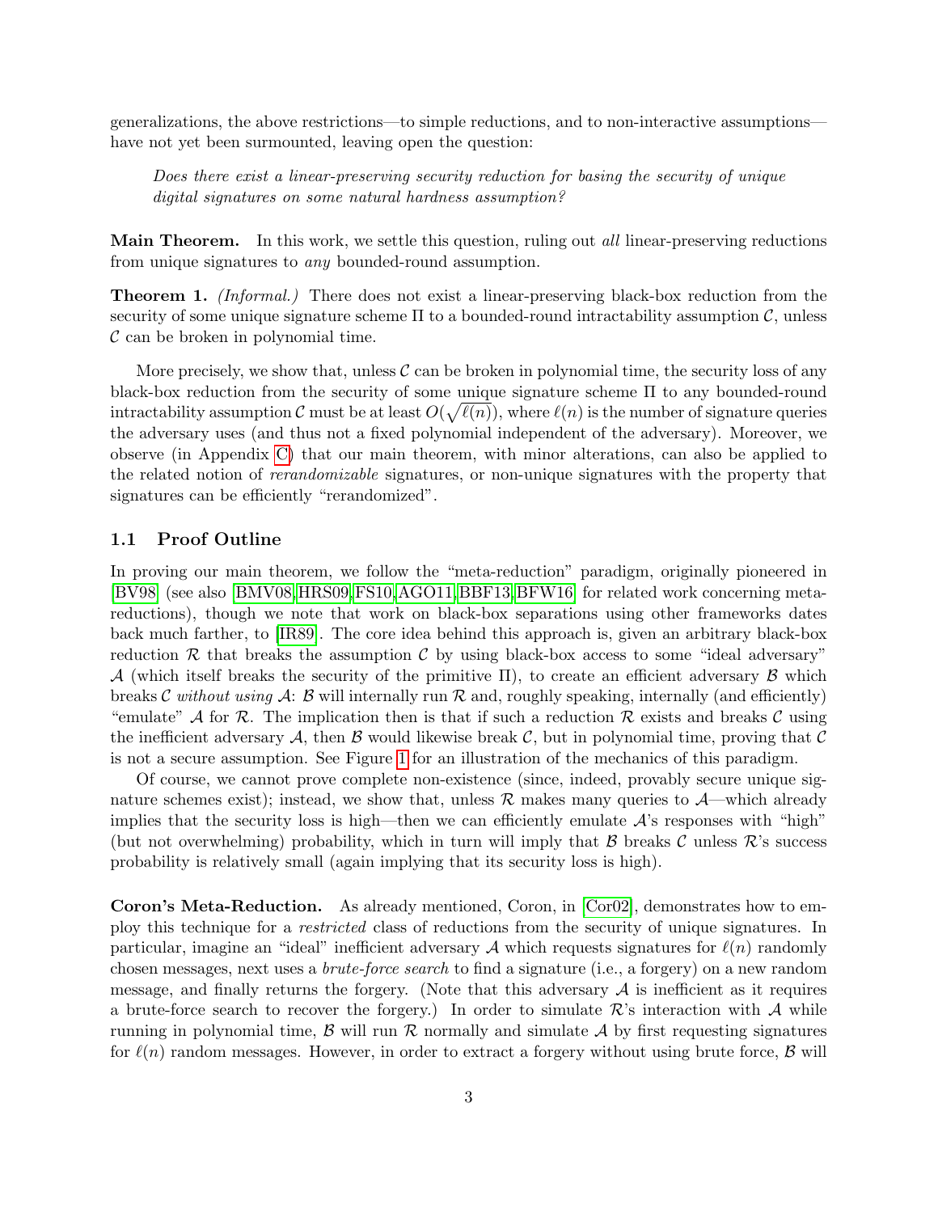generalizations, the above restrictions—to simple reductions, and to non-interactive assumptions—have not yet been surmounted, leaving open the question:

> *Does there exist a linear-preserving security reduction for basing the security of unique digital signatures on some natural hardness assumption?*

**Main Theorem.** In this work, we settle this question, ruling out *all* linear-preserving reductions from unique signatures to *any* bounded-round assumption.

**Theorem 1.** *(Informal.)* There does not exist a linear-preserving black-box reduction from the security of some unique signature scheme $\Pi$ to a bounded-round intractability assumption $\mathcal{C}$, unless $\mathcal{C}$ can be broken in polynomial time.

More precisely, we show that, unless $\mathcal{C}$ can be broken in polynomial time, the security loss of any black-box reduction from the security of some unique signature scheme $\Pi$ to any bounded-round intractability assumption $\mathcal{C}$ must be at least $O(\sqrt{\ell(n)})$, where $\ell(n)$ is the number of signature queries the adversary uses (and thus not a fixed polynomial independent of the adversary). Moreover, we observe (in Appendix C) that our main theorem, with minor alterations, can also be applied to the related notion of *rerandomizable* signatures, or non-unique signatures with the property that signatures can be efficiently "rerandomized".

### 1.1 Proof Outline

In proving our main theorem, we follow the "meta-reduction" paradigm, originally pioneered in [BV98] (see also [BMV08,HRS09,FS10,AGO11,BBF13,BFW16] for related work concerning meta-reductions), though we note that work on black-box separations using other frameworks dates back much farther, to [IR89]. The core idea behind this approach is, given an arbitrary black-box reduction $\mathcal{R}$ that breaks the assumption $\mathcal{C}$ by using black-box access to some "ideal adversary" $\mathcal{A}$ (which itself breaks the security of the primitive $\Pi$), to create an efficient adversary $\mathcal{B}$ which breaks $\mathcal{C}$ *without using* $\mathcal{A}$: $\mathcal{B}$ will internally run $\mathcal{R}$ and, roughly speaking, internally (and efficiently) "emulate" $\mathcal{A}$ for $\mathcal{R}$. The implication then is that if such a reduction $\mathcal{R}$ exists and breaks $\mathcal{C}$ using the inefficient adversary $\mathcal{A}$, then $\mathcal{B}$ would likewise break $\mathcal{C}$, but in polynomial time, proving that $\mathcal{C}$ is not a secure assumption. See Figure 1 for an illustration of the mechanics of this paradigm.

Of course, we cannot prove complete non-existence (since, indeed, provably secure unique signature schemes exist); instead, we show that, unless $\mathcal{R}$ makes many queries to $\mathcal{A}$—which already implies that the security loss is high—then we can efficiently emulate $\mathcal{A}$'s responses with "high" (but not overwhelming) probability, which in turn will imply that $\mathcal{B}$ breaks $\mathcal{C}$ unless $\mathcal{R}$'s success probability is relatively small (again implying that its security loss is high).

**Coron's Meta-Reduction.** As already mentioned, Coron, in [Cor02], demonstrates how to employ this technique for a *restricted* class of reductions from the security of unique signatures. In particular, imagine an "ideal" inefficient adversary $\mathcal{A}$ which requests signatures for $\ell(n)$ randomly chosen messages, next uses a *brute-force search* to find a signature (i.e., a forgery) on a new random message, and finally returns the forgery. (Note that this adversary $\mathcal{A}$ is inefficient as it requires a brute-force search to recover the forgery.) In order to simulate $\mathcal{R}$'s interaction with $\mathcal{A}$ while running in polynomial time, $\mathcal{B}$ will run $\mathcal{R}$ normally and simulate $\mathcal{A}$ by first requesting signatures for $\ell(n)$ random messages. However, in order to extract a forgery without using brute force, $\mathcal{B}$ will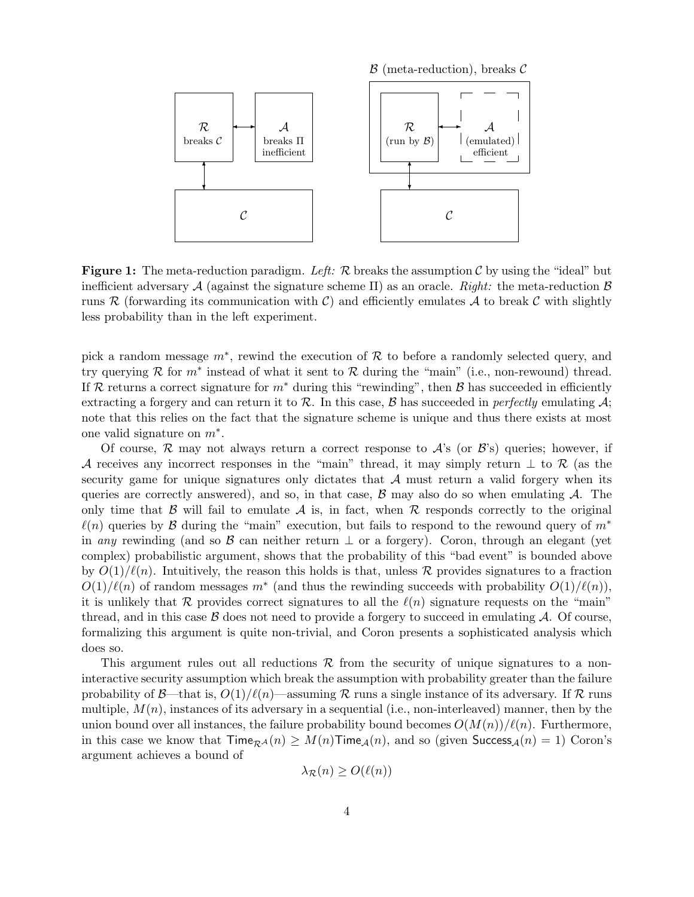**Figure 1:** The meta-reduction paradigm. *Left:* $\mathcal{R}$ breaks the assumption $\mathcal{C}$ by using the "ideal" but inefficient adversary $\mathcal{A}$ (against the signature scheme $\Pi$) as an oracle. *Right:* the meta-reduction $\mathcal{B}$ runs $\mathcal{R}$ (forwarding its communication with $\mathcal{C}$) and efficiently emulates $\mathcal{A}$ to break $\mathcal{C}$ with slightly less probability than in the left experiment.

pick a random message $m^*$, rewind the execution of $\mathcal{R}$ to before a randomly selected query, and try querying $\mathcal{R}$ for $m^*$ instead of what it sent to $\mathcal{R}$ during the "main" (i.e., non-rewound) thread. If $\mathcal{R}$ returns a correct signature for $m^*$ during this "rewinding", then $\mathcal{B}$ has succeeded in efficiently extracting a forgery and can return it to $\mathcal{R}$. In this case, $\mathcal{B}$ has succeeded in *perfectly* emulating $\mathcal{A}$; note that this relies on the fact that the signature scheme is unique and thus there exists at most one valid signature on $m^*$.

Of course, $\mathcal{R}$ may not always return a correct response to $\mathcal{A}$'s (or $\mathcal{B}$'s) queries; however, if $\mathcal{A}$ receives any incorrect responses in the "main" thread, it may simply return $\perp$ to $\mathcal{R}$ (as the security game for unique signatures only dictates that $\mathcal{A}$ must return a valid forgery when its queries are correctly answered), and so, in that case, $\mathcal{B}$ may also do so when emulating $\mathcal{A}$. The only time that $\mathcal{B}$ will fail to emulate $\mathcal{A}$ is, in fact, when $\mathcal{R}$ responds correctly to the original $\ell(n)$ queries by $\mathcal{B}$ during the "main" execution, but fails to respond to the rewound query of $m^*$ in *any* rewinding (and so $\mathcal{B}$ can neither return $\perp$ or a forgery). Coron, through an elegant (yet complex) probabilistic argument, shows that the probability of this "bad event" is bounded above by $O(1)/\ell(n)$. Intuitively, the reason this holds is that, unless $\mathcal{R}$ provides signatures to a fraction $O(1)/\ell(n)$ of random messages $m^*$ (and thus the rewinding succeeds with probability $O(1)/\ell(n)$), it is unlikely that $\mathcal{R}$ provides correct signatures to all the $\ell(n)$ signature requests on the "main" thread, and in this case $\mathcal{B}$ does not need to provide a forgery to succeed in emulating $\mathcal{A}$. Of course, formalizing this argument is quite non-trivial, and Coron presents a sophisticated analysis which does so.

This argument rules out all reductions $\mathcal{R}$ from the security of unique signatures to a non-interactive security assumption which break the assumption with probability greater than the failure probability of $\mathcal{B}$—that is, $O(1)/\ell(n)$—assuming $\mathcal{R}$ runs a single instance of its adversary. If $\mathcal{R}$ runs multiple, $M(n)$, instances of its adversary in a sequential (i.e., non-interleaved) manner, then by the union bound over all instances, the failure probability bound becomes $O(M(n))/\ell(n)$. Furthermore, in this case we know that $\mathsf{Time}_{\mathcal{R}^{\mathcal{A}}}(n) \geq M(n)\mathsf{Time}_{\mathcal{A}}(n)$, and so (given $\mathsf{Success}_{\mathcal{A}}(n) = 1$) Coron's argument achieves a bound of

$$\lambda_{\mathcal{R}}(n) \geq O(\ell(n))$$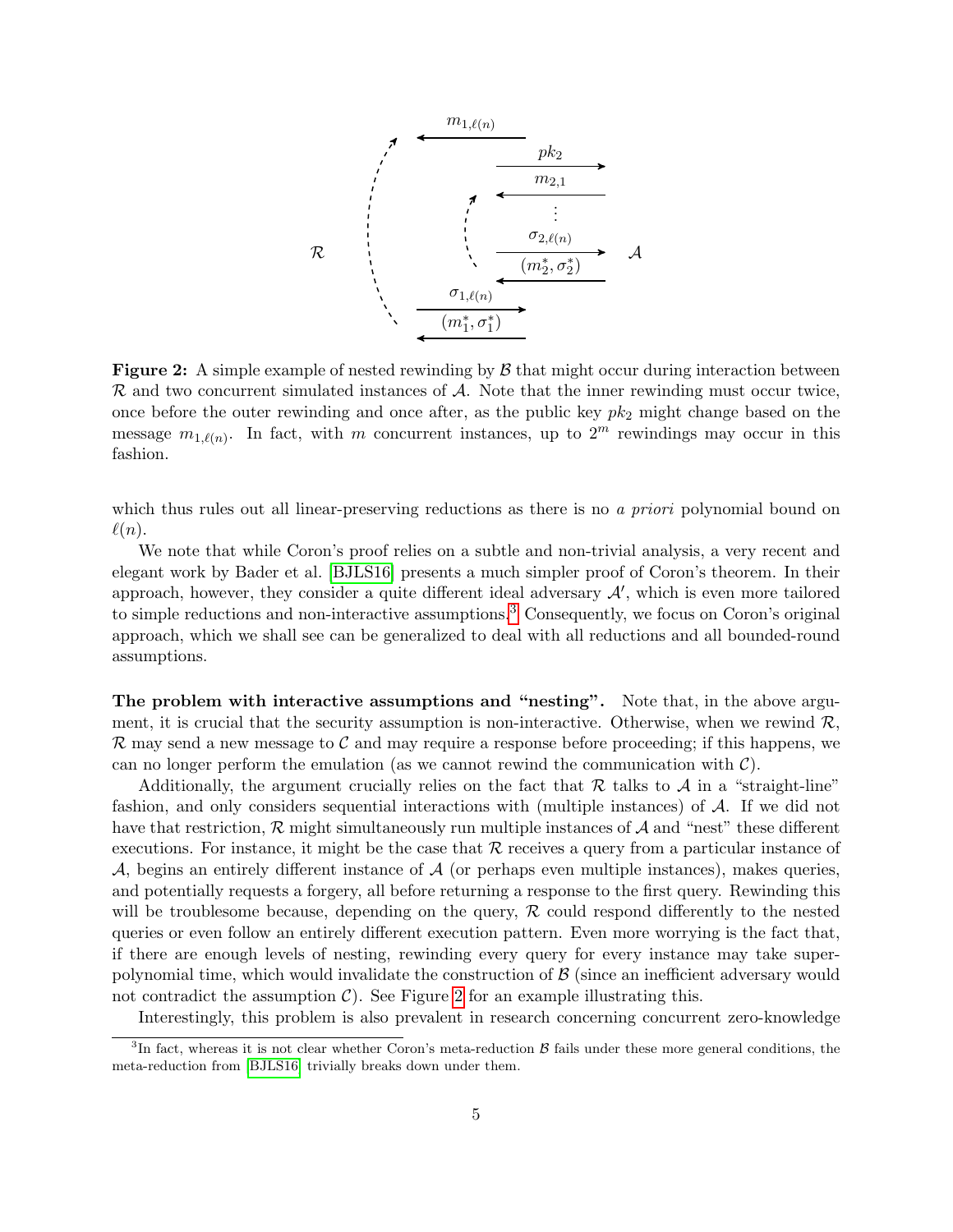**Figure 2:** A simple example of nested rewinding by $\mathcal{B}$ that might occur during interaction between $\mathcal{R}$ and two concurrent simulated instances of $\mathcal{A}$. Note that the inner rewinding must occur twice, once before the outer rewinding and once after, as the public key $pk_2$ might change based on the message $m_{1,\ell(n)}$. In fact, with $m$ concurrent instances, up to $2^m$ rewindings may occur in this fashion.

which thus rules out all linear-preserving reductions as there is no *a priori* polynomial bound on $\ell(n)$.

We note that while Coron's proof relies on a subtle and non-trivial analysis, a very recent and elegant work by Bader et al. [BJLS16] presents a much simpler proof of Coron's theorem. In their approach, however, they consider a quite different ideal adversary $\mathcal{A}'$, which is even more tailored to simple reductions and non-interactive assumptions.[3] Consequently, we focus on Coron's original approach, which we shall see can be generalized to deal with all reductions and all bounded-round assumptions.

**The problem with interactive assumptions and "nesting".** Note that, in the above argument, it is crucial that the security assumption is non-interactive. Otherwise, when we rewind $\mathcal{R}$, $\mathcal{R}$ may send a new message to $\mathcal{C}$ and may require a response before proceeding; if this happens, we can no longer perform the emulation (as we cannot rewind the communication with $\mathcal{C}$).

Additionally, the argument crucially relies on the fact that $\mathcal{R}$ talks to $\mathcal{A}$ in a "straight-line" fashion, and only considers sequential interactions with (multiple instances) of $\mathcal{A}$. If we did not have that restriction, $\mathcal{R}$ might simultaneously run multiple instances of $\mathcal{A}$ and "nest" these different executions. For instance, it might be the case that $\mathcal{R}$ receives a query from a particular instance of $\mathcal{A}$, begins an entirely different instance of $\mathcal{A}$ (or perhaps even multiple instances), makes queries, and potentially requests a forgery, all before returning a response to the first query. Rewinding this will be troublesome because, depending on the query, $\mathcal{R}$ could respond differently to the nested queries or even follow an entirely different execution pattern. Even more worrying is the fact that, if there are enough levels of nesting, rewinding every query for every instance may take super-polynomial time, which would invalidate the construction of $\mathcal{B}$ (since an inefficient adversary would not contradict the assumption $\mathcal{C}$). See Figure 2 for an example illustrating this.

Interestingly, this problem is also prevalent in research concerning concurrent zero-knowledge

[3] In fact, whereas it is not clear whether Coron's meta-reduction $\mathcal{B}$ fails under these more general conditions, the meta-reduction from [BJLS16] trivially breaks down under them.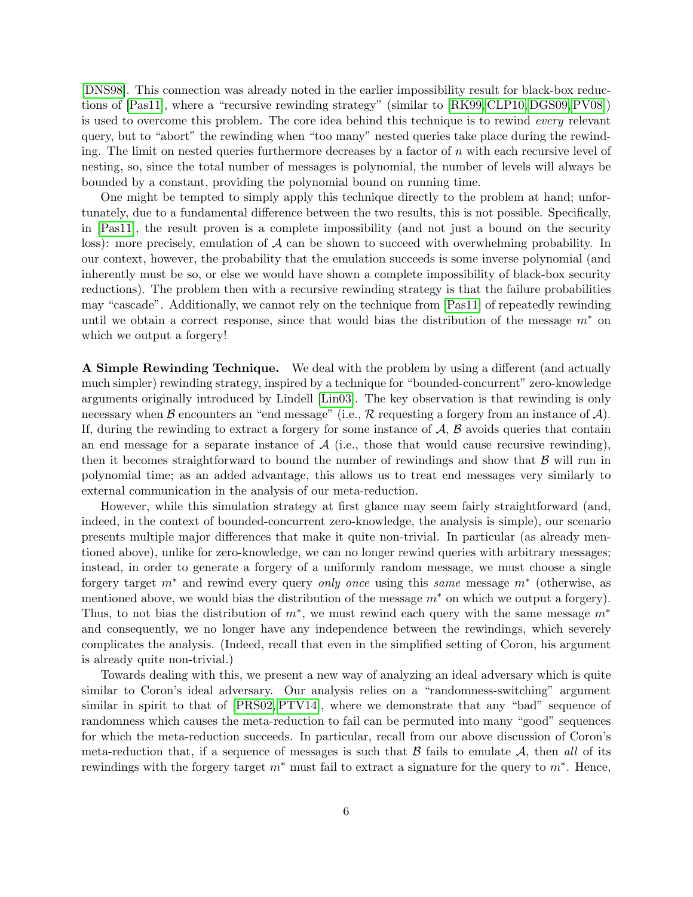[DNS98]. This connection was already noted in the earlier impossibility result for black-box reductions of [Pas11], where a "recursive rewinding strategy" (similar to [RK99, CLP10, DGS09, PV08]) is used to overcome this problem. The core idea behind this technique is to rewind *every* relevant query, but to "abort" the rewinding when "too many" nested queries take place during the rewinding. The limit on nested queries furthermore decreases by a factor of $n$ with each recursive level of nesting, so, since the total number of messages is polynomial, the number of levels will always be bounded by a constant, providing the polynomial bound on running time.

One might be tempted to simply apply this technique directly to the problem at hand; unfortunately, due to a fundamental difference between the two results, this is not possible. Specifically, in [Pas11], the result proven is a complete impossibility (and not just a bound on the security loss): more precisely, emulation of $\mathcal{A}$ can be shown to succeed with overwhelming probability. In our context, however, the probability that the emulation succeeds is some inverse polynomial (and inherently must be so, or else we would have shown a complete impossibility of black-box security reductions). The problem then with a recursive rewinding strategy is that the failure probabilities may "cascade". Additionally, we cannot rely on the technique from [Pas11] of repeatedly rewinding until we obtain a correct response, since that would bias the distribution of the message $m^*$ on which we output a forgery!

**A Simple Rewinding Technique.** We deal with the problem by using a different (and actually much simpler) rewinding strategy, inspired by a technique for "bounded-concurrent" zero-knowledge arguments originally introduced by Lindell [Lin03]. The key observation is that rewinding is only necessary when $\mathcal{B}$ encounters an "end message" (i.e., $\mathcal{R}$ requesting a forgery from an instance of $\mathcal{A}$). If, during the rewinding to extract a forgery for some instance of $\mathcal{A}$, $\mathcal{B}$ avoids queries that contain an end message for a separate instance of $\mathcal{A}$ (i.e., those that would cause recursive rewinding), then it becomes straightforward to bound the number of rewindings and show that $\mathcal{B}$ will run in polynomial time; as an added advantage, this allows us to treat end messages very similarly to external communication in the analysis of our meta-reduction.

However, while this simulation strategy at first glance may seem fairly straightforward (and, indeed, in the context of bounded-concurrent zero-knowledge, the analysis is simple), our scenario presents multiple major differences that make it quite non-trivial. In particular (as already mentioned above), unlike for zero-knowledge, we can no longer rewind queries with arbitrary messages; instead, in order to generate a forgery of a uniformly random message, we must choose a single forgery target $m^*$ and rewind every query *only once* using this *same* message $m^*$ (otherwise, as mentioned above, we would bias the distribution of the message $m^*$ on which we output a forgery). Thus, to not bias the distribution of $m^*$, we must rewind each query with the same message $m^*$ and consequently, we no longer have any independence between the rewindings, which severely complicates the analysis. (Indeed, recall that even in the simplified setting of Coron, his argument is already quite non-trivial.)

Towards dealing with this, we present a new way of analyzing an ideal adversary which is quite similar to Coron's ideal adversary. Our analysis relies on a "randomness-switching" argument similar in spirit to that of [PRS02, PTV14], where we demonstrate that any "bad" sequence of randomness which causes the meta-reduction to fail can be permuted into many "good" sequences for which the meta-reduction succeeds. In particular, recall from our above discussion of Coron's meta-reduction that, if a sequence of messages is such that $\mathcal{B}$ fails to emulate $\mathcal{A}$, then *all* of its rewindings with the forgery target $m^*$ must fail to extract a signature for the query to $m^*$. Hence,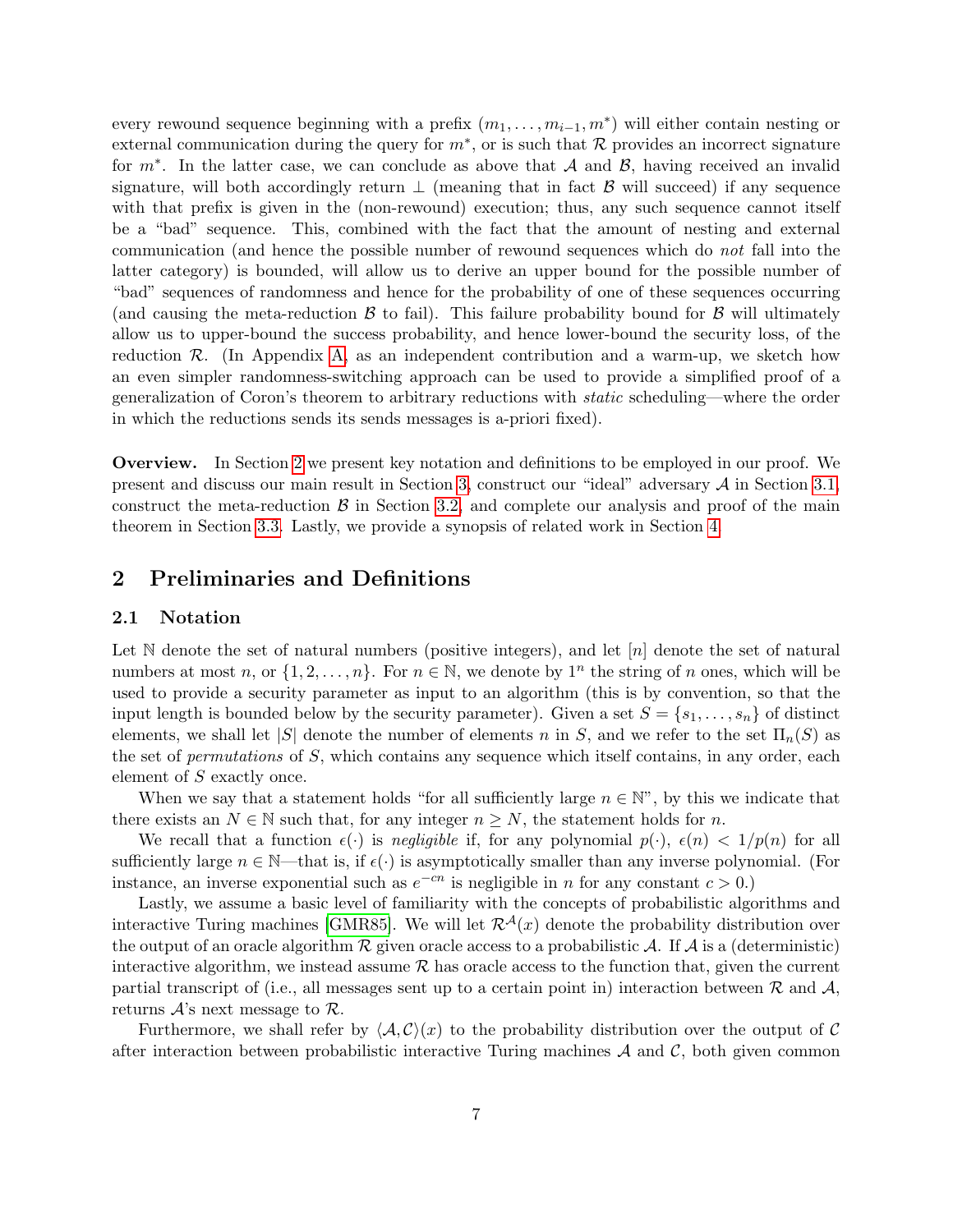every rewound sequence beginning with a prefix $(m_1, \ldots, m_{i-1}, m^*)$ will either contain nesting or external communication during the query for $m^*$, or is such that $\mathcal{R}$ provides an incorrect signature for $m^*$. In the latter case, we can conclude as above that $\mathcal{A}$ and $\mathcal{B}$, having received an invalid signature, will both accordingly return $\perp$ (meaning that in fact $\mathcal{B}$ will succeed) if any sequence with that prefix is given in the (non-rewound) execution; thus, any such sequence cannot itself be a "bad" sequence. This, combined with the fact that the amount of nesting and external communication (and hence the possible number of rewound sequences which do *not* fall into the latter category) is bounded, will allow us to derive an upper bound for the possible number of "bad" sequences of randomness and hence for the probability of one of these sequences occurring (and causing the meta-reduction $\mathcal{B}$ to fail). This failure probability bound for $\mathcal{B}$ will ultimately allow us to upper-bound the success probability, and hence lower-bound the security loss, of the reduction $\mathcal{R}$. (In Appendix A, as an independent contribution and a warm-up, we sketch how an even simpler randomness-switching approach can be used to provide a simplified proof of a generalization of Coron's theorem to arbitrary reductions with *static* scheduling—where the order in which the reductions sends its sends messages is a-priori fixed).

**Overview.** In Section 2 we present key notation and definitions to be employed in our proof. We present and discuss our main result in Section 3, construct our "ideal" adversary $\mathcal{A}$ in Section 3.1, construct the meta-reduction $\mathcal{B}$ in Section 3.2, and complete our analysis and proof of the main theorem in Section 3.3. Lastly, we provide a synopsis of related work in Section 4.

## 2 Preliminaries and Definitions

### 2.1 Notation

Let $\mathbb{N}$ denote the set of natural numbers (positive integers), and let $[n]$ denote the set of natural numbers at most $n$, or $\{1, 2, \ldots, n\}$. For $n \in \mathbb{N}$, we denote by $1^n$ the string of $n$ ones, which will be used to provide a security parameter as input to an algorithm (this is by convention, so that the input length is bounded below by the security parameter). Given a set $S = \{s_1, \ldots, s_n\}$ of distinct elements, we shall let $|S|$ denote the number of elements $n$ in $S$, and we refer to the set $\Pi_n(S)$ as the set of *permutations* of $S$, which contains any sequence which itself contains, in any order, each element of $S$ exactly once.

When we say that a statement holds "for all sufficiently large $n \in \mathbb{N}$", by this we indicate that there exists an $N \in \mathbb{N}$ such that, for any integer $n \geq N$, the statement holds for $n$.

We recall that a function $\epsilon(\cdot)$ is *negligible* if, for any polynomial $p(\cdot)$, $\epsilon(n) < 1/p(n)$ for all sufficiently large $n \in \mathbb{N}$—that is, if $\epsilon(\cdot)$ is asymptotically smaller than any inverse polynomial. (For instance, an inverse exponential such as $e^{-cn}$ is negligible in $n$ for any constant $c > 0$.)

Lastly, we assume a basic level of familiarity with the concepts of probabilistic algorithms and interactive Turing machines [GMR85]. We will let $\mathcal{R}^{\mathcal{A}}(x)$ denote the probability distribution over the output of an oracle algorithm $\mathcal{R}$ given oracle access to a probabilistic $\mathcal{A}$. If $\mathcal{A}$ is a (deterministic) interactive algorithm, we instead assume $\mathcal{R}$ has oracle access to the function that, given the current partial transcript of (i.e., all messages sent up to a certain point in) interaction between $\mathcal{R}$ and $\mathcal{A}$, returns $\mathcal{A}$'s next message to $\mathcal{R}$.

Furthermore, we shall refer by $\langle \mathcal{A}, \mathcal{C} \rangle(x)$ to the probability distribution over the output of $\mathcal{C}$ after interaction between probabilistic interactive Turing machines $\mathcal{A}$ and $\mathcal{C}$, both given common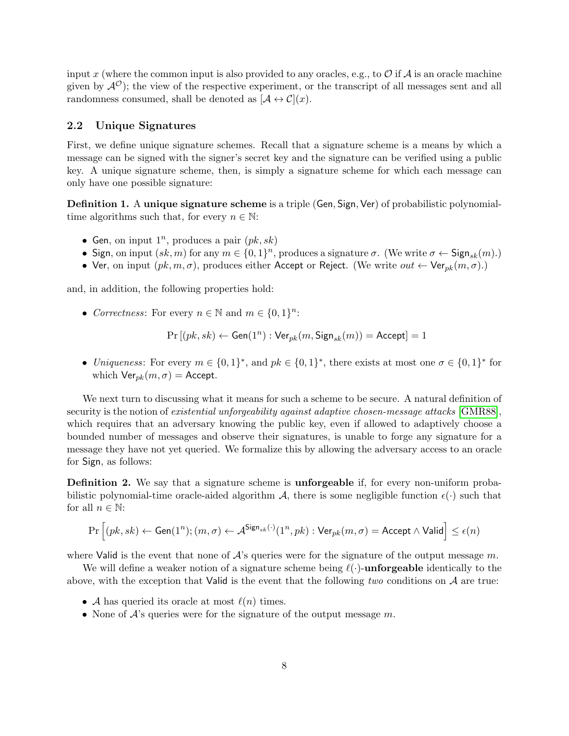input $x$ (where the common input is also provided to any oracles, e.g., to $\mathcal{O}$ if $\mathcal{A}$ is an oracle machine given by $\mathcal{A}^{\mathcal{O}}$); the view of the respective experiment, or the transcript of all messages sent and all randomness consumed, shall be denoted as $[\mathcal{A} \leftrightarrow \mathcal{C}](x)$.

### 2.2 Unique Signatures

First, we define unique signature schemes. Recall that a signature scheme is a means by which a message can be signed with the signer's secret key and the signature can be verified using a public key. A unique signature scheme, then, is simply a signature scheme for which each message can only have one possible signature:

**Definition 1.** A **unique signature scheme** is a triple $(\mathsf{Gen}, \mathsf{Sign}, \mathsf{Ver})$ of probabilistic polynomial-time algorithms such that, for every $n \in \mathbb{N}$:

- $\mathsf{Gen}$, on input $1^n$, produces a pair $(pk, sk)$
- $\mathsf{Sign}$, on input $(sk, m)$ for any $m \in \{0,1\}^n$, produces a signature $\sigma$. (We write $\sigma \leftarrow \mathsf{Sign}_{sk}(m)$.)
- $\mathsf{Ver}$, on input $(pk, m, \sigma)$, produces either $\mathsf{Accept}$ or $\mathsf{Reject}$. (We write $out \leftarrow \mathsf{Ver}_{pk}(m, \sigma)$.)

and, in addition, the following properties hold:

- *Correctness*: For every $n \in \mathbb{N}$ and $m \in \{0,1\}^n$:

$$\Pr\left[(pk, sk) \leftarrow \mathsf{Gen}(1^n) : \mathsf{Ver}_{pk}(m, \mathsf{Sign}_{sk}(m)) = \mathsf{Accept}\right] = 1$$

- *Uniqueness*: For every $m \in \{0,1\}^*$, and $pk \in \{0,1\}^*$, there exists at most one $\sigma \in \{0,1\}^*$ for which $\mathsf{Ver}_{pk}(m, \sigma) = \mathsf{Accept}$.

We next turn to discussing what it means for such a scheme to be secure. A natural definition of security is the notion of *existential unforgeability against adaptive chosen-message attacks* [GMR88], which requires that an adversary knowing the public key, even if allowed to adaptively choose a bounded number of messages and observe their signatures, is unable to forge any signature for a message they have not yet queried. We formalize this by allowing the adversary access to an oracle for $\mathsf{Sign}$, as follows:

**Definition 2.** We say that a signature scheme is **unforgeable** if, for every non-uniform probabilistic polynomial-time oracle-aided algorithm $\mathcal{A}$, there is some negligible function $\epsilon(\cdot)$ such that for all $n \in \mathbb{N}$:

$$\Pr\left[(pk, sk) \leftarrow \mathsf{Gen}(1^n); (m, \sigma) \leftarrow \mathcal{A}^{\mathsf{Sign}_{sk}(\cdot)}(1^n, pk) : \mathsf{Ver}_{pk}(m, \sigma) = \mathsf{Accept} \wedge \mathsf{Valid}\right] \leq \epsilon(n)$$

where $\mathsf{Valid}$ is the event that none of $\mathcal{A}$'s queries were for the signature of the output message $m$.

We will define a weaker notion of a signature scheme being $\ell(\cdot)$-**unforgeable** identically to the above, with the exception that $\mathsf{Valid}$ is the event that the following *two* conditions on $\mathcal{A}$ are true:

- $\mathcal{A}$ has queried its oracle at most $\ell(n)$ times.
- None of $\mathcal{A}$'s queries were for the signature of the output message $m$.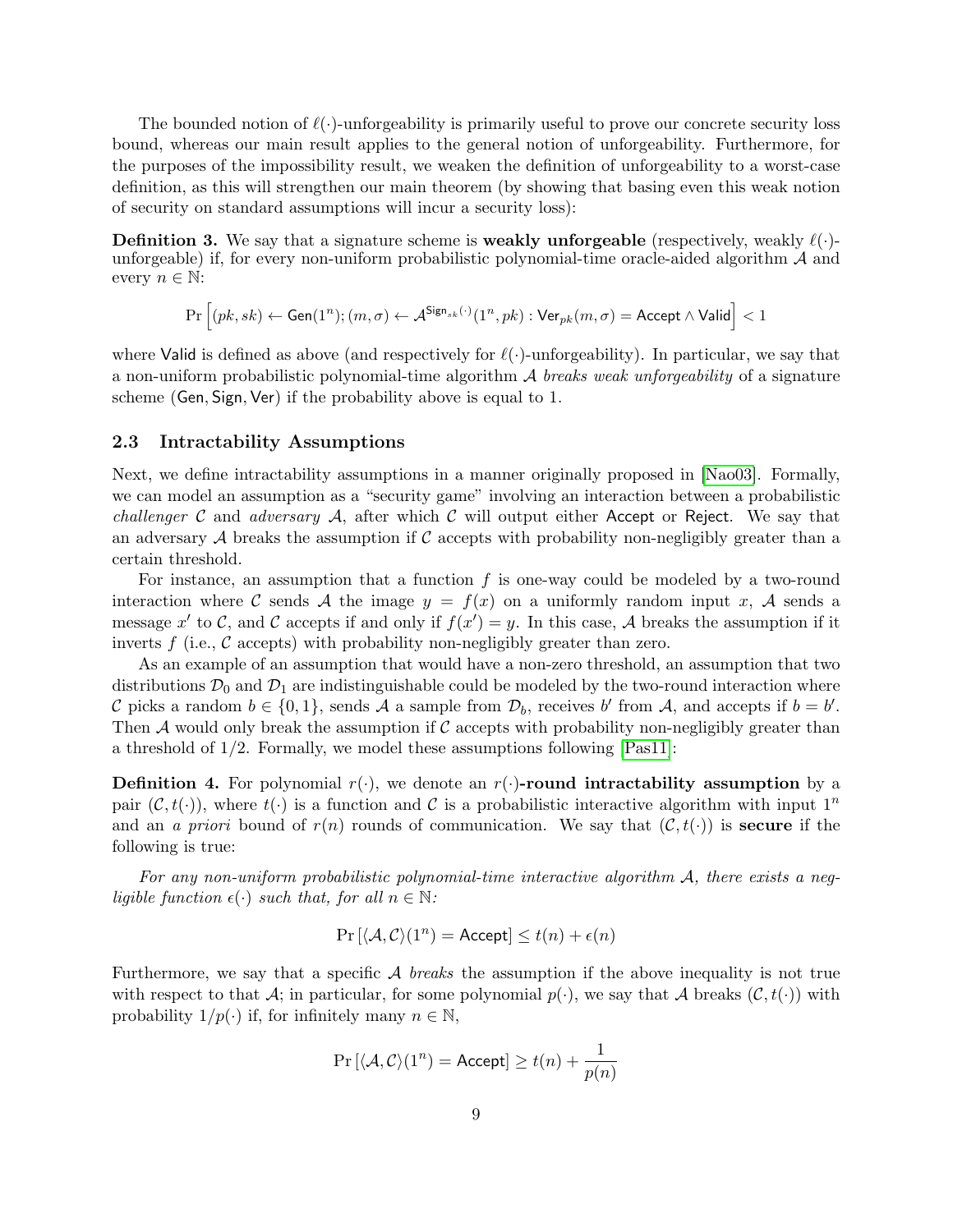The bounded notion of $\ell(\cdot)$-unforgeability is primarily useful to prove our concrete security loss bound, whereas our main result applies to the general notion of unforgeability. Furthermore, for the purposes of the impossibility result, we weaken the definition of unforgeability to a worst-case definition, as this will strengthen our main theorem (by showing that basing even this weak notion of security on standard assumptions will incur a security loss):

**Definition 3.** We say that a signature scheme is **weakly unforgeable** (respectively, weakly $\ell(\cdot)$-unforgeable) if, for every non-uniform probabilistic polynomial-time oracle-aided algorithm $\mathcal{A}$ and every $n \in \mathbb{N}$:

$$\Pr\left[(pk, sk) \leftarrow \mathsf{Gen}(1^n); (m, \sigma) \leftarrow \mathcal{A}^{\mathsf{Sign}_{sk}(\cdot)}(1^n, pk) : \mathsf{Ver}_{pk}(m, \sigma) = \mathsf{Accept} \wedge \mathsf{Valid}\right] < 1$$

where $\mathsf{Valid}$ is defined as above (and respectively for $\ell(\cdot)$-unforgeability). In particular, we say that a non-uniform probabilistic polynomial-time algorithm $\mathcal{A}$ *breaks weak unforgeability* of a signature scheme $(\mathsf{Gen}, \mathsf{Sign}, \mathsf{Ver})$ if the probability above is equal to 1.

### 2.3 Intractability Assumptions

Next, we define intractability assumptions in a manner originally proposed in [Nao03]. Formally, we can model an assumption as a "security game" involving an interaction between a probabilistic *challenger* $\mathcal{C}$ and *adversary* $\mathcal{A}$, after which $\mathcal{C}$ will output either $\mathsf{Accept}$ or $\mathsf{Reject}$. We say that an adversary $\mathcal{A}$ breaks the assumption if $\mathcal{C}$ accepts with probability non-negligibly greater than a certain threshold.

For instance, an assumption that a function $f$ is one-way could be modeled by a two-round interaction where $\mathcal{C}$ sends $\mathcal{A}$ the image $y = f(x)$ on a uniformly random input $x$, $\mathcal{A}$ sends a message $x'$ to $\mathcal{C}$, and $\mathcal{C}$ accepts if and only if $f(x') = y$. In this case, $\mathcal{A}$ breaks the assumption if it inverts $f$ (i.e., $\mathcal{C}$ accepts) with probability non-negligibly greater than zero.

As an example of an assumption that would have a non-zero threshold, an assumption that two distributions $\mathcal{D}_0$ and $\mathcal{D}_1$ are indistinguishable could be modeled by the two-round interaction where $\mathcal{C}$ picks a random $b \in \{0, 1\}$, sends $\mathcal{A}$ a sample from $\mathcal{D}_b$, receives $b'$ from $\mathcal{A}$, and accepts if $b = b'$. Then $\mathcal{A}$ would only break the assumption if $\mathcal{C}$ accepts with probability non-negligibly greater than a threshold of $1/2$. Formally, we model these assumptions following [Pas11]:

**Definition 4.** For polynomial $r(\cdot)$, we denote an $r(\cdot)$**-round intractability assumption** by a pair $(\mathcal{C}, t(\cdot))$, where $t(\cdot)$ is a function and $\mathcal{C}$ is a probabilistic interactive algorithm with input $1^n$ and an *a priori* bound of $r(n)$ rounds of communication. We say that $(\mathcal{C}, t(\cdot))$ is **secure** if the following is true:

*For any non-uniform probabilistic polynomial-time interactive algorithm $\mathcal{A}$, there exists a negligible function $\epsilon(\cdot)$ such that, for all $n \in \mathbb{N}$:*

$$\Pr\left[\langle \mathcal{A}, \mathcal{C}\rangle(1^n) = \mathsf{Accept}\right] \leq t(n) + \epsilon(n)$$

Furthermore, we say that a specific $\mathcal{A}$ *breaks* the assumption if the above inequality is not true with respect to that $\mathcal{A}$; in particular, for some polynomial $p(\cdot)$, we say that $\mathcal{A}$ breaks $(\mathcal{C}, t(\cdot))$ with probability $1/p(\cdot)$ if, for infinitely many $n \in \mathbb{N}$,

$$\Pr\left[\langle \mathcal{A}, \mathcal{C}\rangle(1^n) = \mathsf{Accept}\right] \geq t(n) + \frac{1}{p(n)}$$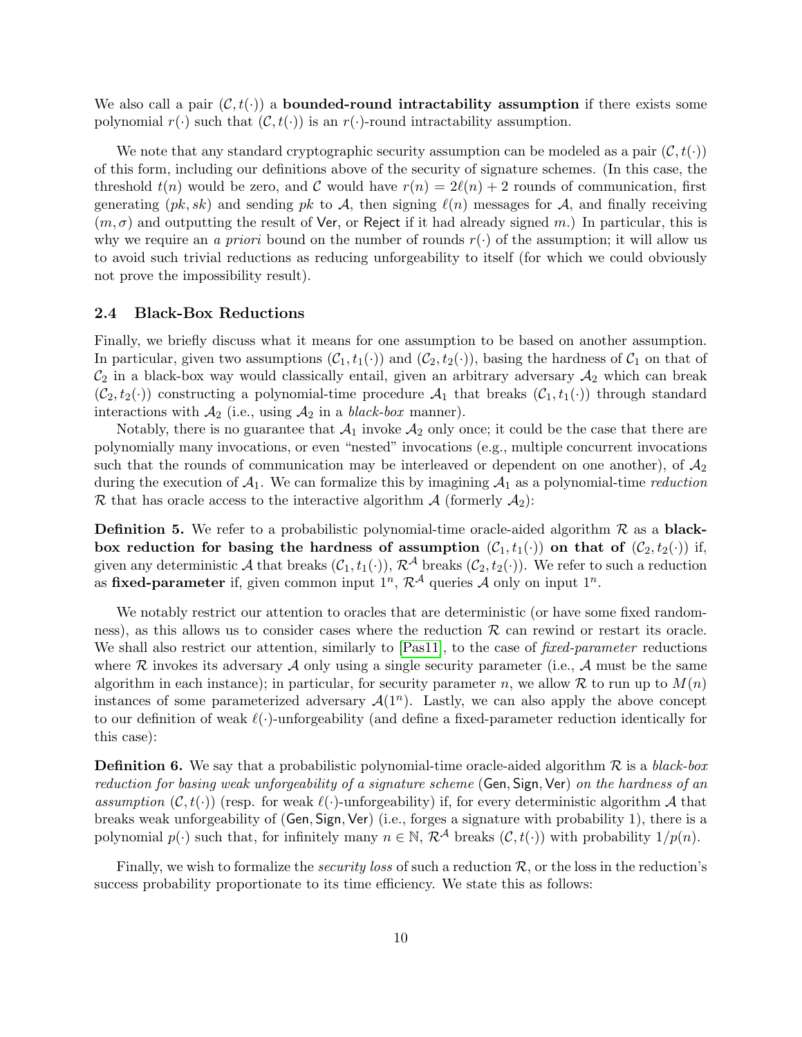We also call a pair $(\mathcal{C}, t(\cdot))$ a **bounded-round intractability assumption** if there exists some polynomial $r(\cdot)$ such that $(\mathcal{C}, t(\cdot))$ is an $r(\cdot)$-round intractability assumption.

We note that any standard cryptographic security assumption can be modeled as a pair $(\mathcal{C}, t(\cdot))$ of this form, including our definitions above of the security of signature schemes. (In this case, the threshold $t(n)$ would be zero, and $\mathcal{C}$ would have $r(n) = 2\ell(n) + 2$ rounds of communication, first generating $(pk, sk)$ and sending $pk$ to $\mathcal{A}$, then signing $\ell(n)$ messages for $\mathcal{A}$, and finally receiving $(m, \sigma)$ and outputting the result of $\mathsf{Ver}$, or $\mathsf{Reject}$ if it had already signed $m$.) In particular, this is why we require an *a priori* bound on the number of rounds $r(\cdot)$ of the assumption; it will allow us to avoid such trivial reductions as reducing unforgeability to itself (for which we could obviously not prove the impossibility result).

### 2.4 Black-Box Reductions

Finally, we briefly discuss what it means for one assumption to be based on another assumption. In particular, given two assumptions $(\mathcal{C}_1, t_1(\cdot))$ and $(\mathcal{C}_2, t_2(\cdot))$, basing the hardness of $\mathcal{C}_1$ on that of $\mathcal{C}_2$ in a black-box way would classically entail, given an arbitrary adversary $\mathcal{A}_2$ which can break $(\mathcal{C}_2, t_2(\cdot))$ constructing a polynomial-time procedure $\mathcal{A}_1$ that breaks $(\mathcal{C}_1, t_1(\cdot))$ through standard interactions with $\mathcal{A}_2$ (i.e., using $\mathcal{A}_2$ in a *black-box* manner).

Notably, there is no guarantee that $\mathcal{A}_1$ invoke $\mathcal{A}_2$ only once; it could be the case that there are polynomially many invocations, or even "nested" invocations (e.g., multiple concurrent invocations such that the rounds of communication may be interleaved or dependent on one another), of $\mathcal{A}_2$ during the execution of $\mathcal{A}_1$. We can formalize this by imagining $\mathcal{A}_1$ as a polynomial-time *reduction* $\mathcal{R}$ that has oracle access to the interactive algorithm $\mathcal{A}$ (formerly $\mathcal{A}_2$):

**Definition 5.** We refer to a probabilistic polynomial-time oracle-aided algorithm $\mathcal{R}$ as a **black-box reduction for basing the hardness of assumption** $(\mathcal{C}_1, t_1(\cdot))$ **on that of** $(\mathcal{C}_2, t_2(\cdot))$ if, given any deterministic $\mathcal{A}$ that breaks $(\mathcal{C}_1, t_1(\cdot))$, $\mathcal{R}^{\mathcal{A}}$ breaks $(\mathcal{C}_2, t_2(\cdot))$. We refer to such a reduction as **fixed-parameter** if, given common input $1^n$, $\mathcal{R}^{\mathcal{A}}$ queries $\mathcal{A}$ only on input $1^n$.

We notably restrict our attention to oracles that are deterministic (or have some fixed randomness), as this allows us to consider cases where the reduction $\mathcal{R}$ can rewind or restart its oracle. We shall also restrict our attention, similarly to [Pas11], to the case of *fixed-parameter* reductions where $\mathcal{R}$ invokes its adversary $\mathcal{A}$ only using a single security parameter (i.e., $\mathcal{A}$ must be the same algorithm in each instance); in particular, for security parameter $n$, we allow $\mathcal{R}$ to run up to $M(n)$ instances of some parameterized adversary $\mathcal{A}(1^n)$. Lastly, we can also apply the above concept to our definition of weak $\ell(\cdot)$-unforgeability (and define a fixed-parameter reduction identically for this case):

**Definition 6.** *We say that a probabilistic polynomial-time oracle-aided algorithm $\mathcal{R}$ is a black-box reduction for basing weak unforgeability of a signature scheme* $(\mathsf{Gen}, \mathsf{Sign}, \mathsf{Ver})$ *on the hardness of an assumption* $(\mathcal{C}, t(\cdot))$ *(resp. for weak $\ell(\cdot)$-unforgeability) if, for every deterministic algorithm $\mathcal{A}$ that breaks weak unforgeability of* $(\mathsf{Gen}, \mathsf{Sign}, \mathsf{Ver})$ *(i.e., forges a signature with probability 1), there is a polynomial $p(\cdot)$ such that, for infinitely many $n \in \mathbb{N}$, $\mathcal{R}^{\mathcal{A}}$ breaks $(\mathcal{C}, t(\cdot))$ with probability $1/p(n)$.*

Finally, we wish to formalize the *security loss* of such a reduction $\mathcal{R}$, or the loss in the reduction's success probability proportionate to its time efficiency. We state this as follows: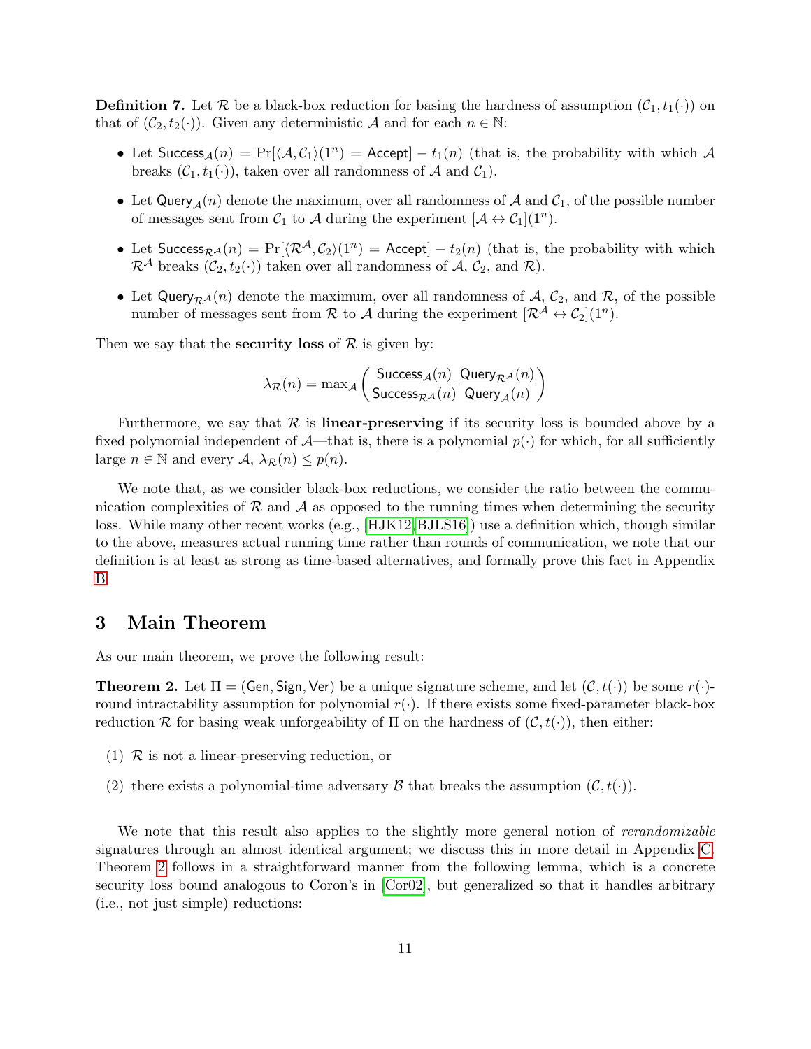**Definition 7.** Let $\mathcal{R}$ be a black-box reduction for basing the hardness of assumption $(\mathcal{C}_1, t_1(\cdot))$ on that of $(\mathcal{C}_2, t_2(\cdot))$. Given any deterministic $\mathcal{A}$ and for each $n \in \mathbb{N}$:

- Let $\mathsf{Success}_{\mathcal{A}}(n) = \Pr[\langle \mathcal{A}, \mathcal{C}_1 \rangle(1^n) = \mathsf{Accept}] - t_1(n)$ (that is, the probability with which $\mathcal{A}$ breaks $(\mathcal{C}_1, t_1(\cdot))$, taken over all randomness of $\mathcal{A}$ and $\mathcal{C}_1$).
- Let $\mathsf{Query}_{\mathcal{A}}(n)$ denote the maximum, over all randomness of $\mathcal{A}$ and $\mathcal{C}_1$, of the possible number of messages sent from $\mathcal{C}_1$ to $\mathcal{A}$ during the experiment $[\mathcal{A} \leftrightarrow \mathcal{C}_1](1^n)$.
- Let $\mathsf{Success}_{\mathcal{R}^{\mathcal{A}}}(n) = \Pr[\langle \mathcal{R}^{\mathcal{A}}, \mathcal{C}_2 \rangle(1^n) = \mathsf{Accept}] - t_2(n)$ (that is, the probability with which $\mathcal{R}^{\mathcal{A}}$ breaks $(\mathcal{C}_2, t_2(\cdot))$ taken over all randomness of $\mathcal{A}$, $\mathcal{C}_2$, and $\mathcal{R}$).
- Let $\mathsf{Query}_{\mathcal{R}^{\mathcal{A}}}(n)$ denote the maximum, over all randomness of $\mathcal{A}$, $\mathcal{C}_2$, and $\mathcal{R}$, of the possible number of messages sent from $\mathcal{R}$ to $\mathcal{A}$ during the experiment $[\mathcal{R}^{\mathcal{A}} \leftrightarrow \mathcal{C}_2](1^n)$.

Then we say that the **security loss** of $\mathcal{R}$ is given by:

$$\lambda_{\mathcal{R}}(n) = \max_{\mathcal{A}} \left( \frac{\mathsf{Success}_{\mathcal{A}}(n)}{\mathsf{Success}_{\mathcal{R}^{\mathcal{A}}}(n)} \frac{\mathsf{Query}_{\mathcal{R}^{\mathcal{A}}}(n)}{\mathsf{Query}_{\mathcal{A}}(n)} \right)$$

Furthermore, we say that $\mathcal{R}$ is **linear-preserving** if its security loss is bounded above by a fixed polynomial independent of $\mathcal{A}$—that is, there is a polynomial $p(\cdot)$ for which, for all sufficiently large $n \in \mathbb{N}$ and every $\mathcal{A}$, $\lambda_{\mathcal{R}}(n) \leq p(n)$.

We note that, as we consider black-box reductions, we consider the ratio between the communication complexities of $\mathcal{R}$ and $\mathcal{A}$ as opposed to the running times when determining the security loss. While many other recent works (e.g., [HJK12, BJLS16]) use a definition which, though similar to the above, measures actual running time rather than rounds of communication, we note that our definition is at least as strong as time-based alternatives, and formally prove this fact in Appendix B.

# 3 Main Theorem

As our main theorem, we prove the following result:

**Theorem 2.** Let $\Pi = (\mathsf{Gen}, \mathsf{Sign}, \mathsf{Ver})$ be a unique signature scheme, and let $(\mathcal{C}, t(\cdot))$ be some $r(\cdot)$-round intractability assumption for polynomial $r(\cdot)$. If there exists some fixed-parameter black-box reduction $\mathcal{R}$ for basing weak unforgeability of $\Pi$ on the hardness of $(\mathcal{C}, t(\cdot))$, then either:

(1) $\mathcal{R}$ is not a linear-preserving reduction, or

(2) there exists a polynomial-time adversary $\mathcal{B}$ that breaks the assumption $(\mathcal{C}, t(\cdot))$.

We note that this result also applies to the slightly more general notion of *rerandomizable* signatures through an almost identical argument; we discuss this in more detail in Appendix C. Theorem 2 follows in a straightforward manner from the following lemma, which is a concrete security loss bound analogous to Coron's in [Cor02], but generalized so that it handles arbitrary (i.e., not just simple) reductions: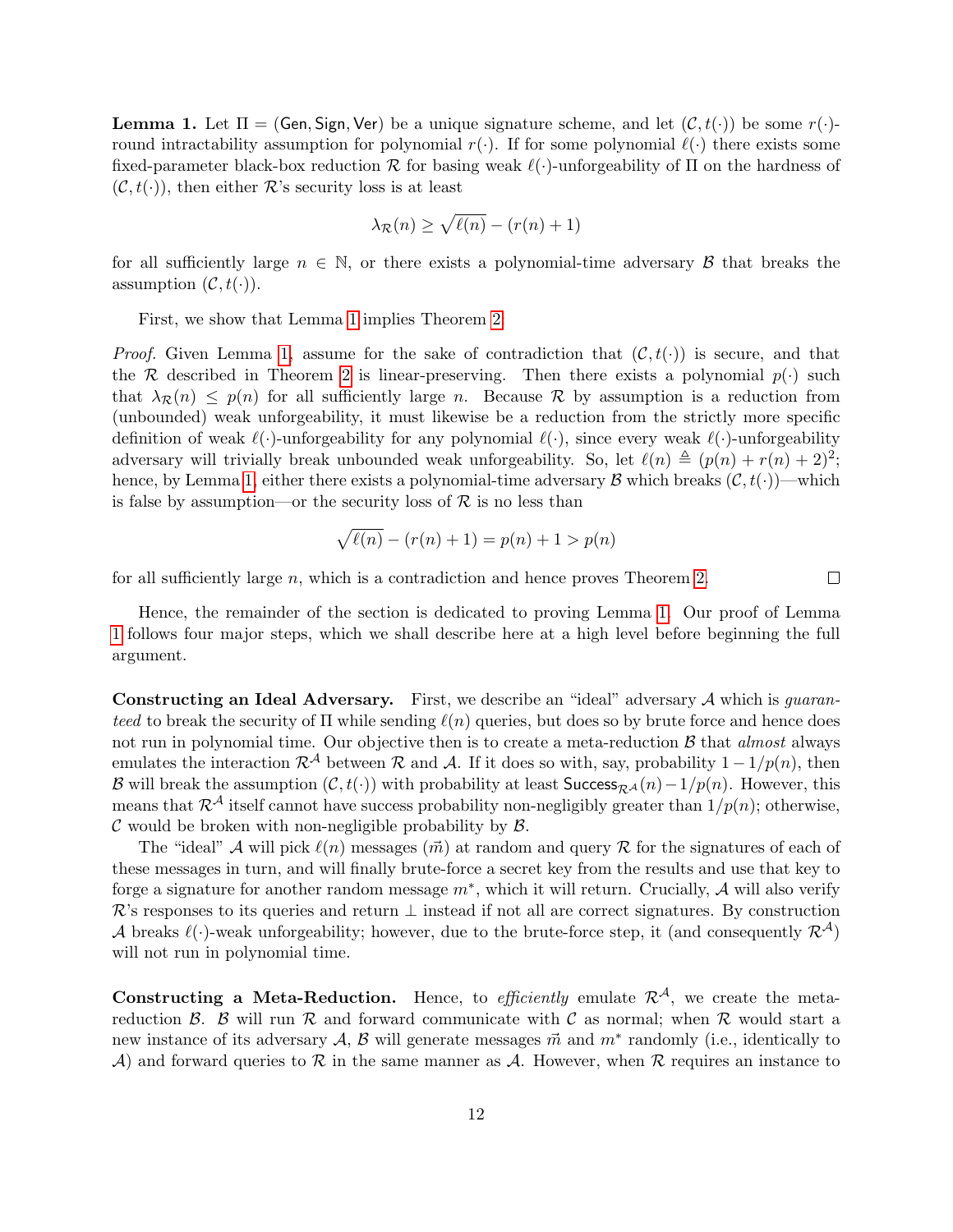**Lemma 1.** Let $\Pi = (\mathsf{Gen}, \mathsf{Sign}, \mathsf{Ver})$ be a unique signature scheme, and let $(\mathcal{C}, t(\cdot))$ be some $r(\cdot)$-round intractability assumption for polynomial $r(\cdot)$. If for some polynomial $\ell(\cdot)$ there exists some fixed-parameter black-box reduction $\mathcal{R}$ for basing weak $\ell(\cdot)$-unforgeability of $\Pi$ on the hardness of $(\mathcal{C}, t(\cdot))$, then either $\mathcal{R}$'s security loss is at least

$$\lambda_{\mathcal{R}}(n) \geq \sqrt{\ell(n)} - (r(n) + 1)$$

for all sufficiently large $n \in \mathbb{N}$, or there exists a polynomial-time adversary $\mathcal{B}$ that breaks the assumption $(\mathcal{C}, t(\cdot))$.

First, we show that Lemma 1 implies Theorem 2.

*Proof.* Given Lemma 1, assume for the sake of contradiction that $(\mathcal{C}, t(\cdot))$ is secure, and that the $\mathcal{R}$ described in Theorem 2 is linear-preserving. Then there exists a polynomial $p(\cdot)$ such that $\lambda_{\mathcal{R}}(n) \leq p(n)$ for all sufficiently large $n$. Because $\mathcal{R}$ by assumption is a reduction from (unbounded) weak unforgeability, it must likewise be a reduction from the strictly more specific definition of weak $\ell(\cdot)$-unforgeability for any polynomial $\ell(\cdot)$, since every weak $\ell(\cdot)$-unforgeability adversary will trivially break unbounded weak unforgeability. So, let $\ell(n) \triangleq (p(n) + r(n) + 2)^2$; hence, by Lemma 1, either there exists a polynomial-time adversary $\mathcal{B}$ which breaks $(\mathcal{C}, t(\cdot))$—which is false by assumption—or the security loss of $\mathcal{R}$ is no less than

$$\sqrt{\ell(n)} - (r(n) + 1) = p(n) + 1 > p(n)$$

for all sufficiently large $n$, which is a contradiction and hence proves Theorem 2. □

Hence, the remainder of the section is dedicated to proving Lemma 1. Our proof of Lemma 1 follows four major steps, which we shall describe here at a high level before beginning the full argument.

**Constructing an Ideal Adversary.** First, we describe an "ideal" adversary $\mathcal{A}$ which is *guaranteed* to break the security of $\Pi$ while sending $\ell(n)$ queries, but does so by brute force and hence does not run in polynomial time. Our objective then is to create a meta-reduction $\mathcal{B}$ that *almost* always emulates the interaction $\mathcal{R}^{\mathcal{A}}$ between $\mathcal{R}$ and $\mathcal{A}$. If it does so with, say, probability $1 - 1/p(n)$, then $\mathcal{B}$ will break the assumption $(\mathcal{C}, t(\cdot))$ with probability at least $\mathsf{Success}_{\mathcal{R}^{\mathcal{A}}}(n) - 1/p(n)$. However, this means that $\mathcal{R}^{\mathcal{A}}$ itself cannot have success probability non-negligibly greater than $1/p(n)$; otherwise, $\mathcal{C}$ would be broken with non-negligible probability by $\mathcal{B}$.

The "ideal" $\mathcal{A}$ will pick $\ell(n)$ messages $(\vec{m})$ at random and query $\mathcal{R}$ for the signatures of each of these messages in turn, and will finally brute-force a secret key from the results and use that key to forge a signature for another random message $m^*$, which it will return. Crucially, $\mathcal{A}$ will also verify $\mathcal{R}$'s responses to its queries and return $\perp$ instead if not all are correct signatures. By construction $\mathcal{A}$ breaks $\ell(\cdot)$-weak unforgeability; however, due to the brute-force step, it (and consequently $\mathcal{R}^{\mathcal{A}}$) will not run in polynomial time.

**Constructing a Meta-Reduction.** Hence, to *efficiently* emulate $\mathcal{R}^{\mathcal{A}}$, we create the meta-reduction $\mathcal{B}$. $\mathcal{B}$ will run $\mathcal{R}$ and forward communicate with $\mathcal{C}$ as normal; when $\mathcal{R}$ would start a new instance of its adversary $\mathcal{A}$, $\mathcal{B}$ will generate messages $\vec{m}$ and $m^*$ randomly (i.e., identically to $\mathcal{A}$) and forward queries to $\mathcal{R}$ in the same manner as $\mathcal{A}$. However, when $\mathcal{R}$ requires an instance to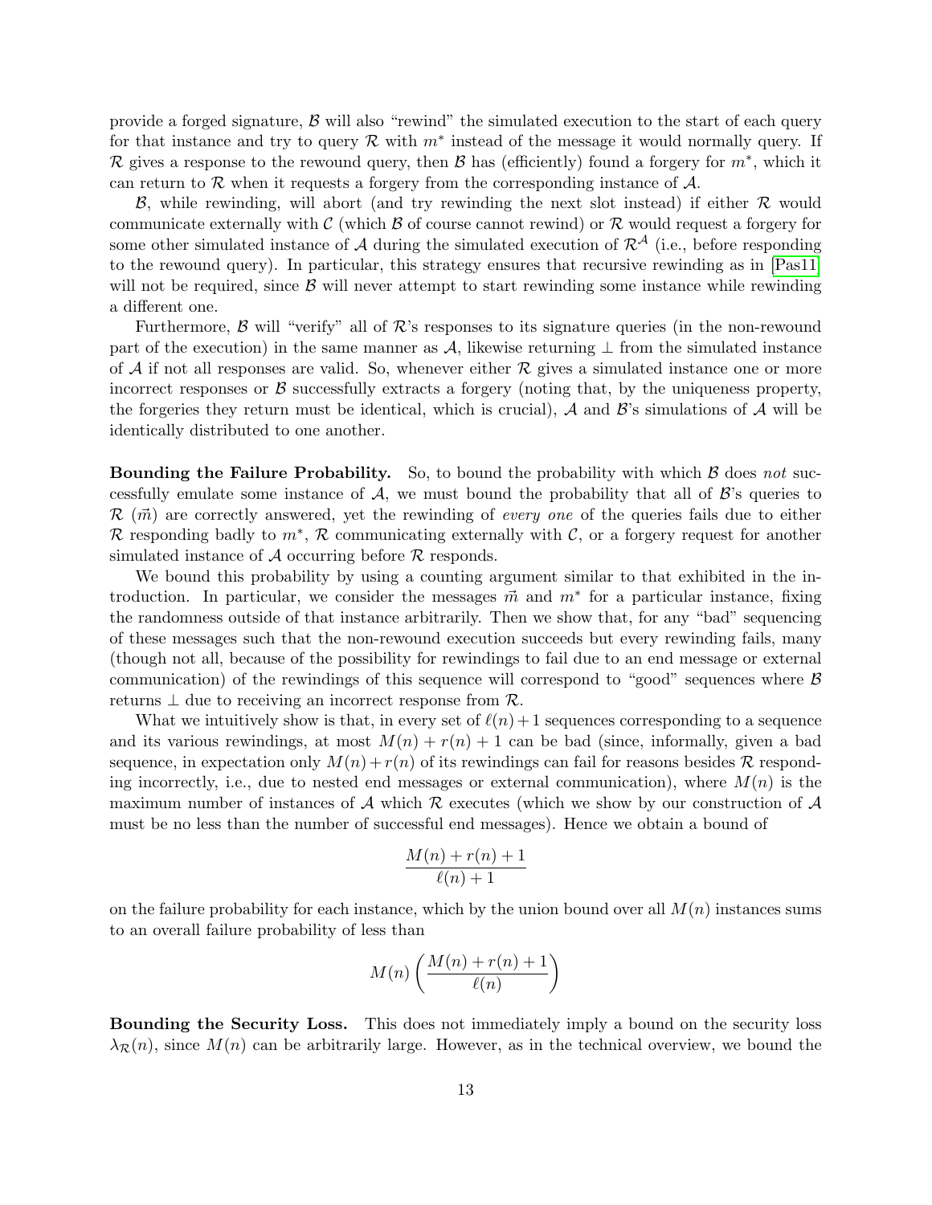provide a forged signature, $\mathcal{B}$ will also "rewind" the simulated execution to the start of each query for that instance and try to query $\mathcal{R}$ with $m^*$ instead of the message it would normally query. If $\mathcal{R}$ gives a response to the rewound query, then $\mathcal{B}$ has (efficiently) found a forgery for $m^*$, which it can return to $\mathcal{R}$ when it requests a forgery from the corresponding instance of $\mathcal{A}$.

$\mathcal{B}$, while rewinding, will abort (and try rewinding the next slot instead) if either $\mathcal{R}$ would communicate externally with $\mathcal{C}$ (which $\mathcal{B}$ of course cannot rewind) or $\mathcal{R}$ would request a forgery for some other simulated instance of $\mathcal{A}$ during the simulated execution of $\mathcal{R}^{\mathcal{A}}$ (i.e., before responding to the rewound query). In particular, this strategy ensures that recursive rewinding as in [Pas11] will not be required, since $\mathcal{B}$ will never attempt to start rewinding some instance while rewinding a different one.

Furthermore, $\mathcal{B}$ will "verify" all of $\mathcal{R}$'s responses to its signature queries (in the non-rewound part of the execution) in the same manner as $\mathcal{A}$, likewise returning $\perp$ from the simulated instance of $\mathcal{A}$ if not all responses are valid. So, whenever either $\mathcal{R}$ gives a simulated instance one or more incorrect responses or $\mathcal{B}$ successfully extracts a forgery (noting that, by the uniqueness property, the forgeries they return must be identical, which is crucial), $\mathcal{A}$ and $\mathcal{B}$'s simulations of $\mathcal{A}$ will be identically distributed to one another.

**Bounding the Failure Probability.** So, to bound the probability with which $\mathcal{B}$ does *not* successfully emulate some instance of $\mathcal{A}$, we must bound the probability that all of $\mathcal{B}$'s queries to $\mathcal{R}$ ($\vec{m}$) are correctly answered, yet the rewinding of *every one* of the queries fails due to either $\mathcal{R}$ responding badly to $m^*$, $\mathcal{R}$ communicating externally with $\mathcal{C}$, or a forgery request for another simulated instance of $\mathcal{A}$ occurring before $\mathcal{R}$ responds.

We bound this probability by using a counting argument similar to that exhibited in the introduction. In particular, we consider the messages $\vec{m}$ and $m^*$ for a particular instance, fixing the randomness outside of that instance arbitrarily. Then we show that, for any "bad" sequencing of these messages such that the non-rewound execution succeeds but every rewinding fails, many (though not all, because of the possibility for rewindings to fail due to an end message or external communication) of the rewindings of this sequence will correspond to "good" sequences where $\mathcal{B}$ returns $\perp$ due to receiving an incorrect response from $\mathcal{R}$.

What we intuitively show is that, in every set of $\ell(n)+1$ sequences corresponding to a sequence and its various rewindings, at most $M(n) + r(n) + 1$ can be bad (since, informally, given a bad sequence, in expectation only $M(n)+r(n)$ of its rewindings can fail for reasons besides $\mathcal{R}$ responding incorrectly, i.e., due to nested end messages or external communication), where $M(n)$ is the maximum number of instances of $\mathcal{A}$ which $\mathcal{R}$ executes (which we show by our construction of $\mathcal{A}$ must be no less than the number of successful end messages). Hence we obtain a bound of

$$\frac{M(n) + r(n) + 1}{\ell(n) + 1}$$

on the failure probability for each instance, which by the union bound over all $M(n)$ instances sums to an overall failure probability of less than

$$M(n) \left( \frac{M(n) + r(n) + 1}{\ell(n)} \right)$$

**Bounding the Security Loss.** This does not immediately imply a bound on the security loss $\lambda_{\mathcal{R}}(n)$, since $M(n)$ can be arbitrarily large. However, as in the technical overview, we bound the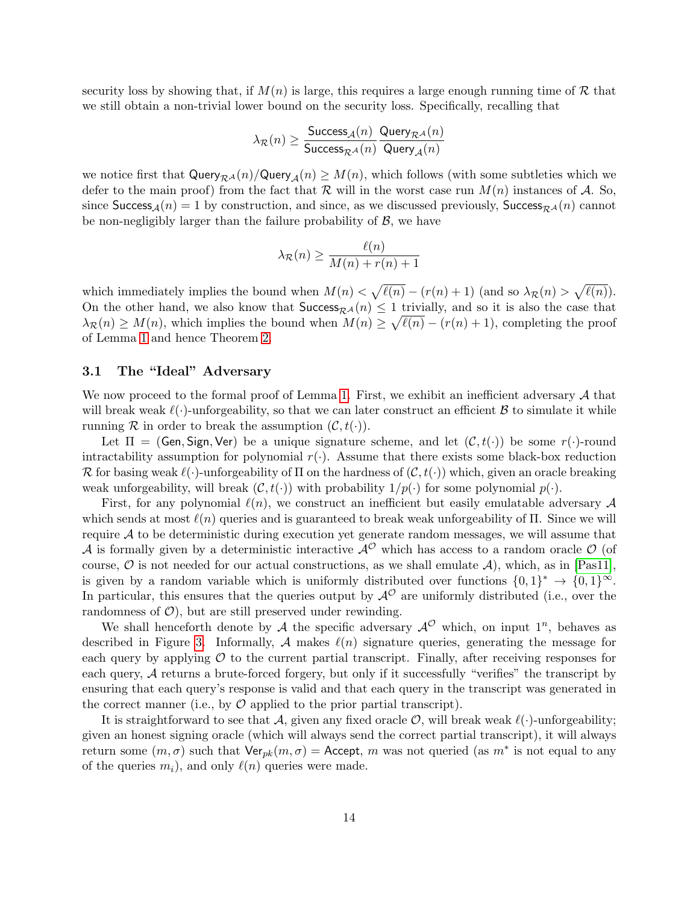security loss by showing that, if $M(n)$ is large, this requires a large enough running time of $\mathcal{R}$ that we still obtain a non-trivial lower bound on the security loss. Specifically, recalling that

$$\lambda_{\mathcal{R}}(n) \geq \frac{\mathsf{Success}_{\mathcal{A}}(n)}{\mathsf{Success}_{\mathcal{R}^{\mathcal{A}}}(n)} \frac{\mathsf{Query}_{\mathcal{R}^{\mathcal{A}}}(n)}{\mathsf{Query}_{\mathcal{A}}(n)}$$

we notice first that $\mathsf{Query}_{\mathcal{R}^{\mathcal{A}}}(n)/\mathsf{Query}_{\mathcal{A}}(n) \geq M(n)$, which follows (with some subtleties which we defer to the main proof) from the fact that $\mathcal{R}$ will in the worst case run $M(n)$ instances of $\mathcal{A}$. So, since $\mathsf{Success}_{\mathcal{A}}(n) = 1$ by construction, and since, as we discussed previously, $\mathsf{Success}_{\mathcal{R}^{\mathcal{A}}}(n)$ cannot be non-negligibly larger than the failure probability of $\mathcal{B}$, we have

$$\lambda_{\mathcal{R}}(n) \geq \frac{\ell(n)}{M(n) + r(n) + 1}$$

which immediately implies the bound when $M(n) < \sqrt{\ell(n)} - (r(n)+1)$ (and so $\lambda_{\mathcal{R}}(n) > \sqrt{\ell(n)}$). On the other hand, we also know that $\mathsf{Success}_{\mathcal{R}^{\mathcal{A}}}(n) \leq 1$ trivially, and so it is also the case that $\lambda_{\mathcal{R}}(n) \geq M(n)$, which implies the bound when $M(n) \geq \sqrt{\ell(n)} - (r(n)+1)$, completing the proof of Lemma 1 and hence Theorem 2.

## 3.1 The "Ideal" Adversary

We now proceed to the formal proof of Lemma 1. First, we exhibit an inefficient adversary $\mathcal{A}$ that will break weak $\ell(\cdot)$-unforgeability, so that we can later construct an efficient $\mathcal{B}$ to simulate it while running $\mathcal{R}$ in order to break the assumption $(\mathcal{C}, t(\cdot))$.

Let $\Pi = (\mathsf{Gen}, \mathsf{Sign}, \mathsf{Ver})$ be a unique signature scheme, and let $(\mathcal{C}, t(\cdot))$ be some $r(\cdot)$-round intractability assumption for polynomial $r(\cdot)$. Assume that there exists some black-box reduction $\mathcal{R}$ for basing weak $\ell(\cdot)$-unforgeability of $\Pi$ on the hardness of $(\mathcal{C}, t(\cdot))$ which, given an oracle breaking weak unforgeability, will break $(\mathcal{C}, t(\cdot))$ with probability $1/p(\cdot)$ for some polynomial $p(\cdot)$.

First, for any polynomial $\ell(n)$, we construct an inefficient but easily emulatable adversary $\mathcal{A}$ which sends at most $\ell(n)$ queries and is guaranteed to break weak unforgeability of $\Pi$. Since we will require $\mathcal{A}$ to be deterministic during execution yet generate random messages, we will assume that $\mathcal{A}$ is formally given by a deterministic interactive $\mathcal{A}^{\mathcal{O}}$ which has access to a random oracle $\mathcal{O}$ (of course, $\mathcal{O}$ is not needed for our actual constructions, as we shall emulate $\mathcal{A}$), which, as in [Pas11], is given by a random variable which is uniformly distributed over functions $\{0,1\}^* \to \{0,1\}^\infty$. In particular, this ensures that the queries output by $\mathcal{A}^{\mathcal{O}}$ are uniformly distributed (i.e., over the randomness of $\mathcal{O}$), but are still preserved under rewinding.

We shall henceforth denote by $\mathcal{A}$ the specific adversary $\mathcal{A}^{\mathcal{O}}$ which, on input $1^n$, behaves as described in Figure 3. Informally, $\mathcal{A}$ makes $\ell(n)$ signature queries, generating the message for each query by applying $\mathcal{O}$ to the current partial transcript. Finally, after receiving responses for each query, $\mathcal{A}$ returns a brute-forced forgery, but only if it successfully "verifies" the transcript by ensuring that each query's response is valid and that each query in the transcript was generated in the correct manner (i.e., by $\mathcal{O}$ applied to the prior partial transcript).

It is straightforward to see that $\mathcal{A}$, given any fixed oracle $\mathcal{O}$, will break weak $\ell(\cdot)$-unforgeability; given an honest signing oracle (which will always send the correct partial transcript), it will always return some $(m, \sigma)$ such that $\mathsf{Ver}_{pk}(m, \sigma) = \mathsf{Accept}$, $m$ was not queried (as $m^*$ is not equal to any of the queries $m_i$), and only $\ell(n)$ queries were made.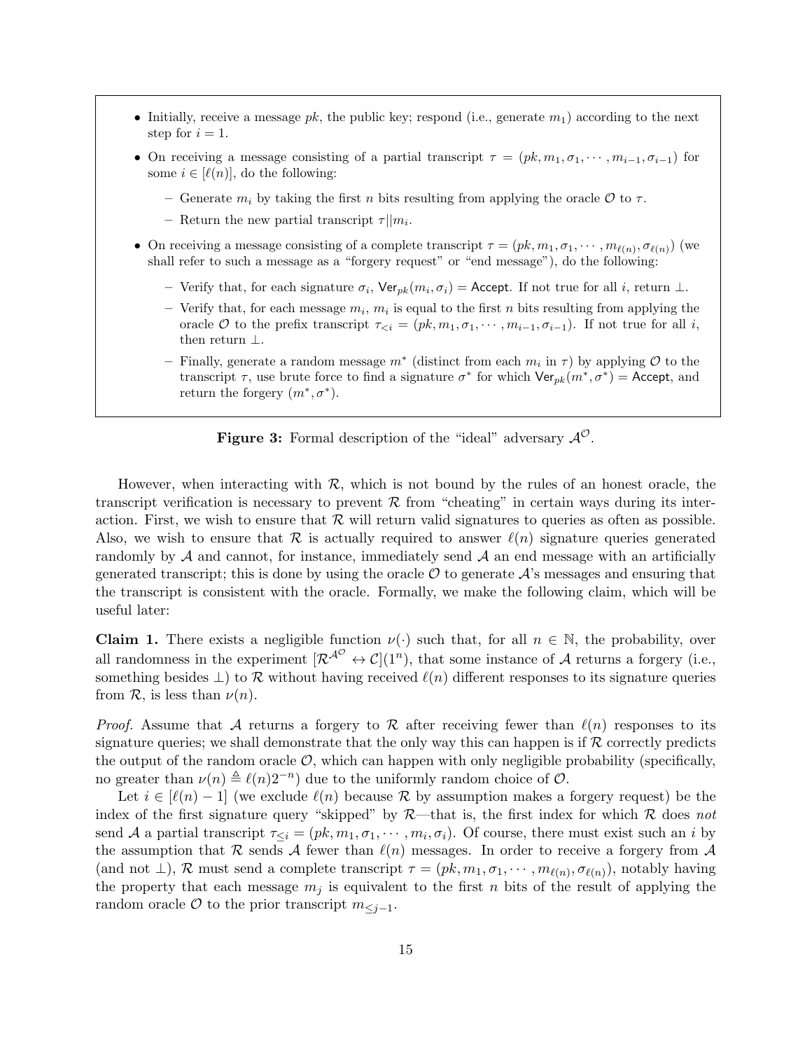- Initially, receive a message $pk$, the public key; respond (i.e., generate $m_1$) according to the next step for $i = 1$.
- On receiving a message consisting of a partial transcript $\tau = (pk, m_1, \sigma_1, \cdots, m_{i-1}, \sigma_{i-1})$ for some $i \in [\ell(n)]$, do the following:
  - Generate $m_i$ by taking the first $n$ bits resulting from applying the oracle $\mathcal{O}$ to $\tau$.
  - Return the new partial transcript $\tau || m_i$.
- On receiving a message consisting of a complete transcript $\tau = (pk, m_1, \sigma_1, \cdots, m_{\ell(n)}, \sigma_{\ell(n)})$ (we shall refer to such a message as a "forgery request" or "end message"), do the following:
  - Verify that, for each signature $\sigma_i$, $\mathsf{Ver}_{pk}(m_i, \sigma_i) = \mathsf{Accept}$. If not true for all $i$, return $\perp$.
  - Verify that, for each message $m_i$, $m_i$ is equal to the first $n$ bits resulting from applying the oracle $\mathcal{O}$ to the prefix transcript $\tau_{<i} = (pk, m_1, \sigma_1, \cdots, m_{i-1}, \sigma_{i-1})$. If not true for all $i$, then return $\perp$.
  - Finally, generate a random message $m^*$ (distinct from each $m_i$ in $\tau$) by applying $\mathcal{O}$ to the transcript $\tau$, use brute force to find a signature $\sigma^*$ for which $\mathsf{Ver}_{pk}(m^*, \sigma^*) = \mathsf{Accept}$, and return the forgery $(m^*, \sigma^*)$.

**Figure 3:** Formal description of the "ideal" adversary $\mathcal{A}^{\mathcal{O}}$.

However, when interacting with $\mathcal{R}$, which is not bound by the rules of an honest oracle, the transcript verification is necessary to prevent $\mathcal{R}$ from "cheating" in certain ways during its interaction. First, we wish to ensure that $\mathcal{R}$ will return valid signatures to queries as often as possible. Also, we wish to ensure that $\mathcal{R}$ is actually required to answer $\ell(n)$ signature queries generated randomly by $\mathcal{A}$ and cannot, for instance, immediately send $\mathcal{A}$ an end message with an artificially generated transcript; this is done by using the oracle $\mathcal{O}$ to generate $\mathcal{A}$'s messages and ensuring that the transcript is consistent with the oracle. Formally, we make the following claim, which will be useful later:

**Claim 1.** There exists a negligible function $\nu(\cdot)$ such that, for all $n \in \mathbb{N}$, the probability, over all randomness in the experiment $[\mathcal{R}^{\mathcal{A}^{\mathcal{O}}} \leftrightarrow \mathcal{C}](1^n)$, that some instance of $\mathcal{A}$ returns a forgery (i.e., something besides $\perp$) to $\mathcal{R}$ without having received $\ell(n)$ different responses to its signature queries from $\mathcal{R}$, is less than $\nu(n)$.

*Proof.* Assume that $\mathcal{A}$ returns a forgery to $\mathcal{R}$ after receiving fewer than $\ell(n)$ responses to its signature queries; we shall demonstrate that the only way this can happen is if $\mathcal{R}$ correctly predicts the output of the random oracle $\mathcal{O}$, which can happen with only negligible probability (specifically, no greater than $\nu(n) \triangleq \ell(n)2^{-n}$) due to the uniformly random choice of $\mathcal{O}$.

Let $i \in [\ell(n) - 1]$ (we exclude $\ell(n)$ because $\mathcal{R}$ by assumption makes a forgery request) be the index of the first signature query "skipped" by $\mathcal{R}$—that is, the first index for which $\mathcal{R}$ does *not* send $\mathcal{A}$ a partial transcript $\tau_{\leq i} = (pk, m_1, \sigma_1, \cdots, m_i, \sigma_i)$. Of course, there must exist such an $i$ by the assumption that $\mathcal{R}$ sends $\mathcal{A}$ fewer than $\ell(n)$ messages. In order to receive a forgery from $\mathcal{A}$ (and not $\perp$), $\mathcal{R}$ must send a complete transcript $\tau = (pk, m_1, \sigma_1, \cdots, m_{\ell(n)}, \sigma_{\ell(n)})$, notably having the property that each message $m_j$ is equivalent to the first $n$ bits of the result of applying the random oracle $\mathcal{O}$ to the prior transcript $m_{\leq j-1}$.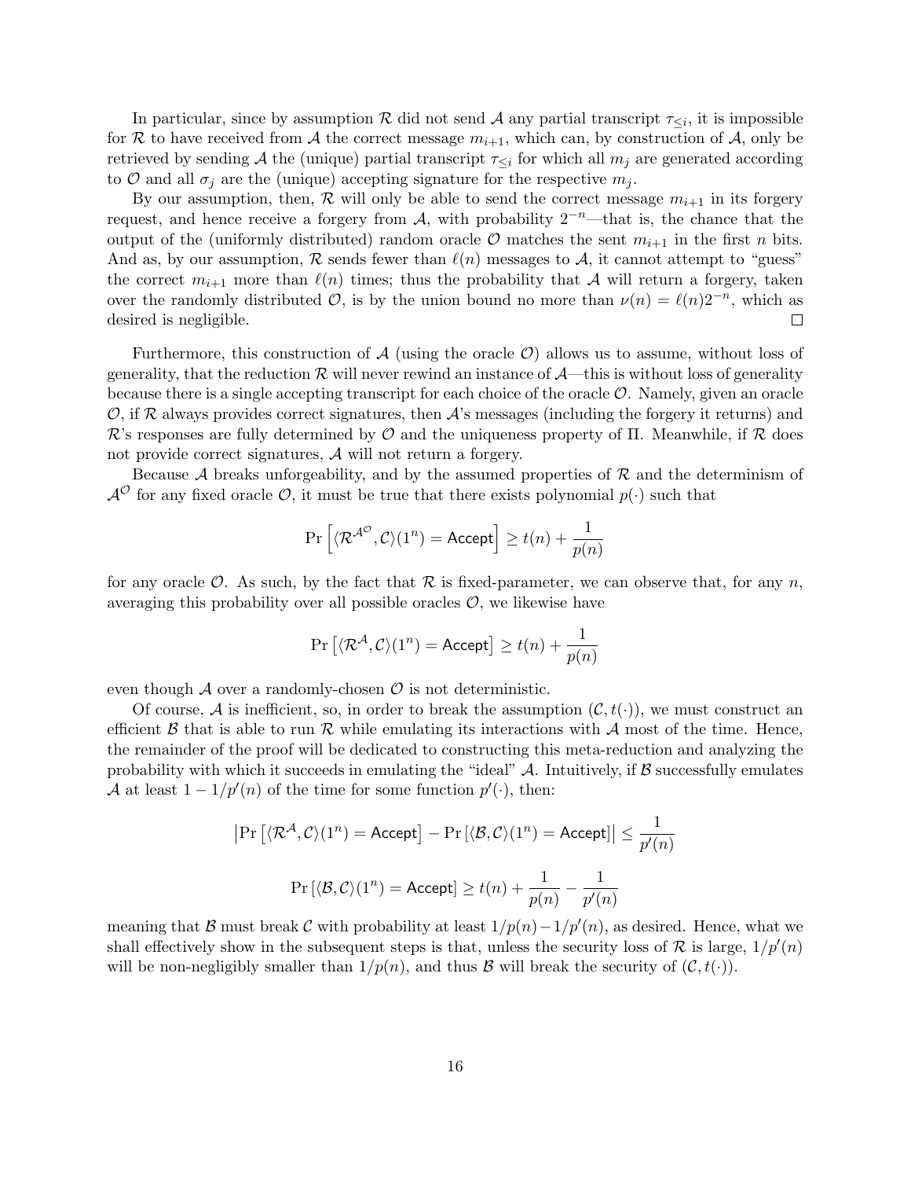In particular, since by assumption $\mathcal{R}$ did not send $\mathcal{A}$ any partial transcript $\tau_{\leq i}$, it is impossible for $\mathcal{R}$ to have received from $\mathcal{A}$ the correct message $m_{i+1}$, which can, by construction of $\mathcal{A}$, only be retrieved by sending $\mathcal{A}$ the (unique) partial transcript $\tau_{\leq i}$ for which all $m_j$ are generated according to $\mathcal{O}$ and all $\sigma_j$ are the (unique) accepting signature for the respective $m_j$.

By our assumption, then, $\mathcal{R}$ will only be able to send the correct message $m_{i+1}$ in its forgery request, and hence receive a forgery from $\mathcal{A}$, with probability $2^{-n}$—that is, the chance that the output of the (uniformly distributed) random oracle $\mathcal{O}$ matches the sent $m_{i+1}$ in the first $n$ bits. And as, by our assumption, $\mathcal{R}$ sends fewer than $\ell(n)$ messages to $\mathcal{A}$, it cannot attempt to "guess" the correct $m_{i+1}$ more than $\ell(n)$ times; thus the probability that $\mathcal{A}$ will return a forgery, taken over the randomly distributed $\mathcal{O}$, is by the union bound no more than $\nu(n) = \ell(n)2^{-n}$, which as desired is negligible. ◻

Furthermore, this construction of $\mathcal{A}$ (using the oracle $\mathcal{O}$) allows us to assume, without loss of generality, that the reduction $\mathcal{R}$ will never rewind an instance of $\mathcal{A}$—this is without loss of generality because there is a single accepting transcript for each choice of the oracle $\mathcal{O}$. Namely, given an oracle $\mathcal{O}$, if $\mathcal{R}$ always provides correct signatures, then $\mathcal{A}$'s messages (including the forgery it returns) and $\mathcal{R}$'s responses are fully determined by $\mathcal{O}$ and the uniqueness property of $\Pi$. Meanwhile, if $\mathcal{R}$ does not provide correct signatures, $\mathcal{A}$ will not return a forgery.

Because $\mathcal{A}$ breaks unforgeability, and by the assumed properties of $\mathcal{R}$ and the determinism of $\mathcal{A}^{\mathcal{O}}$ for any fixed oracle $\mathcal{O}$, it must be true that there exists polynomial $p(\cdot)$ such that

$$\Pr\left[\langle \mathcal{R}^{\mathcal{A}^{\mathcal{O}}}, \mathcal{C}\rangle(1^n) = \mathsf{Accept}\right] \geq t(n) + \frac{1}{p(n)}$$

for any oracle $\mathcal{O}$. As such, by the fact that $\mathcal{R}$ is fixed-parameter, we can observe that, for any $n$, averaging this probability over all possible oracles $\mathcal{O}$, we likewise have

$$\Pr\left[\langle \mathcal{R}^{\mathcal{A}}, \mathcal{C}\rangle(1^n) = \mathsf{Accept}\right] \geq t(n) + \frac{1}{p(n)}$$

even though $\mathcal{A}$ over a randomly-chosen $\mathcal{O}$ is not deterministic.

Of course, $\mathcal{A}$ is inefficient, so, in order to break the assumption $(\mathcal{C}, t(\cdot))$, we must construct an efficient $\mathcal{B}$ that is able to run $\mathcal{R}$ while emulating its interactions with $\mathcal{A}$ most of the time. Hence, the remainder of the proof will be dedicated to constructing this meta-reduction and analyzing the probability with which it succeeds in emulating the "ideal" $\mathcal{A}$. Intuitively, if $\mathcal{B}$ successfully emulates $\mathcal{A}$ at least $1 - 1/p'(n)$ of the time for some function $p'(\cdot)$, then:

$$\left|\Pr\left[\langle \mathcal{R}^{\mathcal{A}}, \mathcal{C}\rangle(1^n) = \mathsf{Accept}\right] - \Pr\left[\langle \mathcal{B}, \mathcal{C}\rangle(1^n) = \mathsf{Accept}\right]\right| \leq \frac{1}{p'(n)}$$

$$\Pr\left[\langle \mathcal{B}, \mathcal{C}\rangle(1^n) = \mathsf{Accept}\right] \geq t(n) + \frac{1}{p(n)} - \frac{1}{p'(n)}$$

meaning that $\mathcal{B}$ must break $\mathcal{C}$ with probability at least $1/p(n) - 1/p'(n)$, as desired. Hence, what we shall effectively show in the subsequent steps is that, unless the security loss of $\mathcal{R}$ is large, $1/p'(n)$ will be non-negligibly smaller than $1/p(n)$, and thus $\mathcal{B}$ will break the security of $(\mathcal{C}, t(\cdot))$.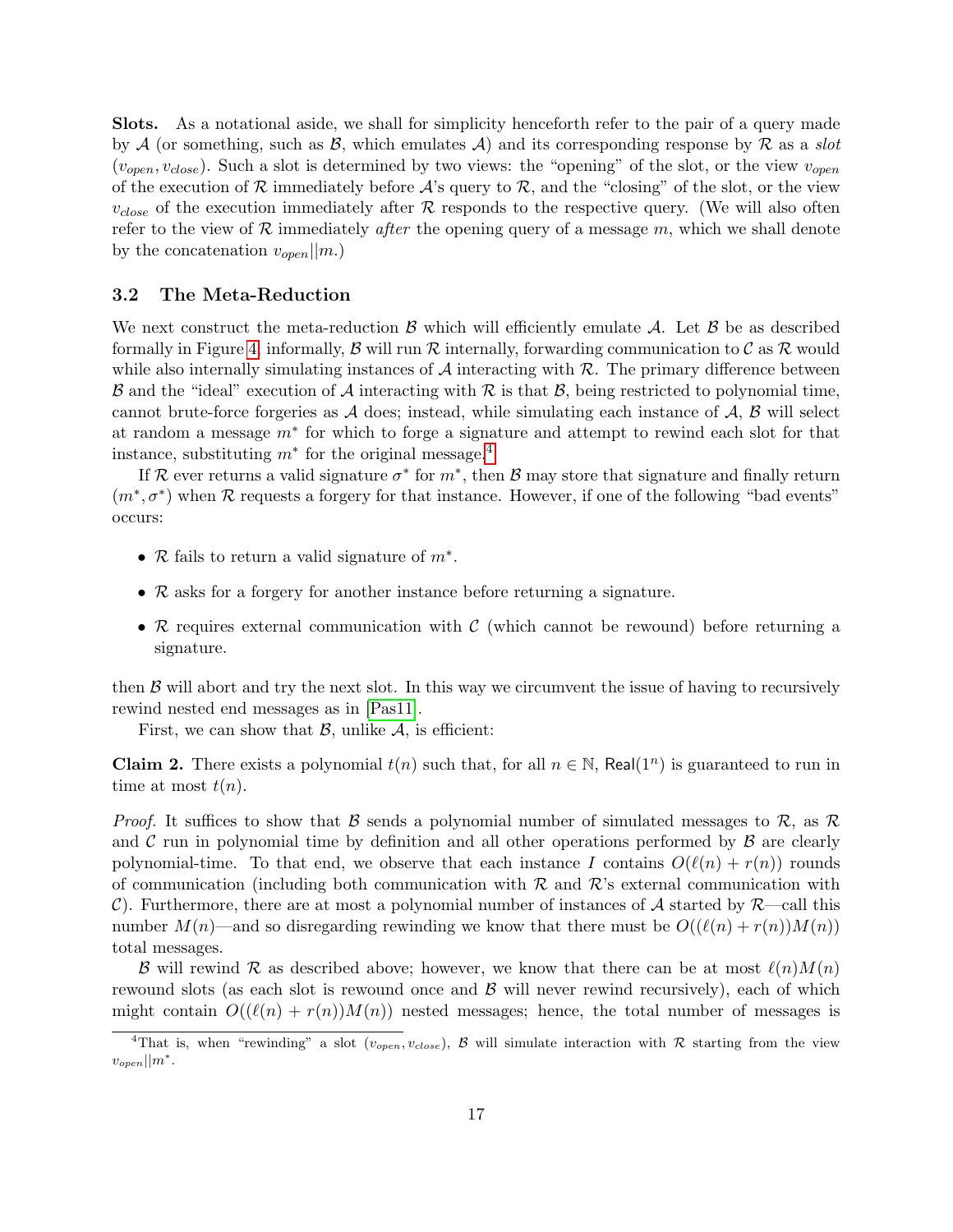**Slots.** As a notational aside, we shall for simplicity henceforth refer to the pair of a query made by $\mathcal{A}$ (or something, such as $\mathcal{B}$, which emulates $\mathcal{A}$) and its corresponding response by $\mathcal{R}$ as a *slot* $(v_{open}, v_{close})$. Such a slot is determined by two views: the "opening" of the slot, or the view $v_{open}$ of the execution of $\mathcal{R}$ immediately before $\mathcal{A}$'s query to $\mathcal{R}$, and the "closing" of the slot, or the view $v_{close}$ of the execution immediately after $\mathcal{R}$ responds to the respective query. (We will also often refer to the view of $\mathcal{R}$ immediately *after* the opening query of a message $m$, which we shall denote by the concatenation $v_{open}||m$.)

### 3.2 The Meta-Reduction

We next construct the meta-reduction $\mathcal{B}$ which will efficiently emulate $\mathcal{A}$. Let $\mathcal{B}$ be as described formally in Figure 4; informally, $\mathcal{B}$ will run $\mathcal{R}$ internally, forwarding communication to $\mathcal{C}$ as $\mathcal{R}$ would while also internally simulating instances of $\mathcal{A}$ interacting with $\mathcal{R}$. The primary difference between $\mathcal{B}$ and the "ideal" execution of $\mathcal{A}$ interacting with $\mathcal{R}$ is that $\mathcal{B}$, being restricted to polynomial time, cannot brute-force forgeries as $\mathcal{A}$ does; instead, while simulating each instance of $\mathcal{A}$, $\mathcal{B}$ will select at random a message $m^*$ for which to forge a signature and attempt to rewind each slot for that instance, substituting $m^*$ for the original message.[4]

If $\mathcal{R}$ ever returns a valid signature $\sigma^*$ for $m^*$, then $\mathcal{B}$ may store that signature and finally return $(m^*, \sigma^*)$ when $\mathcal{R}$ requests a forgery for that instance. However, if one of the following "bad events" occurs:

- $\mathcal{R}$ fails to return a valid signature of $m^*$.
- $\mathcal{R}$ asks for a forgery for another instance before returning a signature.
- $\mathcal{R}$ requires external communication with $\mathcal{C}$ (which cannot be rewound) before returning a signature.

then $\mathcal{B}$ will abort and try the next slot. In this way we circumvent the issue of having to recursively rewind nested end messages as in [Pas11].

First, we can show that $\mathcal{B}$, unlike $\mathcal{A}$, is efficient:

**Claim 2.** There exists a polynomial $t(n)$ such that, for all $n \in \mathbb{N}$, $\mathsf{Real}(1^n)$ is guaranteed to run in time at most $t(n)$.

*Proof.* It suffices to show that $\mathcal{B}$ sends a polynomial number of simulated messages to $\mathcal{R}$, as $\mathcal{R}$ and $\mathcal{C}$ run in polynomial time by definition and all other operations performed by $\mathcal{B}$ are clearly polynomial-time. To that end, we observe that each instance $I$ contains $O(\ell(n) + r(n))$ rounds of communication (including both communication with $\mathcal{R}$ and $\mathcal{R}$'s external communication with $\mathcal{C}$). Furthermore, there are at most a polynomial number of instances of $\mathcal{A}$ started by $\mathcal{R}$—call this number $M(n)$—and so disregarding rewinding we know that there must be $O((\ell(n) + r(n))M(n))$ total messages.

$\mathcal{B}$ will rewind $\mathcal{R}$ as described above; however, we know that there can be at most $\ell(n)M(n)$ rewound slots (as each slot is rewound once and $\mathcal{B}$ will never rewind recursively), each of which might contain $O((\ell(n) + r(n))M(n))$ nested messages; hence, the total number of messages is

[4] That is, when "rewinding" a slot $(v_{open}, v_{close})$, $\mathcal{B}$ will simulate interaction with $\mathcal{R}$ starting from the view $v_{open}||m^*$.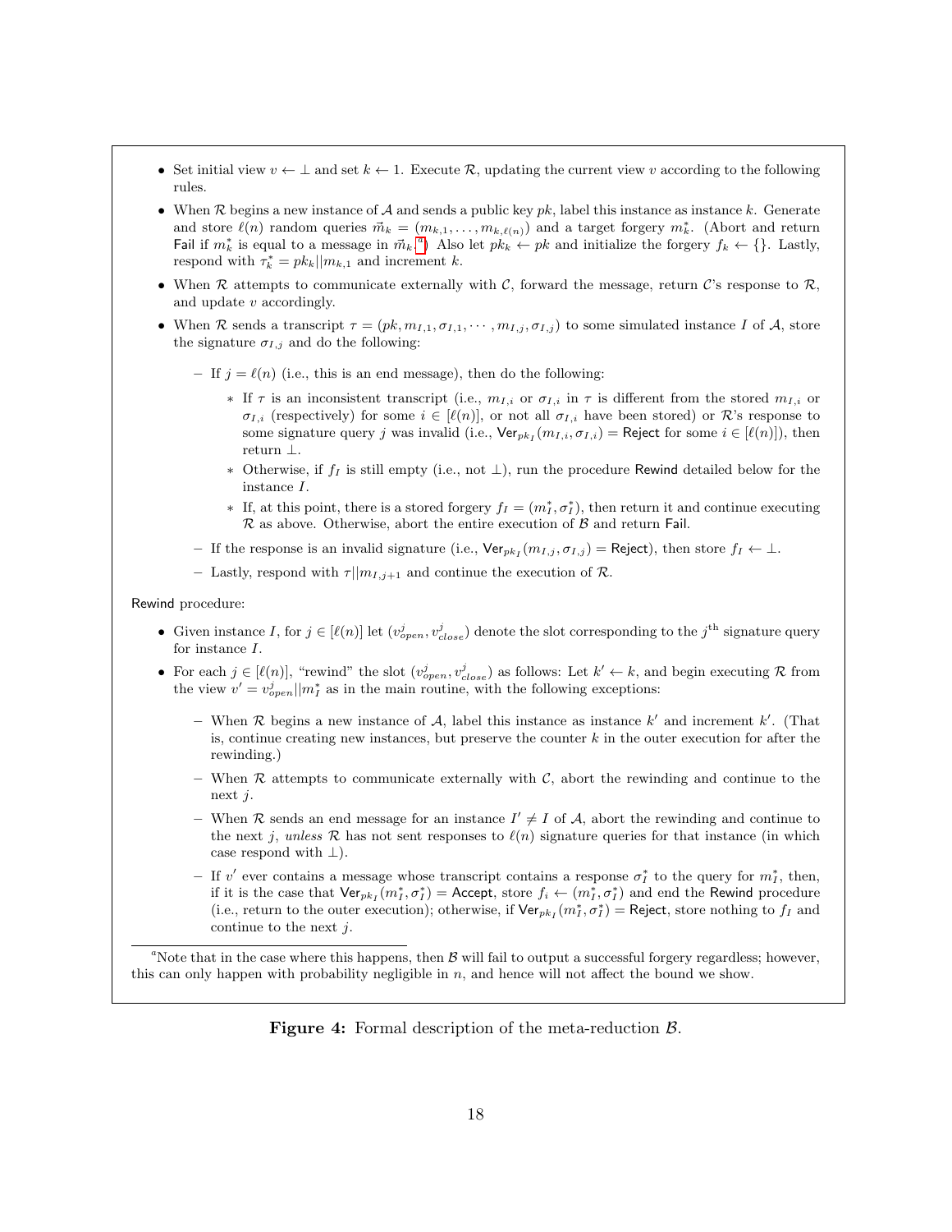- Set initial view $v \leftarrow \perp$ and set $k \leftarrow 1$. Execute $\mathcal{R}$, updating the current view $v$ according to the following rules.
- When $\mathcal{R}$ begins a new instance of $\mathcal{A}$ and sends a public key $pk$, label this instance as instance $k$. Generate and store $\ell(n)$ random queries $\vec{m}_k = (m_{k,1}, \ldots, m_{k,\ell(n)})$ and a target forgery $m_k^*$. (Abort and return Fail if $m_k^*$ is equal to a message in $\vec{m}_k$.[a]) Also let $pk_k \leftarrow pk$ and initialize the forgery $f_k \leftarrow \{\}$. Lastly, respond with $\tau_k^* = pk_k || m_{k,1}$ and increment $k$.
- When $\mathcal{R}$ attempts to communicate externally with $\mathcal{C}$, forward the message, return $\mathcal{C}$'s response to $\mathcal{R}$, and update $v$ accordingly.
- When $\mathcal{R}$ sends a transcript $\tau = (pk, m_{I,1}, \sigma_{I,1}, \cdots, m_{I,j}, \sigma_{I,j})$ to some simulated instance $I$ of $\mathcal{A}$, store the signature $\sigma_{I,j}$ and do the following:
  - If $j = \ell(n)$ (i.e., this is an end message), then do the following:
    - If $\tau$ is an inconsistent transcript (i.e., $m_{I,i}$ or $\sigma_{I,i}$ in $\tau$ is different from the stored $m_{I,i}$ or $\sigma_{I,i}$ (respectively) for some $i \in [\ell(n)]$, or not all $\sigma_{I,i}$ have been stored) or $\mathcal{R}$'s response to some signature query $j$ was invalid (i.e., $\mathsf{Ver}_{pk_I}(m_{I,i}, \sigma_{I,i}) = \mathsf{Reject}$ for some $i \in [\ell(n)]$), then return $\perp$.
    - Otherwise, if $f_I$ is still empty (i.e., not $\perp$), run the procedure Rewind detailed below for the instance $I$.
    - If, at this point, there is a stored forgery $f_I = (m_I^*, \sigma_I^*)$, then return it and continue executing $\mathcal{R}$ as above. Otherwise, abort the entire execution of $\mathcal{B}$ and return Fail.
  - If the response is an invalid signature (i.e., $\mathsf{Ver}_{pk_I}(m_{I,j}, \sigma_{I,j}) = \mathsf{Reject}$), then store $f_I \leftarrow \perp$.
  - Lastly, respond with $\tau || m_{I,j+1}$ and continue the execution of $\mathcal{R}$.

Rewind procedure:

- Given instance $I$, for $j \in [\ell(n)]$ let $(v_{open}^j, v_{close}^j)$ denote the slot corresponding to the $j^{\text{th}}$ signature query for instance $I$.
- For each $j \in [\ell(n)]$, "rewind" the slot $(v_{open}^j, v_{close}^j)$ as follows: Let $k' \leftarrow k$, and begin executing $\mathcal{R}$ from the view $v' = v_{open}^j || m_I^*$ as in the main routine, with the following exceptions:
  - When $\mathcal{R}$ begins a new instance of $\mathcal{A}$, label this instance as instance $k'$ and increment $k'$. (That is, continue creating new instances, but preserve the counter $k$ in the outer execution for after the rewinding.)
  - When $\mathcal{R}$ attempts to communicate externally with $\mathcal{C}$, abort the rewinding and continue to the next $j$.
  - When $\mathcal{R}$ sends an end message for an instance $I' \neq I$ of $\mathcal{A}$, abort the rewinding and continue to the next $j$, *unless* $\mathcal{R}$ has not sent responses to $\ell(n)$ signature queries for that instance (in which case respond with $\perp$).
  - If $v'$ ever contains a message whose transcript contains a response $\sigma_I^*$ to the query for $m_I^*$, then, if it is the case that $\mathsf{Ver}_{pk_I}(m_I^*, \sigma_I^*) = \mathsf{Accept}$, store $f_i \leftarrow (m_I^*, \sigma_I^*)$ and end the Rewind procedure (i.e., return to the outer execution); otherwise, if $\mathsf{Ver}_{pk_I}(m_I^*, \sigma_I^*) = \mathsf{Reject}$, store nothing to $f_I$ and continue to the next $j$.

[a] Note that in the case where this happens, then $\mathcal{B}$ will fail to output a successful forgery regardless; however, this can only happen with probability negligible in $n$, and hence will not affect the bound we show.

**Figure 4:** Formal description of the meta-reduction $\mathcal{B}$.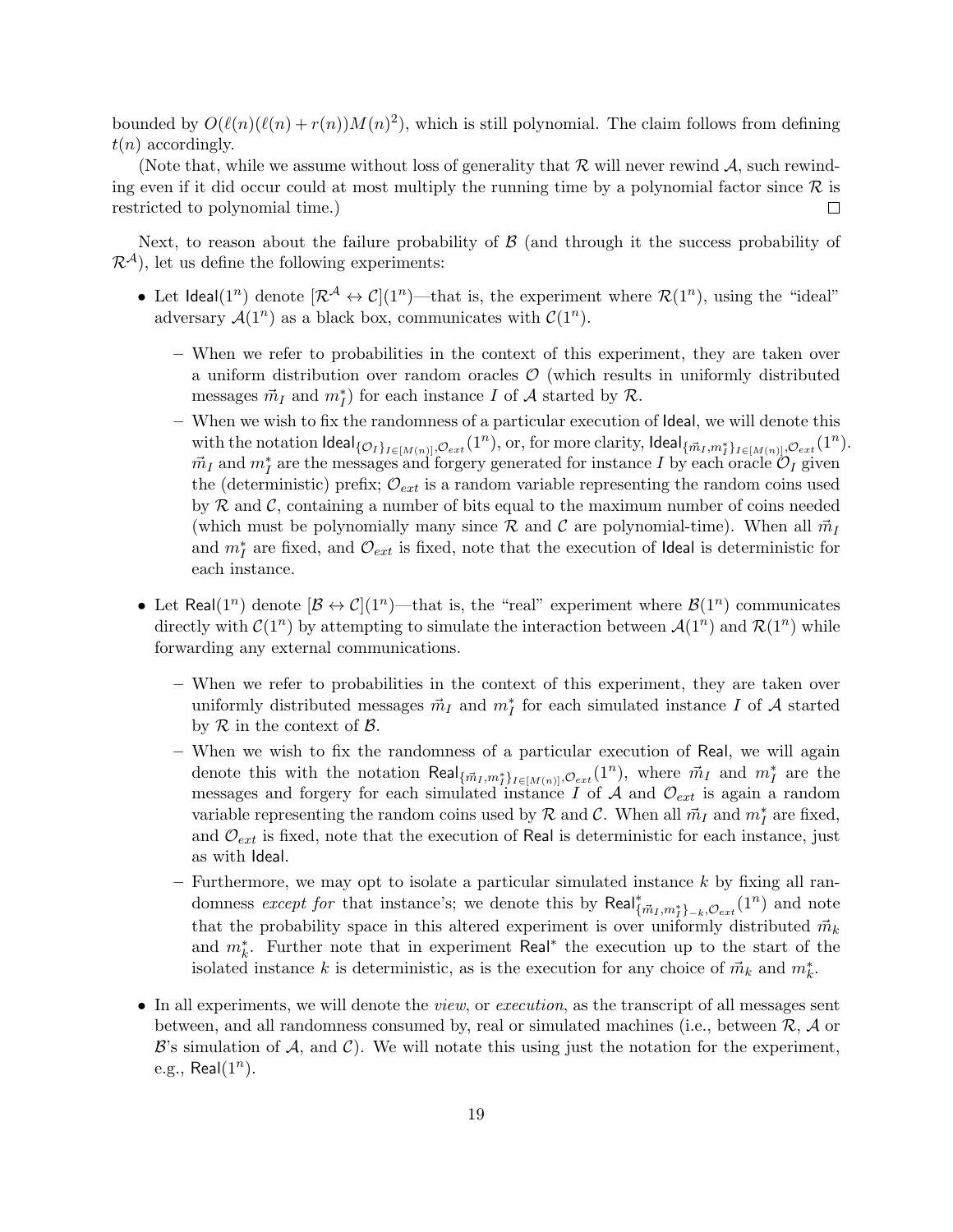bounded by $O(\ell(n)(\ell(n) + r(n))M(n)^2)$, which is still polynomial. The claim follows from defining $t(n)$ accordingly.

(Note that, while we assume without loss of generality that $\mathcal{R}$ will never rewind $\mathcal{A}$, such rewinding even if it did occur could at most multiply the running time by a polynomial factor since $\mathcal{R}$ is restricted to polynomial time.) $\square$

Next, to reason about the failure probability of $\mathcal{B}$ (and through it the success probability of $\mathcal{R}^{\mathcal{A}}$), let us define the following experiments:

- Let $\mathsf{Ideal}(1^n)$ denote $[\mathcal{R}^{\mathcal{A}} \leftrightarrow \mathcal{C}](1^n)$—that is, the experiment where $\mathcal{R}(1^n)$, using the "ideal" adversary $\mathcal{A}(1^n)$ as a black box, communicates with $\mathcal{C}(1^n)$.
  - When we refer to probabilities in the context of this experiment, they are taken over a uniform distribution over random oracles $\mathcal{O}$ (which results in uniformly distributed messages $\vec{m}_I$ and $m_I^*$) for each instance $I$ of $\mathcal{A}$ started by $\mathcal{R}$.
  - When we wish to fix the randomness of a particular execution of $\mathsf{Ideal}$, we will denote this with the notation $\mathsf{Ideal}_{\{\mathcal{O}_I\}_{I\in[M(n)]},\mathcal{O}_{ext}}(1^n)$, or, for more clarity, $\mathsf{Ideal}_{\{\vec{m}_I,m_I^*\}_{I\in[M(n)]},\mathcal{O}_{ext}}(1^n)$. $\vec{m}_I$ and $m_I^*$ are the messages and forgery generated for instance $I$ by each oracle $\mathcal{O}_I$ given the (deterministic) prefix; $\mathcal{O}_{ext}$ is a random variable representing the random coins used by $\mathcal{R}$ and $\mathcal{C}$, containing a number of bits equal to the maximum number of coins needed (which must be polynomially many since $\mathcal{R}$ and $\mathcal{C}$ are polynomial-time). When all $\vec{m}_I$ and $m_I^*$ are fixed, and $\mathcal{O}_{ext}$ is fixed, note that the execution of $\mathsf{Ideal}$ is deterministic for each instance.
- Let $\mathsf{Real}(1^n)$ denote $[\mathcal{B} \leftrightarrow \mathcal{C}](1^n)$—that is, the "real" experiment where $\mathcal{B}(1^n)$ communicates directly with $\mathcal{C}(1^n)$ by attempting to simulate the interaction between $\mathcal{A}(1^n)$ and $\mathcal{R}(1^n)$ while forwarding any external communications.
  - When we refer to probabilities in the context of this experiment, they are taken over uniformly distributed messages $\vec{m}_I$ and $m_I^*$ for each simulated instance $I$ of $\mathcal{A}$ started by $\mathcal{R}$ in the context of $\mathcal{B}$.
  - When we wish to fix the randomness of a particular execution of $\mathsf{Real}$, we will again denote this with the notation $\mathsf{Real}_{\{\vec{m}_I,m_I^*\}_{I\in[M(n)]},\mathcal{O}_{ext}}(1^n)$, where $\vec{m}_I$ and $m_I^*$ are the messages and forgery for each simulated instance $I$ of $\mathcal{A}$ and $\mathcal{O}_{ext}$ is again a random variable representing the random coins used by $\mathcal{R}$ and $\mathcal{C}$. When all $\vec{m}_I$ and $m_I^*$ are fixed, and $\mathcal{O}_{ext}$ is fixed, note that the execution of $\mathsf{Real}$ is deterministic for each instance, just as with $\mathsf{Ideal}$.
  - Furthermore, we may opt to isolate a particular simulated instance $k$ by fixing all randomness *except for* that instance's; we denote this by $\mathsf{Real}^*_{\{\vec{m}_I,m_I^*\}_{-k},\mathcal{O}_{ext}}(1^n)$ and note that the probability space in this altered experiment is over uniformly distributed $\vec{m}_k$ and $m_k^*$. Further note that in experiment $\mathsf{Real}^*$ the execution up to the start of the isolated instance $k$ is deterministic, as is the execution for any choice of $\vec{m}_k$ and $m_k^*$.
- In all experiments, we will denote the *view*, or *execution*, as the transcript of all messages sent between, and all randomness consumed by, real or simulated machines (i.e., between $\mathcal{R}$, $\mathcal{A}$ or $\mathcal{B}$'s simulation of $\mathcal{A}$, and $\mathcal{C}$). We will notate this using just the notation for the experiment, e.g., $\mathsf{Real}(1^n)$.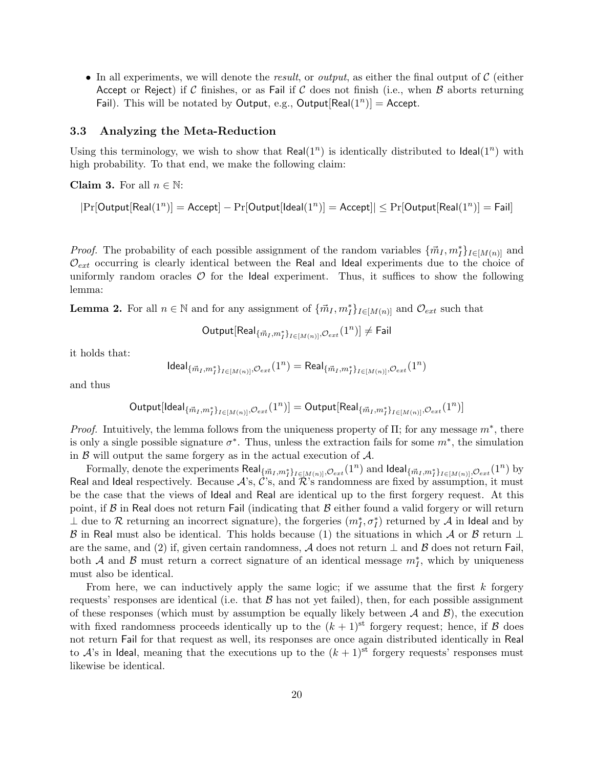- In all experiments, we will denote the *result*, or *output*, as either the final output of $\mathcal{C}$ (either $\mathsf{Accept}$ or $\mathsf{Reject}$) if $\mathcal{C}$ finishes, or as $\mathsf{Fail}$ if $\mathcal{C}$ does not finish (i.e., when $\mathcal{B}$ aborts returning $\mathsf{Fail}$). This will be notated by $\mathsf{Output}$, e.g., $\mathsf{Output}[\mathsf{Real}(1^n)] = \mathsf{Accept}$.

### 3.3 Analyzing the Meta-Reduction

Using this terminology, we wish to show that $\mathsf{Real}(1^n)$ is identically distributed to $\mathsf{Ideal}(1^n)$ with high probability. To that end, we make the following claim:

**Claim 3.** For all $n \in \mathbb{N}$:

$$|\Pr[\mathsf{Output}[\mathsf{Real}(1^n)] = \mathsf{Accept}] - \Pr[\mathsf{Output}[\mathsf{Ideal}(1^n)] = \mathsf{Accept}]| \leq \Pr[\mathsf{Output}[\mathsf{Real}(1^n)] = \mathsf{Fail}]$$

*Proof.* The probability of each possible assignment of the random variables $\{\vec{m}_I, m_I^*\}_{I\in[M(n)]}$ and $\mathcal{O}_{ext}$ occurring is clearly identical between the $\mathsf{Real}$ and $\mathsf{Ideal}$ experiments due to the choice of uniformly random oracles $\mathcal{O}$ for the $\mathsf{Ideal}$ experiment. Thus, it suffices to show the following lemma:

**Lemma 2.** For all $n \in \mathbb{N}$ and for any assignment of $\{\vec{m}_I, m_I^*\}_{I\in[M(n)]}$ and $\mathcal{O}_{ext}$ such that

$$\mathsf{Output}[\mathsf{Real}_{\{\vec{m}_I, m_I^*\}_{I\in[M(n)]}, \mathcal{O}_{ext}}(1^n)] \neq \mathsf{Fail}$$

it holds that:

$$\mathsf{Ideal}_{\{\vec{m}_I, m_I^*\}_{I\in[M(n)]}, \mathcal{O}_{ext}}(1^n) = \mathsf{Real}_{\{\vec{m}_I, m_I^*\}_{I\in[M(n)]}, \mathcal{O}_{ext}}(1^n)$$

and thus

$$\mathsf{Output}[\mathsf{Ideal}_{\{\vec{m}_I, m_I^*\}_{I\in[M(n)]}, \mathcal{O}_{ext}}(1^n)] = \mathsf{Output}[\mathsf{Real}_{\{\vec{m}_I, m_I^*\}_{I\in[M(n)]}, \mathcal{O}_{ext}}(1^n)]$$

*Proof.* Intuitively, the lemma follows from the uniqueness property of $\Pi$; for any message $m^*$, there is only a single possible signature $\sigma^*$. Thus, unless the extraction fails for some $m^*$, the simulation in $\mathcal{B}$ will output the same forgery as in the actual execution of $\mathcal{A}$.

Formally, denote the experiments $\mathsf{Real}_{\{\vec{m}_I, m_I^*\}_{I\in[M(n)]}, \mathcal{O}_{ext}}(1^n)$ and $\mathsf{Ideal}_{\{\vec{m}_I, m_I^*\}_{I\in[M(n)]}, \mathcal{O}_{ext}}(1^n)$ by $\mathsf{Real}$ and $\mathsf{Ideal}$ respectively. Because $\mathcal{A}$'s, $\mathcal{C}$'s, and $\mathcal{R}$'s randomness are fixed by assumption, it must be the case that the views of $\mathsf{Ideal}$ and $\mathsf{Real}$ are identical up to the first forgery request. At this point, if $\mathcal{B}$ in $\mathsf{Real}$ does not return $\mathsf{Fail}$ (indicating that $\mathcal{B}$ either found a valid forgery or will return $\perp$ due to $\mathcal{R}$ returning an incorrect signature), the forgeries $(m_I^*, \sigma_I^*)$ returned by $\mathcal{A}$ in $\mathsf{Ideal}$ and by $\mathcal{B}$ in $\mathsf{Real}$ must also be identical. This holds because (1) the situations in which $\mathcal{A}$ or $\mathcal{B}$ return $\perp$ are the same, and (2) if, given certain randomness, $\mathcal{A}$ does not return $\perp$ and $\mathcal{B}$ does not return $\mathsf{Fail}$, both $\mathcal{A}$ and $\mathcal{B}$ must return a correct signature of an identical message $m_I^*$, which by uniqueness must also be identical.

From here, we can inductively apply the same logic; if we assume that the first $k$ forgery requests' responses are identical (i.e. that $\mathcal{B}$ has not yet failed), then, for each possible assignment of these responses (which must by assumption be equally likely between $\mathcal{A}$ and $\mathcal{B}$), the execution with fixed randomness proceeds identically up to the $(k+1)^{\text{st}}$ forgery request; hence, if $\mathcal{B}$ does not return $\mathsf{Fail}$ for that request as well, its responses are once again distributed identically in $\mathsf{Real}$ to $\mathcal{A}$'s in $\mathsf{Ideal}$, meaning that the executions up to the $(k+1)^{\text{st}}$ forgery requests' responses must likewise be identical.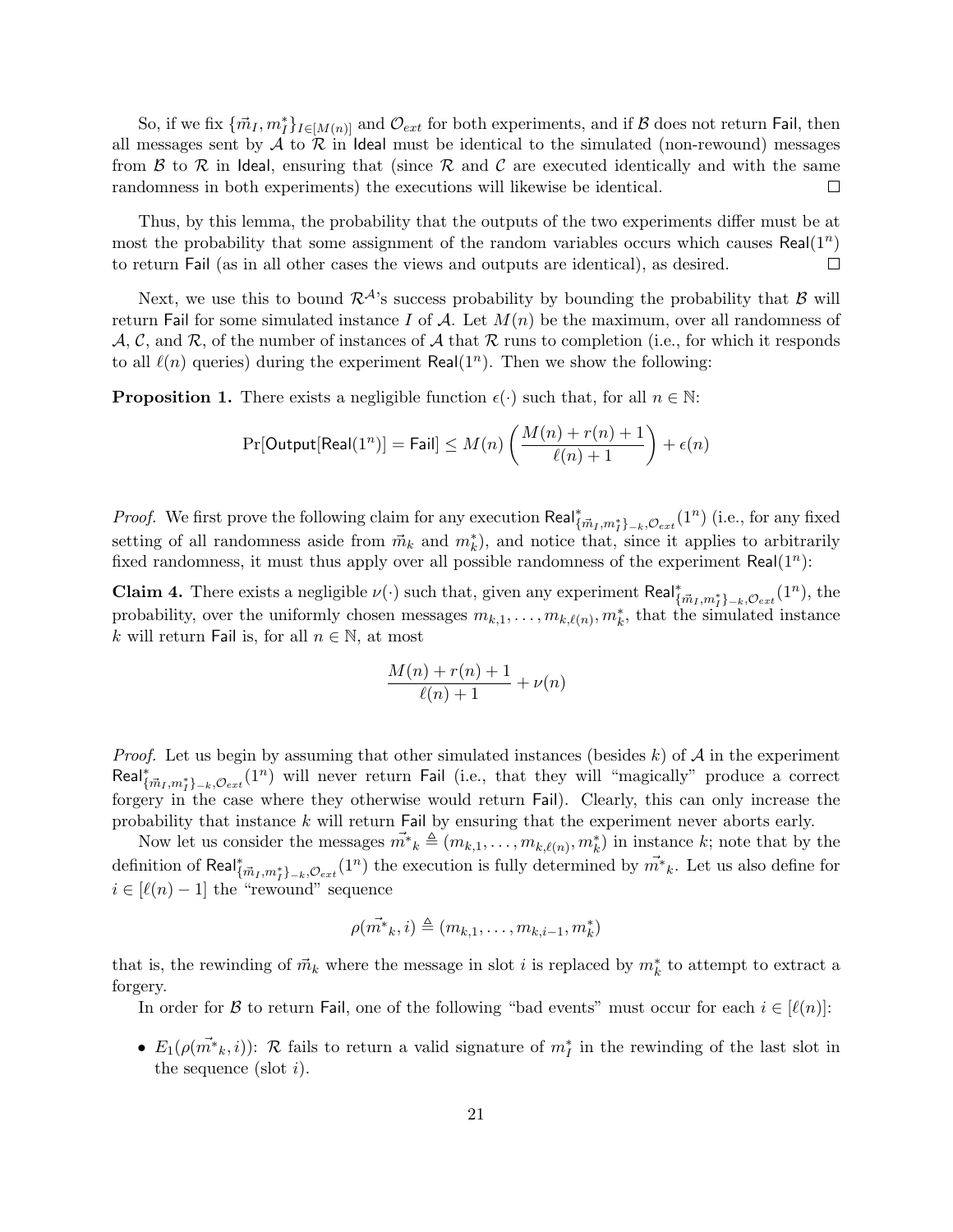So, if we fix $\{\vec{m}_I, m_I^*\}_{I \in [M(n)]}$ and $\mathcal{O}_{ext}$ for both experiments, and if $\mathcal{B}$ does not return $\mathsf{Fail}$, then all messages sent by $\mathcal{A}$ to $\mathcal{R}$ in $\mathsf{Ideal}$ must be identical to the simulated (non-rewound) messages from $\mathcal{B}$ to $\mathcal{R}$ in $\mathsf{Ideal}$, ensuring that (since $\mathcal{R}$ and $\mathcal{C}$ are executed identically and with the same randomness in both experiments) the executions will likewise be identical. □

Thus, by this lemma, the probability that the outputs of the two experiments differ must be at most the probability that some assignment of the random variables occurs which causes $\mathsf{Real}(1^n)$ to return $\mathsf{Fail}$ (as in all other cases the views and outputs are identical), as desired. □

Next, we use this to bound $\mathcal{R}^{\mathcal{A}}$'s success probability by bounding the probability that $\mathcal{B}$ will return $\mathsf{Fail}$ for some simulated instance $I$ of $\mathcal{A}$. Let $M(n)$ be the maximum, over all randomness of $\mathcal{A}$, $\mathcal{C}$, and $\mathcal{R}$, of the number of instances of $\mathcal{A}$ that $\mathcal{R}$ runs to completion (i.e., for which it responds to all $\ell(n)$ queries) during the experiment $\mathsf{Real}(1^n)$. Then we show the following:

**Proposition 1.** There exists a negligible function $\epsilon(\cdot)$ such that, for all $n \in \mathbb{N}$:

$$\Pr[\mathsf{Output}[\mathsf{Real}(1^n)] = \mathsf{Fail}] \leq M(n) \left( \frac{M(n) + r(n) + 1}{\ell(n) + 1} \right) + \epsilon(n)$$

*Proof.* We first prove the following claim for any execution $\mathsf{Real}^*_{\{\vec{m}_I, m_I^*\}_{-k}, \mathcal{O}_{ext}}(1^n)$ (i.e., for any fixed setting of all randomness aside from $\vec{m}_k$ and $m_k^*$), and notice that, since it applies to arbitrarily fixed randomness, it must thus apply over all possible randomness of the experiment $\mathsf{Real}(1^n)$:

**Claim 4.** There exists a negligible $\nu(\cdot)$ such that, given any experiment $\mathsf{Real}^*_{\{\vec{m}_I, m_I^*\}_{-k}, \mathcal{O}_{ext}}(1^n)$, the probability, over the uniformly chosen messages $m_{k,1}, \ldots, m_{k,\ell(n)}, m_k^*$, that the simulated instance $k$ will return $\mathsf{Fail}$ is, for all $n \in \mathbb{N}$, at most

$$\frac{M(n) + r(n) + 1}{\ell(n) + 1} + \nu(n)$$

*Proof.* Let us begin by assuming that other simulated instances (besides $k$) of $\mathcal{A}$ in the experiment $\mathsf{Real}^*_{\{\vec{m}_I, m_I^*\}_{-k}, \mathcal{O}_{ext}}(1^n)$ will never return $\mathsf{Fail}$ (i.e., that they will "magically" produce a correct forgery in the case where they otherwise would return $\mathsf{Fail}$). Clearly, this can only increase the probability that instance $k$ will return $\mathsf{Fail}$ by ensuring that the experiment never aborts early.

Now let us consider the messages $\vec{m^*}_k \triangleq (m_{k,1}, \ldots, m_{k,\ell(n)}, m_k^*)$ in instance $k$; note that by the definition of $\mathsf{Real}^*_{\{\vec{m}_I, m_I^*\}_{-k}, \mathcal{O}_{ext}}(1^n)$ the execution is fully determined by $\vec{m^*}_k$. Let us also define for $i \in [\ell(n) - 1]$ the "rewound" sequence

$$\rho(\vec{m^*}_k, i) \triangleq (m_{k,1}, \ldots, m_{k,i-1}, m_k^*)$$

that is, the rewinding of $\vec{m}_k$ where the message in slot $i$ is replaced by $m_k^*$ to attempt to extract a forgery.

In order for $\mathcal{B}$ to return $\mathsf{Fail}$, one of the following "bad events" must occur for each $i \in [\ell(n)]$:

- $E_1(\rho(\vec{m^*}_k, i))$: $\mathcal{R}$ fails to return a valid signature of $m_I^*$ in the rewinding of the last slot in the sequence (slot $i$).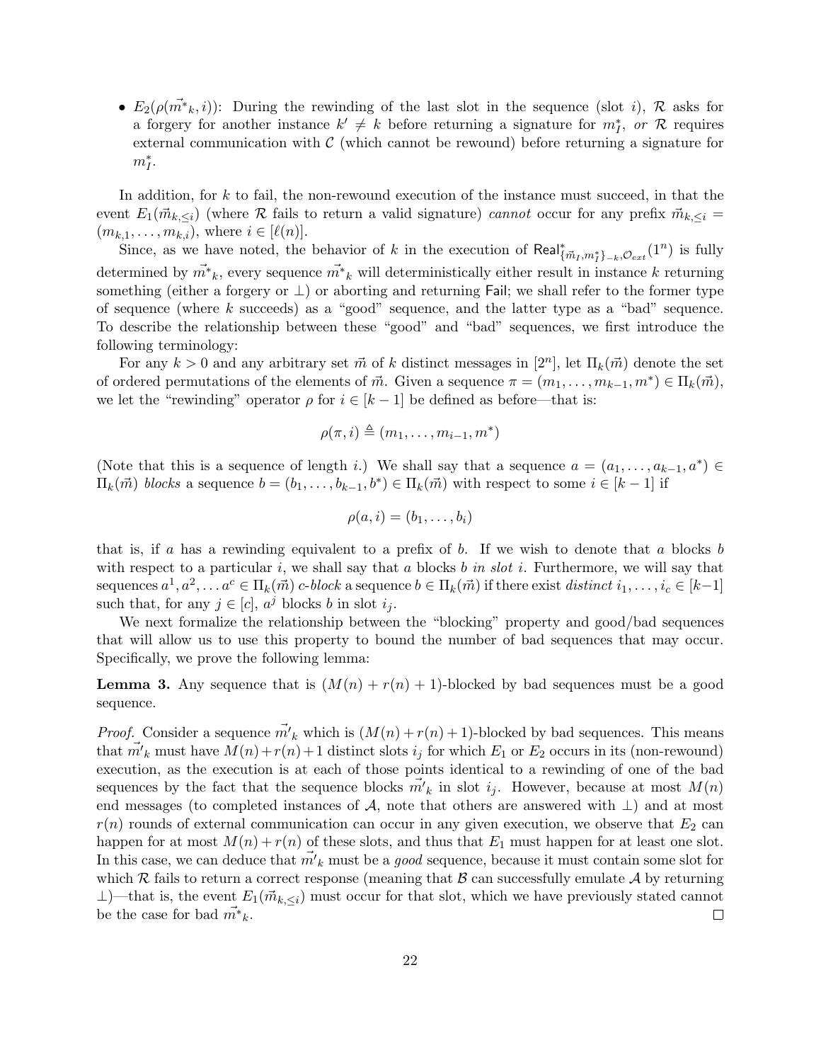- $E_2(\rho(\vec{m^*}_k, i))$: During the rewinding of the last slot in the sequence (slot $i$), $\mathcal{R}$ asks for a forgery for another instance $k' \neq k$ before returning a signature for $m_I^*$, *or* $\mathcal{R}$ requires external communication with $\mathcal{C}$ (which cannot be rewound) before returning a signature for $m_I^*$.

In addition, for $k$ to fail, the non-rewound execution of the instance must succeed, in that the event $E_1(\vec{m}_{k,\leq i})$ (where $\mathcal{R}$ fails to return a valid signature) *cannot* occur for any prefix $\vec{m}_{k,\leq i} = (m_{k,1}, \ldots, m_{k,i})$, where $i \in [\ell(n)]$.

Since, as we have noted, the behavior of $k$ in the execution of $\mathsf{Real}^*_{\{\vec{m}_I, m_I^*\}_{-k}, \mathcal{O}_{ext}}(1^n)$ is fully determined by $\vec{m^*}_k$, every sequence $\vec{m^*}_k$ will deterministically either result in instance $k$ returning something (either a forgery or $\perp$) or aborting and returning $\mathsf{Fail}$; we shall refer to the former type of sequence (where $k$ succeeds) as a "good" sequence, and the latter type as a "bad" sequence. To describe the relationship between these "good" and "bad" sequences, we first introduce the following terminology:

For any $k > 0$ and any arbitrary set $\vec{m}$ of $k$ distinct messages in $[2^n]$, let $\Pi_k(\vec{m})$ denote the set of ordered permutations of the elements of $\vec{m}$. Given a sequence $\pi = (m_1, \ldots, m_{k-1}, m^*) \in \Pi_k(\vec{m})$, we let the "rewinding" operator $\rho$ for $i \in [k-1]$ be defined as before—that is:

$$\rho(\pi, i) \triangleq (m_1, \ldots, m_{i-1}, m^*)$$

(Note that this is a sequence of length $i$.) We shall say that a sequence $a = (a_1, \ldots, a_{k-1}, a^*) \in \Pi_k(\vec{m})$ *blocks* a sequence $b = (b_1, \ldots, b_{k-1}, b^*) \in \Pi_k(\vec{m})$ with respect to some $i \in [k-1]$ if

$$\rho(a, i) = (b_1, \ldots, b_i)$$

that is, if $a$ has a rewinding equivalent to a prefix of $b$. If we wish to denote that $a$ blocks $b$ with respect to a particular $i$, we shall say that $a$ blocks $b$ *in slot* $i$. Furthermore, we will say that sequences $a^1, a^2, \ldots a^c \in \Pi_k(\vec{m})$ *c-block* a sequence $b \in \Pi_k(\vec{m})$ if there exist *distinct* $i_1, \ldots, i_c \in [k-1]$ such that, for any $j \in [c]$, $a^j$ blocks $b$ in slot $i_j$.

We next formalize the relationship between the "blocking" property and good/bad sequences that will allow us to use this property to bound the number of bad sequences that may occur. Specifically, we prove the following lemma:

**Lemma 3.** Any sequence that is $(M(n) + r(n) + 1)$-blocked by bad sequences must be a good sequence.

*Proof.* Consider a sequence $\vec{m'}_k$ which is $(M(n) + r(n) + 1)$-blocked by bad sequences. This means that $\vec{m'}_k$ must have $M(n)+r(n)+1$ distinct slots $i_j$ for which $E_1$ or $E_2$ occurs in its (non-rewound) execution, as the execution is at each of those points identical to a rewinding of one of the bad sequences by the fact that the sequence blocks $\vec{m'}_k$ in slot $i_j$. However, because at most $M(n)$ end messages (to completed instances of $\mathcal{A}$, note that others are answered with $\perp$) and at most $r(n)$ rounds of external communication can occur in any given execution, we observe that $E_2$ can happen for at most $M(n) + r(n)$ of these slots, and thus that $E_1$ must happen for at least one slot. In this case, we can deduce that $\vec{m'}_k$ must be a *good* sequence, because it must contain some slot for which $\mathcal{R}$ fails to return a correct response (meaning that $\mathcal{B}$ can successfully emulate $\mathcal{A}$ by returning $\perp$)—that is, the event $E_1(\vec{m}_{k,\leq i})$ must occur for that slot, which we have previously stated cannot be the case for bad $\vec{m^*}_k$. $\square$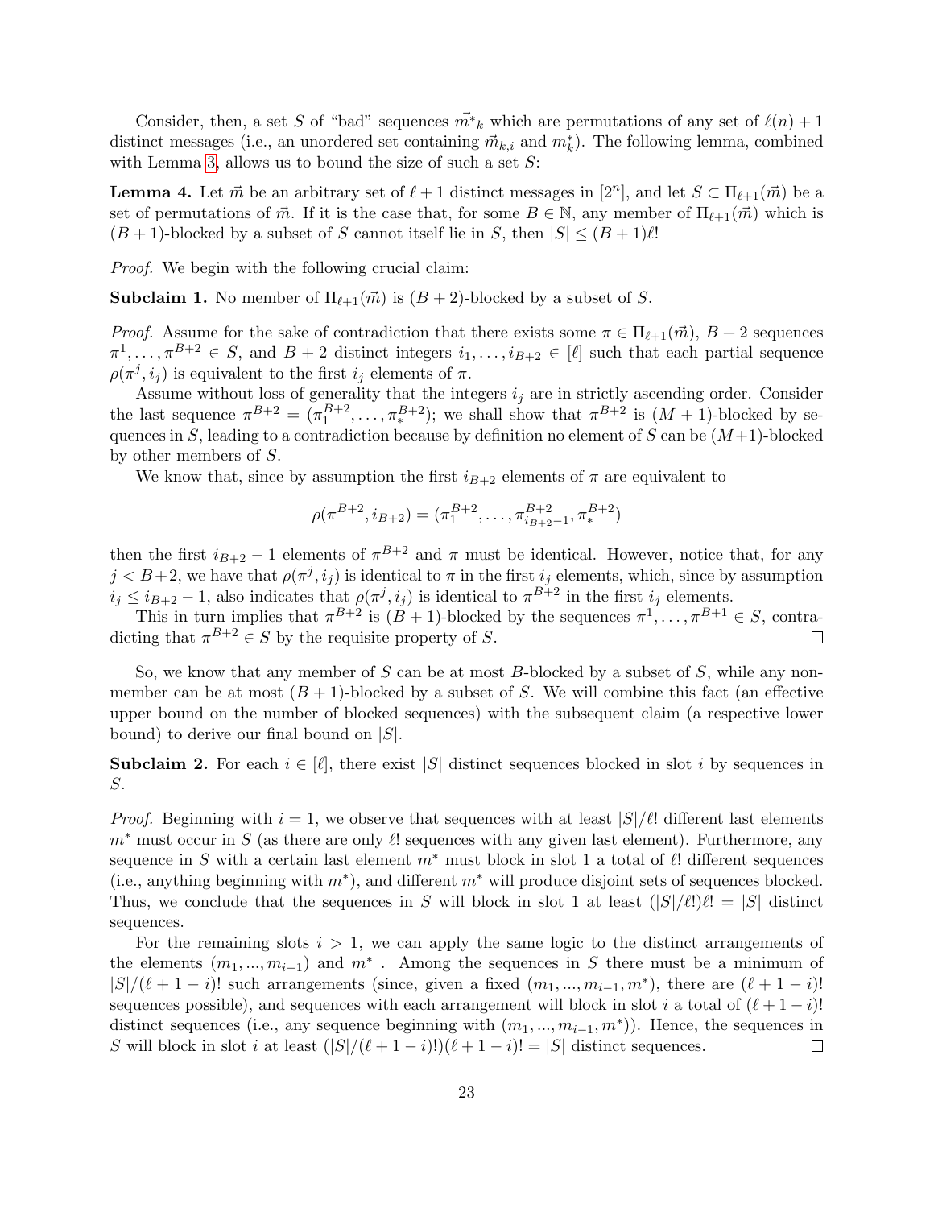Consider, then, a set $S$ of "bad" sequences $\vec{m^*}_k$ which are permutations of any set of $\ell(n)+1$ distinct messages (i.e., an unordered set containing $\vec{m}_{k,i}$ and $m^*_k$). The following lemma, combined with Lemma 3, allows us to bound the size of such a set $S$:

**Lemma 4.** *Let $\vec{m}$ be an arbitrary set of $\ell+1$ distinct messages in $[2^n]$, and let $S \subset \Pi_{\ell+1}(\vec{m})$ be a set of permutations of $\vec{m}$. If it is the case that, for some $B \in \mathbb{N}$, any member of $\Pi_{\ell+1}(\vec{m})$ which is $(B+1)$-blocked by a subset of $S$ cannot itself lie in $S$, then $|S| \leq (B+1)\ell!$*

*Proof.* We begin with the following crucial claim:

**Subclaim 1.** *No member of $\Pi_{\ell+1}(\vec{m})$ is $(B+2)$-blocked by a subset of $S$.*

*Proof.* Assume for the sake of contradiction that there exists some $\pi \in \Pi_{\ell+1}(\vec{m})$, $B+2$ sequences $\pi^1, \ldots, \pi^{B+2} \in S$, and $B+2$ distinct integers $i_1, \ldots, i_{B+2} \in [\ell]$ such that each partial sequence $\rho(\pi^j, i_j)$ is equivalent to the first $i_j$ elements of $\pi$.

Assume without loss of generality that the integers $i_j$ are in strictly ascending order. Consider the last sequence $\pi^{B+2} = (\pi^{B+2}_1, \ldots, \pi^{B+2}_*)$; we shall show that $\pi^{B+2}$ is $(M+1)$-blocked by sequences in $S$, leading to a contradiction because by definition no element of $S$ can be $(M+1)$-blocked by other members of $S$.

We know that, since by assumption the first $i_{B+2}$ elements of $\pi$ are equivalent to

$$\rho(\pi^{B+2}, i_{B+2}) = (\pi^{B+2}_1, \ldots, \pi^{B+2}_{i_{B+2}-1}, \pi^{B+2}_*)$$

then the first $i_{B+2}-1$ elements of $\pi^{B+2}$ and $\pi$ must be identical. However, notice that, for any $j < B+2$, we have that $\rho(\pi^j, i_j)$ is identical to $\pi$ in the first $i_j$ elements, which, since by assumption $i_j \leq i_{B+2}-1$, also indicates that $\rho(\pi^j, i_j)$ is identical to $\pi^{B+2}$ in the first $i_j$ elements.

This in turn implies that $\pi^{B+2}$ is $(B+1)$-blocked by the sequences $\pi^1, \ldots, \pi^{B+1} \in S$, contradicting that $\pi^{B+2} \in S$ by the requisite property of $S$. ◻

So, we know that any member of $S$ can be at most $B$-blocked by a subset of $S$, while any non-member can be at most $(B+1)$-blocked by a subset of $S$. We will combine this fact (an effective upper bound on the number of blocked sequences) with the subsequent claim (a respective lower bound) to derive our final bound on $|S|$.

**Subclaim 2.** *For each $i \in [\ell]$, there exist $|S|$ distinct sequences blocked in slot $i$ by sequences in $S$.*

*Proof.* Beginning with $i=1$, we observe that sequences with at least $|S|/\ell!$ different last elements $m^*$ must occur in $S$ (as there are only $\ell!$ sequences with any given last element). Furthermore, any sequence in $S$ with a certain last element $m^*$ must block in slot 1 a total of $\ell!$ different sequences (i.e., anything beginning with $m^*$), and different $m^*$ will produce disjoint sets of sequences blocked. Thus, we conclude that the sequences in $S$ will block in slot 1 at least $(|S|/\ell!)\ell! = |S|$ distinct sequences.

For the remaining slots $i > 1$, we can apply the same logic to the distinct arrangements of the elements $(m_1, ..., m_{i-1})$ and $m^*$ . Among the sequences in $S$ there must be a minimum of $|S|/(\ell+1-i)!$ such arrangements (since, given a fixed $(m_1, ..., m_{i-1}, m^*)$, there are $(\ell+1-i)!$ sequences possible), and sequences with each arrangement will block in slot $i$ a total of $(\ell+1-i)!$ distinct sequences (i.e., any sequence beginning with $(m_1, ..., m_{i-1}, m^*)$). Hence, the sequences in $S$ will block in slot $i$ at least $(|S|/(\ell+1-i)!)(\ell+1-i)! = |S|$ distinct sequences. ◻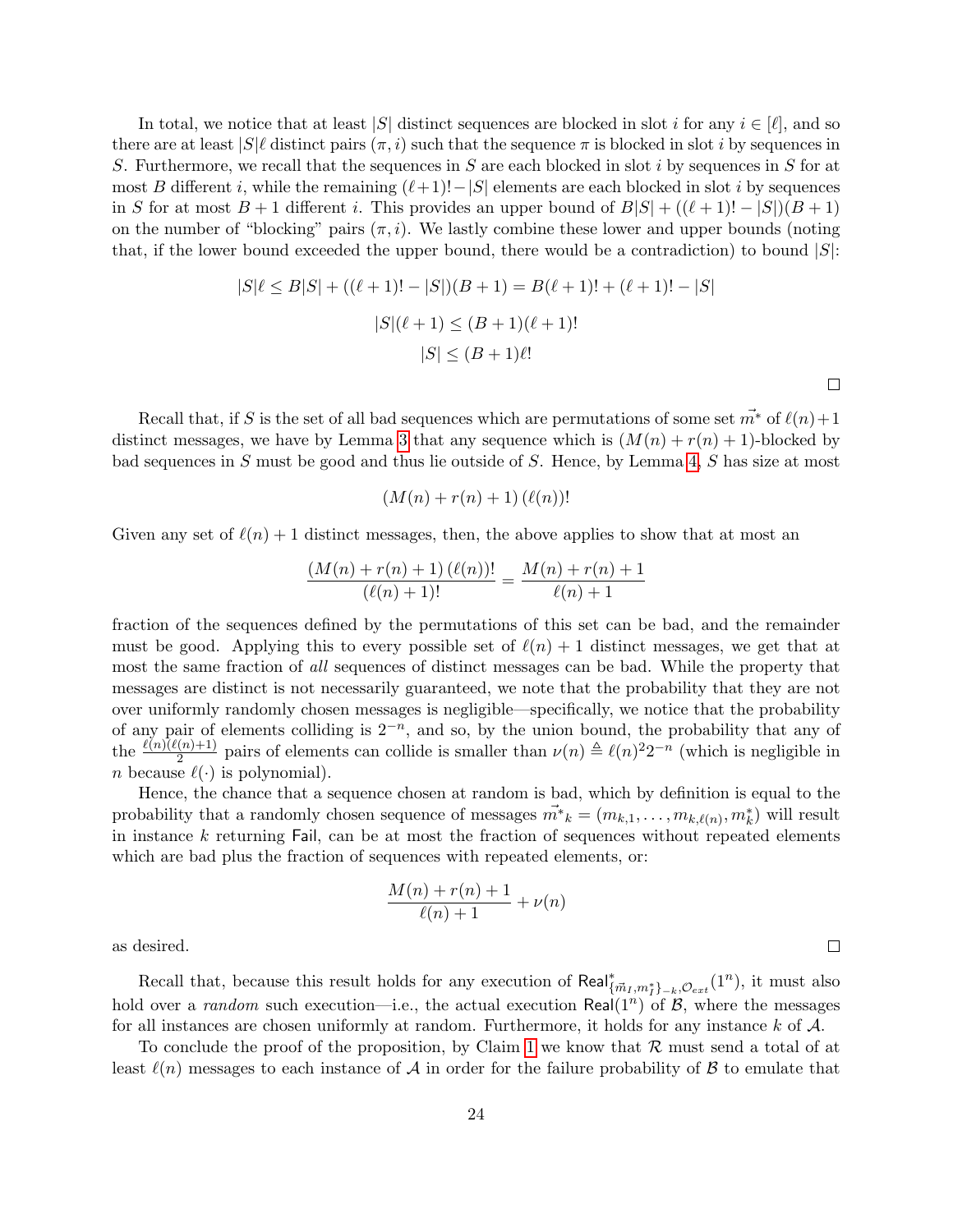In total, we notice that at least $|S|$ distinct sequences are blocked in slot $i$ for any $i \in [\ell]$, and so there are at least $|S|\ell$ distinct pairs $(\pi, i)$ such that the sequence $\pi$ is blocked in slot $i$ by sequences in $S$. Furthermore, we recall that the sequences in $S$ are each blocked in slot $i$ by sequences in $S$ for at most $B$ different $i$, while the remaining $(\ell+1)! - |S|$ elements are each blocked in slot $i$ by sequences in $S$ for at most $B+1$ different $i$. This provides an upper bound of $B|S| + ((\ell+1)! - |S|)(B+1)$ on the number of "blocking" pairs $(\pi, i)$. We lastly combine these lower and upper bounds (noting that, if the lower bound exceeded the upper bound, there would be a contradiction) to bound $|S|$:

$$|S|\ell \leq B|S| + ((\ell+1)! - |S|)(B+1) = B(\ell+1)! + (\ell+1)! - |S|$$

$$|S|(\ell+1) \leq (B+1)(\ell+1)!$$

$$|S| \leq (B+1)\ell!$$

□

Recall that, if $S$ is the set of all bad sequences which are permutations of some set $\vec{m}^*$ of $\ell(n)+1$ distinct messages, we have by Lemma 3 that any sequence which is $(M(n)+r(n)+1)$-blocked by bad sequences in $S$ must be good and thus lie outside of $S$. Hence, by Lemma 4, $S$ has size at most

$$(M(n) + r(n) + 1)\,(\ell(n))!$$

Given any set of $\ell(n)+1$ distinct messages, then, the above applies to show that at most an

$$\frac{(M(n) + r(n) + 1)\,(\ell(n))!}{(\ell(n)+1)!} = \frac{M(n) + r(n) + 1}{\ell(n)+1}$$

fraction of the sequences defined by the permutations of this set can be bad, and the remainder must be good. Applying this to every possible set of $\ell(n)+1$ distinct messages, we get that at most the same fraction of *all* sequences of distinct messages can be bad. While the property that messages are distinct is not necessarily guaranteed, we note that the probability that they are not over uniformly randomly chosen messages is negligible—specifically, we notice that the probability of any pair of elements colliding is $2^{-n}$, and so, by the union bound, the probability that any of the $\frac{\ell(n)(\ell(n)+1)}{2}$ pairs of elements can collide is smaller than $\nu(n) \triangleq \ell(n)^2 2^{-n}$ (which is negligible in $n$ because $\ell(\cdot)$ is polynomial).

Hence, the chance that a sequence chosen at random is bad, which by definition is equal to the probability that a randomly chosen sequence of messages $\vec{m^*}_k = (m_{k,1}, \ldots, m_{k,\ell(n)}, m_k^*)$ will result in instance $k$ returning $\mathsf{Fail}$, can be at most the fraction of sequences without repeated elements which are bad plus the fraction of sequences with repeated elements, or:

$$\frac{M(n) + r(n) + 1}{\ell(n)+1} + \nu(n)$$

as desired. □

Recall that, because this result holds for any execution of $\mathsf{Real}^*_{\{\vec{m}_I, m_I^*\}_{-k}, \mathcal{O}_{ext}}(1^n)$, it must also hold over a *random* such execution—i.e., the actual execution $\mathsf{Real}(1^n)$ of $\mathcal{B}$, where the messages for all instances are chosen uniformly at random. Furthermore, it holds for any instance $k$ of $\mathcal{A}$.

To conclude the proof of the proposition, by Claim 1 we know that $\mathcal{R}$ must send a total of at least $\ell(n)$ messages to each instance of $\mathcal{A}$ in order for the failure probability of $\mathcal{B}$ to emulate that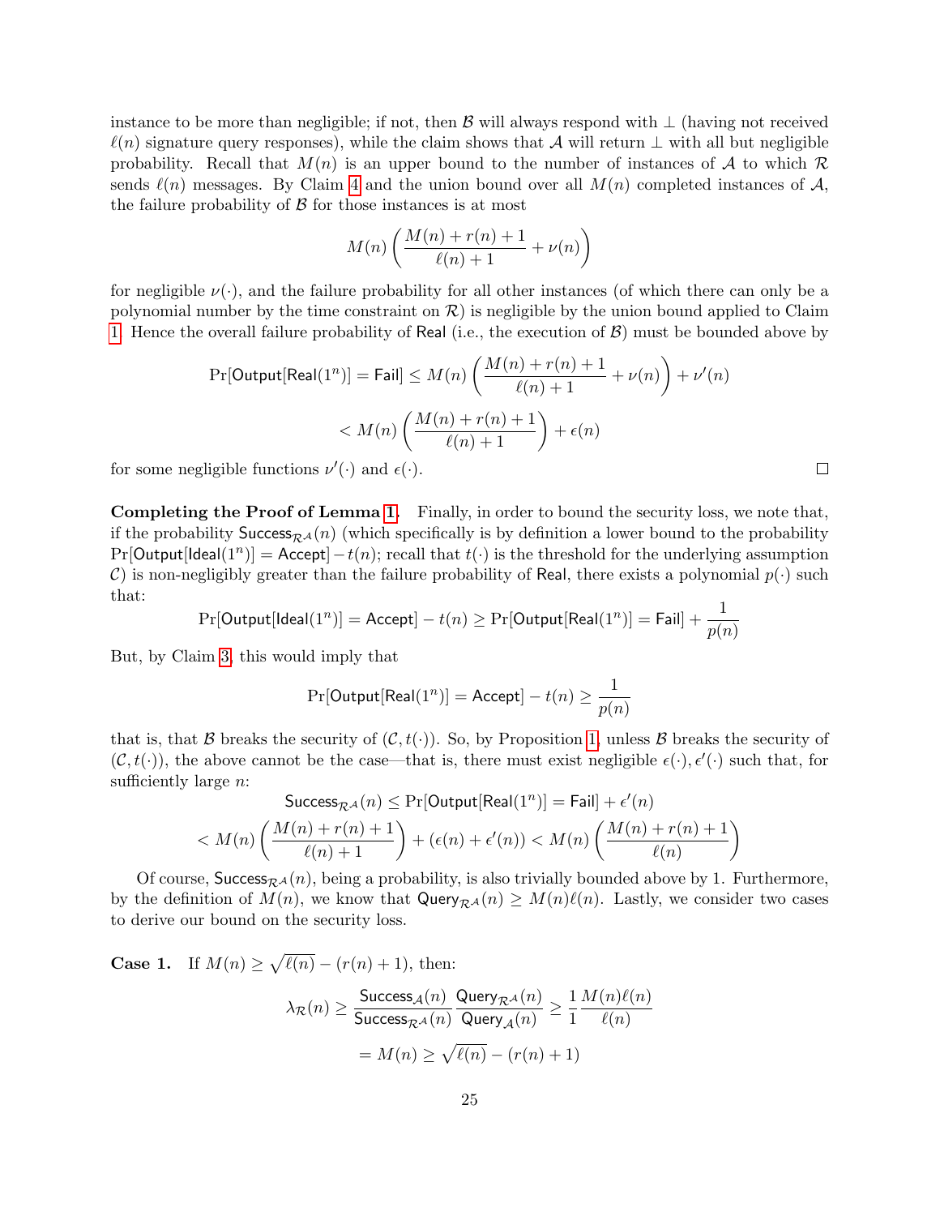instance to be more than negligible; if not, then $\mathcal{B}$ will always respond with $\perp$ (having not received $\ell(n)$ signature query responses), while the claim shows that $\mathcal{A}$ will return $\perp$ with all but negligible probability. Recall that $M(n)$ is an upper bound to the number of instances of $\mathcal{A}$ to which $\mathcal{R}$ sends $\ell(n)$ messages. By Claim 4 and the union bound over all $M(n)$ completed instances of $\mathcal{A}$, the failure probability of $\mathcal{B}$ for those instances is at most

$$M(n)\left(\frac{M(n)+r(n)+1}{\ell(n)+1}+\nu(n)\right)$$

for negligible $\nu(\cdot)$, and the failure probability for all other instances (of which there can only be a polynomial number by the time constraint on $\mathcal{R}$) is negligible by the union bound applied to Claim 1. Hence the overall failure probability of $\mathsf{Real}$ (i.e., the execution of $\mathcal{B}$) must be bounded above by

$$\Pr[\mathsf{Output}[\mathsf{Real}(1^n)] = \mathsf{Fail}] \leq M(n)\left(\frac{M(n)+r(n)+1}{\ell(n)+1}+\nu(n)\right)+\nu'(n)$$

$$< M(n)\left(\frac{M(n)+r(n)+1}{\ell(n)+1}\right)+\epsilon(n)$$

for some negligible functions $\nu'(\cdot)$ and $\epsilon(\cdot)$. □

**Completing the Proof of Lemma 1.** Finally, in order to bound the security loss, we note that, if the probability $\mathsf{Success}_{\mathcal{R}^{\mathcal{A}}}(n)$ (which specifically is by definition a lower bound to the probability $\Pr[\mathsf{Output}[\mathsf{Ideal}(1^n)] = \mathsf{Accept}] - t(n)$; recall that $t(\cdot)$ is the threshold for the underlying assumption $\mathcal{C}$) is non-negligibly greater than the failure probability of $\mathsf{Real}$, there exists a polynomial $p(\cdot)$ such that:

$$\Pr[\mathsf{Output}[\mathsf{Ideal}(1^n)] = \mathsf{Accept}] - t(n) \geq \Pr[\mathsf{Output}[\mathsf{Real}(1^n)] = \mathsf{Fail}] + \frac{1}{p(n)}$$

But, by Claim 3, this would imply that

$$\Pr[\mathsf{Output}[\mathsf{Real}(1^n)] = \mathsf{Accept}] - t(n) \geq \frac{1}{p(n)}$$

that is, that $\mathcal{B}$ breaks the security of $(\mathcal{C}, t(\cdot))$. So, by Proposition 1, unless $\mathcal{B}$ breaks the security of $(\mathcal{C}, t(\cdot))$, the above cannot be the case—that is, there must exist negligible $\epsilon(\cdot), \epsilon'(\cdot)$ such that, for sufficiently large $n$:

$$\mathsf{Success}_{\mathcal{R}^{\mathcal{A}}}(n) \leq \Pr[\mathsf{Output}[\mathsf{Real}(1^n)] = \mathsf{Fail}] + \epsilon'(n)$$

$$< M(n)\left(\frac{M(n)+r(n)+1}{\ell(n)+1}\right) + (\epsilon(n)+\epsilon'(n)) < M(n)\left(\frac{M(n)+r(n)+1}{\ell(n)}\right)$$

Of course, $\mathsf{Success}_{\mathcal{R}^{\mathcal{A}}}(n)$, being a probability, is also trivially bounded above by 1. Furthermore, by the definition of $M(n)$, we know that $\mathsf{Query}_{\mathcal{R}^{\mathcal{A}}}(n) \geq M(n)\ell(n)$. Lastly, we consider two cases to derive our bound on the security loss.

**Case 1.** If $M(n) \geq \sqrt{\ell(n)} - (r(n)+1)$, then:

$$\lambda_{\mathcal{R}}(n) \geq \frac{\mathsf{Success}_{\mathcal{A}}(n)}{\mathsf{Success}_{\mathcal{R}^{\mathcal{A}}}(n)} \frac{\mathsf{Query}_{\mathcal{R}^{\mathcal{A}}}(n)}{\mathsf{Query}_{\mathcal{A}}(n)} \geq \frac{1}{1}\frac{M(n)\ell(n)}{\ell(n)}$$

$$= M(n) \geq \sqrt{\ell(n)} - (r(n)+1)$$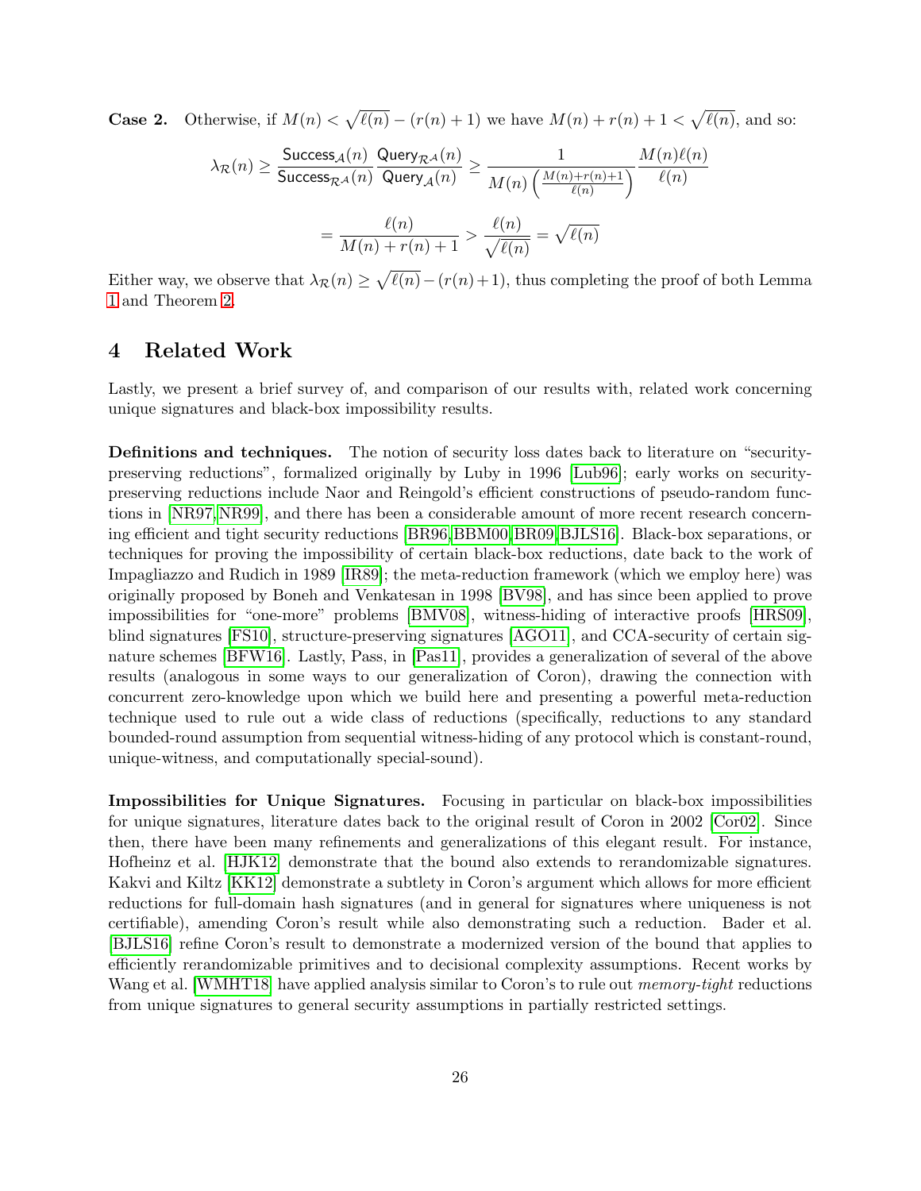**Case 2.** Otherwise, if $M(n) < \sqrt{\ell(n)} - (r(n)+1)$ we have $M(n) + r(n) + 1 < \sqrt{\ell(n)}$, and so:

$$\lambda_{\mathcal{R}}(n) \geq \frac{\mathsf{Success}_{\mathcal{A}}(n)}{\mathsf{Success}_{\mathcal{R}^{\mathcal{A}}}(n)} \frac{\mathsf{Query}_{\mathcal{R}^{\mathcal{A}}}(n)}{\mathsf{Query}_{\mathcal{A}}(n)} \geq \frac{1}{M(n)\left(\frac{M(n)+r(n)+1}{\ell(n)}\right)} \frac{M(n)\ell(n)}{\ell(n)}$$

$$= \frac{\ell(n)}{M(n)+r(n)+1} > \frac{\ell(n)}{\sqrt{\ell(n)}} = \sqrt{\ell(n)}$$

Either way, we observe that $\lambda_{\mathcal{R}}(n) \geq \sqrt{\ell(n)} - (r(n)+1)$, thus completing the proof of both Lemma 1 and Theorem 2.

# 4 Related Work

Lastly, we present a brief survey of, and comparison of our results with, related work concerning unique signatures and black-box impossibility results.

**Definitions and techniques.** The notion of security loss dates back to literature on "security-preserving reductions", formalized originally by Luby in 1996 [Lub96]; early works on security-preserving reductions include Naor and Reingold's efficient constructions of pseudo-random functions in [NR97, NR99], and there has been a considerable amount of more recent research concerning efficient and tight security reductions [BR96, BBM00, BR09, BJLS16]. Black-box separations, or techniques for proving the impossibility of certain black-box reductions, date back to the work of Impagliazzo and Rudich in 1989 [IR89]; the meta-reduction framework (which we employ here) was originally proposed by Boneh and Venkatesan in 1998 [BV98], and has since been applied to prove impossibilities for "one-more" problems [BMV08], witness-hiding of interactive proofs [HRS09], blind signatures [FS10], structure-preserving signatures [AGO11], and CCA-security of certain signature schemes [BFW16]. Lastly, Pass, in [Pas11], provides a generalization of several of the above results (analogous in some ways to our generalization of Coron), drawing the connection with concurrent zero-knowledge upon which we build here and presenting a powerful meta-reduction technique used to rule out a wide class of reductions (specifically, reductions to any standard bounded-round assumption from sequential witness-hiding of any protocol which is constant-round, unique-witness, and computationally special-sound).

**Impossibilities for Unique Signatures.** Focusing in particular on black-box impossibilities for unique signatures, literature dates back to the original result of Coron in 2002 [Cor02]. Since then, there have been many refinements and generalizations of this elegant result. For instance, Hofheinz et al. [HJK12] demonstrate that the bound also extends to rerandomizable signatures. Kakvi and Kiltz [KK12] demonstrate a subtlety in Coron's argument which allows for more efficient reductions for full-domain hash signatures (and in general for signatures where uniqueness is not certifiable), amending Coron's result while also demonstrating such a reduction. Bader et al. [BJLS16] refine Coron's result to demonstrate a modernized version of the bound that applies to efficiently rerandomizable primitives and to decisional complexity assumptions. Recent works by Wang et al. [WMHT18] have applied analysis similar to Coron's to rule out *memory-tight* reductions from unique signatures to general security assumptions in partially restricted settings.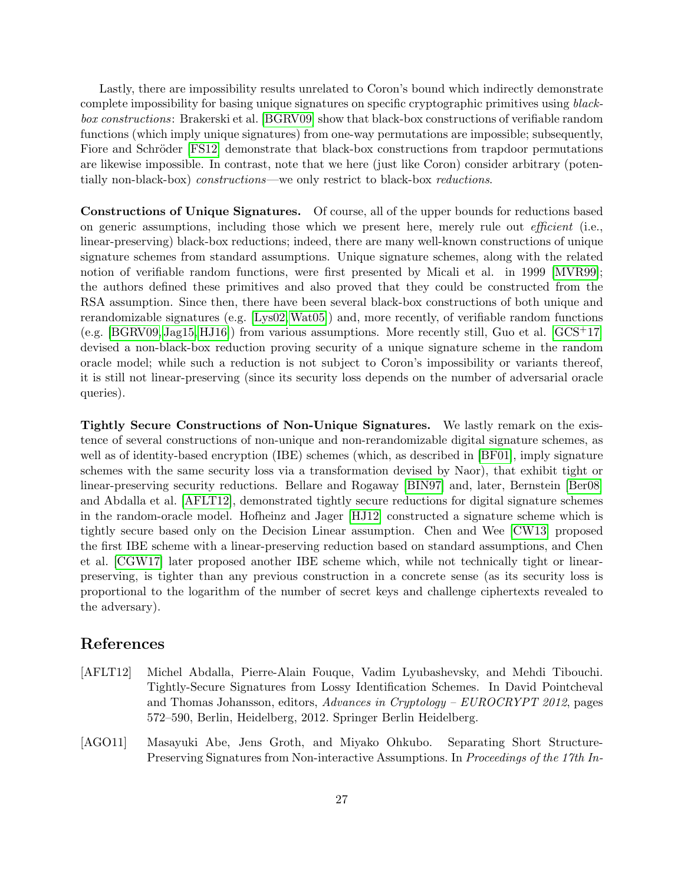Lastly, there are impossibility results unrelated to Coron's bound which indirectly demonstrate complete impossibility for basing unique signatures on specific cryptographic primitives using *black-box constructions*: Brakerski et al. [BGRV09] show that black-box constructions of verifiable random functions (which imply unique signatures) from one-way permutations are impossible; subsequently, Fiore and Schröder [FS12] demonstrate that black-box constructions from trapdoor permutations are likewise impossible. In contrast, note that we here (just like Coron) consider arbitrary (potentially non-black-box) *constructions*—we only restrict to black-box *reductions*.

**Constructions of Unique Signatures.** Of course, all of the upper bounds for reductions based on generic assumptions, including those which we present here, merely rule out *efficient* (i.e., linear-preserving) black-box reductions; indeed, there are many well-known constructions of unique signature schemes from standard assumptions. Unique signature schemes, along with the related notion of verifiable random functions, were first presented by Micali et al. in 1999 [MVR99]; the authors defined these primitives and also proved that they could be constructed from the RSA assumption. Since then, there have been several black-box constructions of both unique and rerandomizable signatures (e.g. [Lys02, Wat05]) and, more recently, of verifiable random functions (e.g. [BGRV09, Jag15, HJ16]) from various assumptions. More recently still, Guo et al. [GCS+17] devised a non-black-box reduction proving security of a unique signature scheme in the random oracle model; while such a reduction is not subject to Coron's impossibility or variants thereof, it is still not linear-preserving (since its security loss depends on the number of adversarial oracle queries).

**Tightly Secure Constructions of Non-Unique Signatures.** We lastly remark on the existence of several constructions of non-unique and non-rerandomizable digital signature schemes, as well as of identity-based encryption (IBE) schemes (which, as described in [BF01], imply signature schemes with the same security loss via a transformation devised by Naor), that exhibit tight or linear-preserving security reductions. Bellare and Rogaway [BIN97] and, later, Bernstein [Ber08] and Abdalla et al. [AFLT12], demonstrated tightly secure reductions for digital signature schemes in the random-oracle model. Hofheinz and Jager [HJ12] constructed a signature scheme which is tightly secure based only on the Decision Linear assumption. Chen and Wee [CW13] proposed the first IBE scheme with a linear-preserving reduction based on standard assumptions, and Chen et al. [CGW17] later proposed another IBE scheme which, while not technically tight or linear-preserving, is tighter than any previous construction in a concrete sense (as its security loss is proportional to the logarithm of the number of secret keys and challenge ciphertexts revealed to the adversary).

# References

[AFLT12] Michel Abdalla, Pierre-Alain Fouque, Vadim Lyubashevsky, and Mehdi Tibouchi. Tightly-Secure Signatures from Lossy Identification Schemes. In David Pointcheval and Thomas Johansson, editors, *Advances in Cryptology – EUROCRYPT 2012*, pages 572–590, Berlin, Heidelberg, 2012. Springer Berlin Heidelberg.

[AGO11] Masayuki Abe, Jens Groth, and Miyako Ohkubo. Separating Short Structure-Preserving Signatures from Non-interactive Assumptions. In *Proceedings of the 17th In-*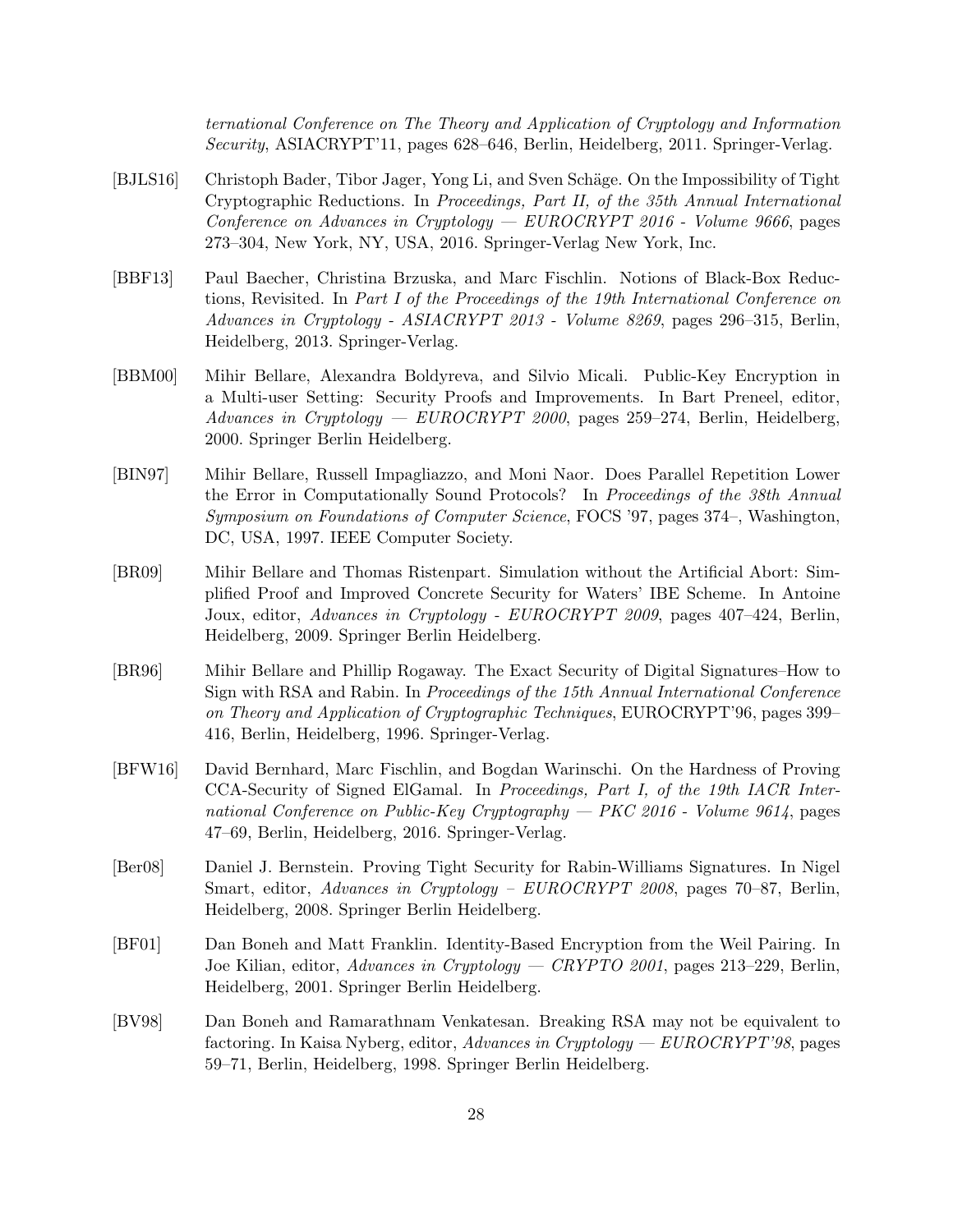*ternational Conference on The Theory and Application of Cryptology and Information Security*, ASIACRYPT'11, pages 628–646, Berlin, Heidelberg, 2011. Springer-Verlag.

[BJLS16] Christoph Bader, Tibor Jager, Yong Li, and Sven Schäge. On the Impossibility of Tight Cryptographic Reductions. In *Proceedings, Part II, of the 35th Annual International Conference on Advances in Cryptology — EUROCRYPT 2016 - Volume 9666*, pages 273–304, New York, NY, USA, 2016. Springer-Verlag New York, Inc.

[BBF13] Paul Baecher, Christina Brzuska, and Marc Fischlin. Notions of Black-Box Reductions, Revisited. In *Part I of the Proceedings of the 19th International Conference on Advances in Cryptology - ASIACRYPT 2013 - Volume 8269*, pages 296–315, Berlin, Heidelberg, 2013. Springer-Verlag.

[BBM00] Mihir Bellare, Alexandra Boldyreva, and Silvio Micali. Public-Key Encryption in a Multi-user Setting: Security Proofs and Improvements. In Bart Preneel, editor, *Advances in Cryptology — EUROCRYPT 2000*, pages 259–274, Berlin, Heidelberg, 2000. Springer Berlin Heidelberg.

[BIN97] Mihir Bellare, Russell Impagliazzo, and Moni Naor. Does Parallel Repetition Lower the Error in Computationally Sound Protocols? In *Proceedings of the 38th Annual Symposium on Foundations of Computer Science*, FOCS '97, pages 374–, Washington, DC, USA, 1997. IEEE Computer Society.

[BR09] Mihir Bellare and Thomas Ristenpart. Simulation without the Artificial Abort: Simplified Proof and Improved Concrete Security for Waters' IBE Scheme. In Antoine Joux, editor, *Advances in Cryptology - EUROCRYPT 2009*, pages 407–424, Berlin, Heidelberg, 2009. Springer Berlin Heidelberg.

[BR96] Mihir Bellare and Phillip Rogaway. The Exact Security of Digital Signatures–How to Sign with RSA and Rabin. In *Proceedings of the 15th Annual International Conference on Theory and Application of Cryptographic Techniques*, EUROCRYPT'96, pages 399–416, Berlin, Heidelberg, 1996. Springer-Verlag.

[BFW16] David Bernhard, Marc Fischlin, and Bogdan Warinschi. On the Hardness of Proving CCA-Security of Signed ElGamal. In *Proceedings, Part I, of the 19th IACR International Conference on Public-Key Cryptography — PKC 2016 - Volume 9614*, pages 47–69, Berlin, Heidelberg, 2016. Springer-Verlag.

[Ber08] Daniel J. Bernstein. Proving Tight Security for Rabin-Williams Signatures. In Nigel Smart, editor, *Advances in Cryptology – EUROCRYPT 2008*, pages 70–87, Berlin, Heidelberg, 2008. Springer Berlin Heidelberg.

[BF01] Dan Boneh and Matt Franklin. Identity-Based Encryption from the Weil Pairing. In Joe Kilian, editor, *Advances in Cryptology — CRYPTO 2001*, pages 213–229, Berlin, Heidelberg, 2001. Springer Berlin Heidelberg.

[BV98] Dan Boneh and Ramarathnam Venkatesan. Breaking RSA may not be equivalent to factoring. In Kaisa Nyberg, editor, *Advances in Cryptology — EUROCRYPT'98*, pages 59–71, Berlin, Heidelberg, 1998. Springer Berlin Heidelberg.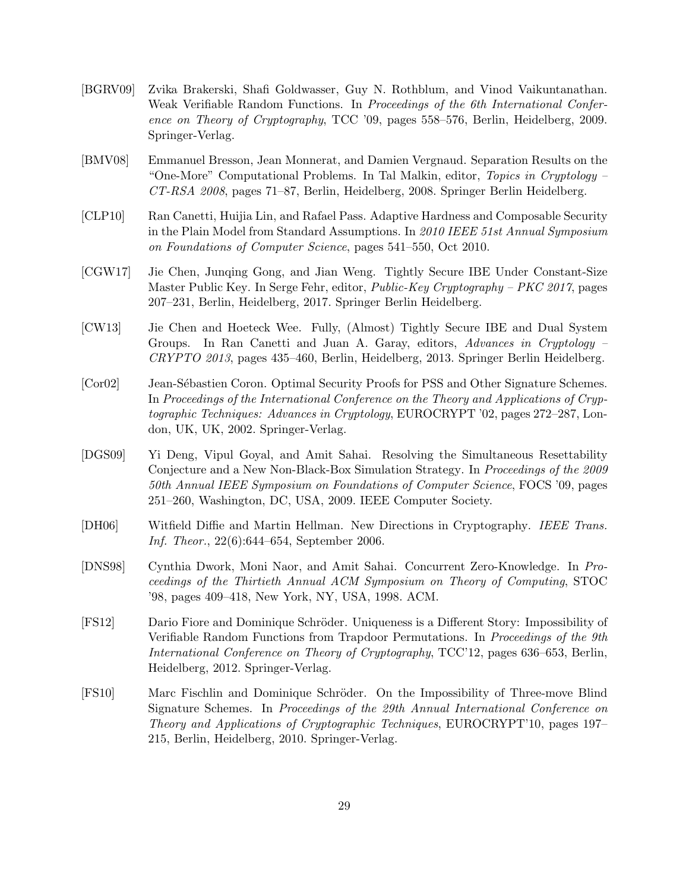[BGRV09] Zvika Brakerski, Shafi Goldwasser, Guy N. Rothblum, and Vinod Vaikuntanathan. Weak Verifiable Random Functions. In *Proceedings of the 6th International Conference on Theory of Cryptography*, TCC '09, pages 558–576, Berlin, Heidelberg, 2009. Springer-Verlag.

[BMV08] Emmanuel Bresson, Jean Monnerat, and Damien Vergnaud. Separation Results on the "One-More" Computational Problems. In Tal Malkin, editor, *Topics in Cryptology – CT-RSA 2008*, pages 71–87, Berlin, Heidelberg, 2008. Springer Berlin Heidelberg.

[CLP10] Ran Canetti, Huijia Lin, and Rafael Pass. Adaptive Hardness and Composable Security in the Plain Model from Standard Assumptions. In *2010 IEEE 51st Annual Symposium on Foundations of Computer Science*, pages 541–550, Oct 2010.

[CGW17] Jie Chen, Junqing Gong, and Jian Weng. Tightly Secure IBE Under Constant-Size Master Public Key. In Serge Fehr, editor, *Public-Key Cryptography – PKC 2017*, pages 207–231, Berlin, Heidelberg, 2017. Springer Berlin Heidelberg.

[CW13] Jie Chen and Hoeteck Wee. Fully, (Almost) Tightly Secure IBE and Dual System Groups. In Ran Canetti and Juan A. Garay, editors, *Advances in Cryptology – CRYPTO 2013*, pages 435–460, Berlin, Heidelberg, 2013. Springer Berlin Heidelberg.

[Cor02] Jean-Sébastien Coron. Optimal Security Proofs for PSS and Other Signature Schemes. In *Proceedings of the International Conference on the Theory and Applications of Cryptographic Techniques: Advances in Cryptology*, EUROCRYPT '02, pages 272–287, London, UK, UK, 2002. Springer-Verlag.

[DGS09] Yi Deng, Vipul Goyal, and Amit Sahai. Resolving the Simultaneous Resettability Conjecture and a New Non-Black-Box Simulation Strategy. In *Proceedings of the 2009 50th Annual IEEE Symposium on Foundations of Computer Science*, FOCS '09, pages 251–260, Washington, DC, USA, 2009. IEEE Computer Society.

[DH06] Witfield Diffie and Martin Hellman. New Directions in Cryptography. *IEEE Trans. Inf. Theor.*, 22(6):644–654, September 2006.

[DNS98] Cynthia Dwork, Moni Naor, and Amit Sahai. Concurrent Zero-Knowledge. In *Proceedings of the Thirtieth Annual ACM Symposium on Theory of Computing*, STOC '98, pages 409–418, New York, NY, USA, 1998. ACM.

[FS12] Dario Fiore and Dominique Schröder. Uniqueness is a Different Story: Impossibility of Verifiable Random Functions from Trapdoor Permutations. In *Proceedings of the 9th International Conference on Theory of Cryptography*, TCC'12, pages 636–653, Berlin, Heidelberg, 2012. Springer-Verlag.

[FS10] Marc Fischlin and Dominique Schröder. On the Impossibility of Three-move Blind Signature Schemes. In *Proceedings of the 29th Annual International Conference on Theory and Applications of Cryptographic Techniques*, EUROCRYPT'10, pages 197–215, Berlin, Heidelberg, 2010. Springer-Verlag.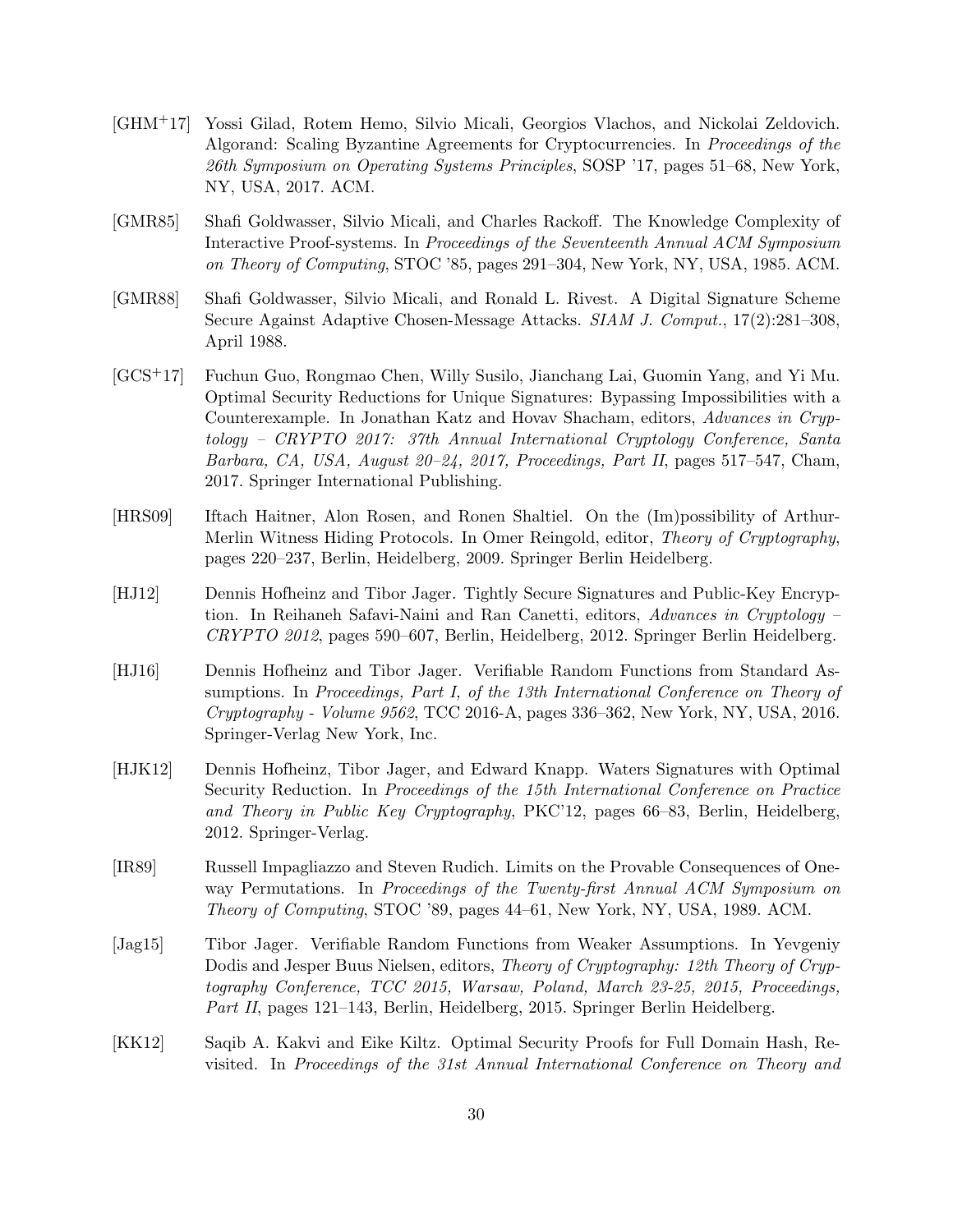[GHM+17] Yossi Gilad, Rotem Hemo, Silvio Micali, Georgios Vlachos, and Nickolai Zeldovich. Algorand: Scaling Byzantine Agreements for Cryptocurrencies. In *Proceedings of the 26th Symposium on Operating Systems Principles*, SOSP '17, pages 51–68, New York, NY, USA, 2017. ACM.

[GMR85] Shafi Goldwasser, Silvio Micali, and Charles Rackoff. The Knowledge Complexity of Interactive Proof-systems. In *Proceedings of the Seventeenth Annual ACM Symposium on Theory of Computing*, STOC '85, pages 291–304, New York, NY, USA, 1985. ACM.

[GMR88] Shafi Goldwasser, Silvio Micali, and Ronald L. Rivest. A Digital Signature Scheme Secure Against Adaptive Chosen-Message Attacks. *SIAM J. Comput.*, 17(2):281–308, April 1988.

[GCS+17] Fuchun Guo, Rongmao Chen, Willy Susilo, Jianchang Lai, Guomin Yang, and Yi Mu. Optimal Security Reductions for Unique Signatures: Bypassing Impossibilities with a Counterexample. In Jonathan Katz and Hovav Shacham, editors, *Advances in Cryptology – CRYPTO 2017: 37th Annual International Cryptology Conference, Santa Barbara, CA, USA, August 20–24, 2017, Proceedings, Part II*, pages 517–547, Cham, 2017. Springer International Publishing.

[HRS09] Iftach Haitner, Alon Rosen, and Ronen Shaltiel. On the (Im)possibility of Arthur-Merlin Witness Hiding Protocols. In Omer Reingold, editor, *Theory of Cryptography*, pages 220–237, Berlin, Heidelberg, 2009. Springer Berlin Heidelberg.

[HJ12] Dennis Hofheinz and Tibor Jager. Tightly Secure Signatures and Public-Key Encryption. In Reihaneh Safavi-Naini and Ran Canetti, editors, *Advances in Cryptology – CRYPTO 2012*, pages 590–607, Berlin, Heidelberg, 2012. Springer Berlin Heidelberg.

[HJ16] Dennis Hofheinz and Tibor Jager. Verifiable Random Functions from Standard Assumptions. In *Proceedings, Part I, of the 13th International Conference on Theory of Cryptography - Volume 9562*, TCC 2016-A, pages 336–362, New York, NY, USA, 2016. Springer-Verlag New York, Inc.

[HJK12] Dennis Hofheinz, Tibor Jager, and Edward Knapp. Waters Signatures with Optimal Security Reduction. In *Proceedings of the 15th International Conference on Practice and Theory in Public Key Cryptography*, PKC'12, pages 66–83, Berlin, Heidelberg, 2012. Springer-Verlag.

[IR89] Russell Impagliazzo and Steven Rudich. Limits on the Provable Consequences of One-way Permutations. In *Proceedings of the Twenty-first Annual ACM Symposium on Theory of Computing*, STOC '89, pages 44–61, New York, NY, USA, 1989. ACM.

[Jag15] Tibor Jager. Verifiable Random Functions from Weaker Assumptions. In Yevgeniy Dodis and Jesper Buus Nielsen, editors, *Theory of Cryptography: 12th Theory of Cryptography Conference, TCC 2015, Warsaw, Poland, March 23-25, 2015, Proceedings, Part II*, pages 121–143, Berlin, Heidelberg, 2015. Springer Berlin Heidelberg.

[KK12] Saqib A. Kakvi and Eike Kiltz. Optimal Security Proofs for Full Domain Hash, Revisited. In *Proceedings of the 31st Annual International Conference on Theory and*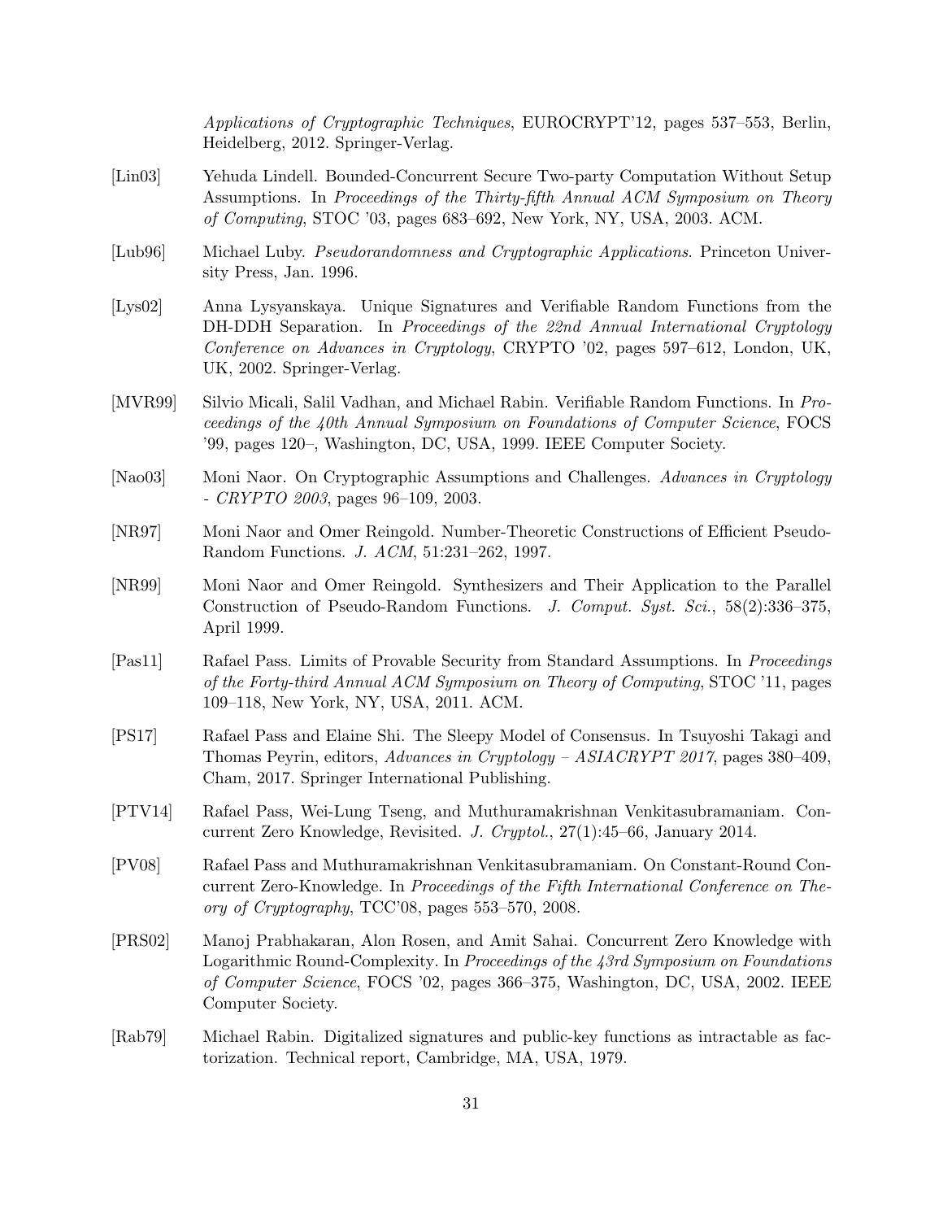*Applications of Cryptographic Techniques*, EUROCRYPT'12, pages 537–553, Berlin, Heidelberg, 2012. Springer-Verlag.

[Lin03] Yehuda Lindell. Bounded-Concurrent Secure Two-party Computation Without Setup Assumptions. In *Proceedings of the Thirty-fifth Annual ACM Symposium on Theory of Computing*, STOC '03, pages 683–692, New York, NY, USA, 2003. ACM.

[Lub96] Michael Luby. *Pseudorandomness and Cryptographic Applications*. Princeton University Press, Jan. 1996.

[Lys02] Anna Lysyanskaya. Unique Signatures and Verifiable Random Functions from the DH-DDH Separation. In *Proceedings of the 22nd Annual International Cryptology Conference on Advances in Cryptology*, CRYPTO '02, pages 597–612, London, UK, UK, 2002. Springer-Verlag.

[MVR99] Silvio Micali, Salil Vadhan, and Michael Rabin. Verifiable Random Functions. In *Proceedings of the 40th Annual Symposium on Foundations of Computer Science*, FOCS '99, pages 120–, Washington, DC, USA, 1999. IEEE Computer Society.

[Nao03] Moni Naor. On Cryptographic Assumptions and Challenges. *Advances in Cryptology - CRYPTO 2003*, pages 96–109, 2003.

[NR97] Moni Naor and Omer Reingold. Number-Theoretic Constructions of Efficient Pseudo-Random Functions. *J. ACM*, 51:231–262, 1997.

[NR99] Moni Naor and Omer Reingold. Synthesizers and Their Application to the Parallel Construction of Pseudo-Random Functions. *J. Comput. Syst. Sci.*, 58(2):336–375, April 1999.

[Pas11] Rafael Pass. Limits of Provable Security from Standard Assumptions. In *Proceedings of the Forty-third Annual ACM Symposium on Theory of Computing*, STOC '11, pages 109–118, New York, NY, USA, 2011. ACM.

[PS17] Rafael Pass and Elaine Shi. The Sleepy Model of Consensus. In Tsuyoshi Takagi and Thomas Peyrin, editors, *Advances in Cryptology – ASIACRYPT 2017*, pages 380–409, Cham, 2017. Springer International Publishing.

[PTV14] Rafael Pass, Wei-Lung Tseng, and Muthuramakrishnan Venkitasubramaniam. Concurrent Zero Knowledge, Revisited. *J. Cryptol.*, 27(1):45–66, January 2014.

[PV08] Rafael Pass and Muthuramakrishnan Venkitasubramaniam. On Constant-Round Concurrent Zero-Knowledge. In *Proceedings of the Fifth International Conference on Theory of Cryptography*, TCC'08, pages 553–570, 2008.

[PRS02] Manoj Prabhakaran, Alon Rosen, and Amit Sahai. Concurrent Zero Knowledge with Logarithmic Round-Complexity. In *Proceedings of the 43rd Symposium on Foundations of Computer Science*, FOCS '02, pages 366–375, Washington, DC, USA, 2002. IEEE Computer Society.

[Rab79] Michael Rabin. Digitalized signatures and public-key functions as intractable as factorization. Technical report, Cambridge, MA, USA, 1979.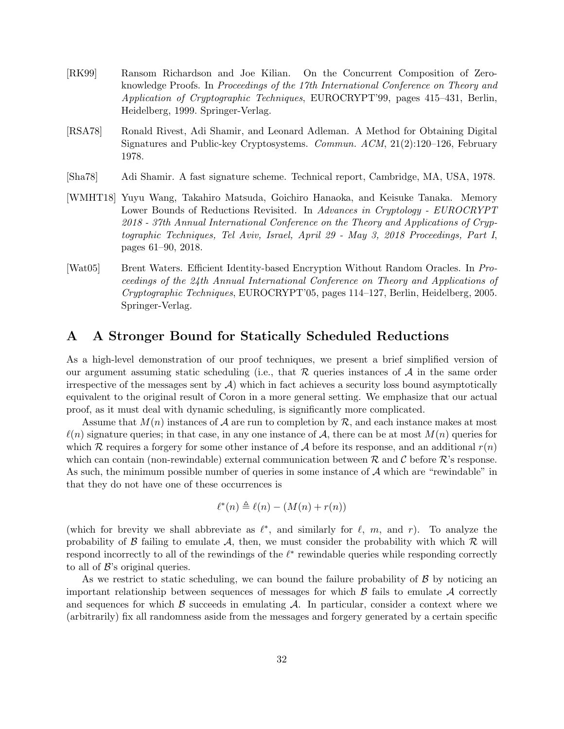[RK99] Ransom Richardson and Joe Kilian. On the Concurrent Composition of Zero-knowledge Proofs. In *Proceedings of the 17th International Conference on Theory and Application of Cryptographic Techniques*, EUROCRYPT'99, pages 415–431, Berlin, Heidelberg, 1999. Springer-Verlag.

[RSA78] Ronald Rivest, Adi Shamir, and Leonard Adleman. A Method for Obtaining Digital Signatures and Public-key Cryptosystems. *Commun. ACM*, 21(2):120–126, February 1978.

[Sha78] Adi Shamir. A fast signature scheme. Technical report, Cambridge, MA, USA, 1978.

[WMHT18] Yuyu Wang, Takahiro Matsuda, Goichiro Hanaoka, and Keisuke Tanaka. Memory Lower Bounds of Reductions Revisited. In *Advances in Cryptology - EUROCRYPT 2018 - 37th Annual International Conference on the Theory and Applications of Cryptographic Techniques, Tel Aviv, Israel, April 29 - May 3, 2018 Proceedings, Part I*, pages 61–90, 2018.

[Wat05] Brent Waters. Efficient Identity-based Encryption Without Random Oracles. In *Proceedings of the 24th Annual International Conference on Theory and Applications of Cryptographic Techniques*, EUROCRYPT'05, pages 114–127, Berlin, Heidelberg, 2005. Springer-Verlag.

# A A Stronger Bound for Statically Scheduled Reductions

As a high-level demonstration of our proof techniques, we present a brief simplified version of our argument assuming static scheduling (i.e., that $\mathcal{R}$ queries instances of $\mathcal{A}$ in the same order irrespective of the messages sent by $\mathcal{A}$) which in fact achieves a security loss bound asymptotically equivalent to the original result of Coron in a more general setting. We emphasize that our actual proof, as it must deal with dynamic scheduling, is significantly more complicated.

Assume that $M(n)$ instances of $\mathcal{A}$ are run to completion by $\mathcal{R}$, and each instance makes at most $\ell(n)$ signature queries; in that case, in any one instance of $\mathcal{A}$, there can be at most $M(n)$ queries for which $\mathcal{R}$ requires a forgery for some other instance of $\mathcal{A}$ before its response, and an additional $r(n)$ which can contain (non-rewindable) external communication between $\mathcal{R}$ and $\mathcal{C}$ before $\mathcal{R}$'s response. As such, the minimum possible number of queries in some instance of $\mathcal{A}$ which are "rewindable" in that they do not have one of these occurrences is

$$\ell^*(n) \triangleq \ell(n) - (M(n) + r(n))$$

(which for brevity we shall abbreviate as $\ell^*$, and similarly for $\ell$, $m$, and $r$). To analyze the probability of $\mathcal{B}$ failing to emulate $\mathcal{A}$, then, we must consider the probability with which $\mathcal{R}$ will respond incorrectly to all of the rewindings of the $\ell^*$ rewindable queries while responding correctly to all of $\mathcal{B}$'s original queries.

As we restrict to static scheduling, we can bound the failure probability of $\mathcal{B}$ by noticing an important relationship between sequences of messages for which $\mathcal{B}$ fails to emulate $\mathcal{A}$ correctly and sequences for which $\mathcal{B}$ succeeds in emulating $\mathcal{A}$. In particular, consider a context where we (arbitrarily) fix all randomness aside from the messages and forgery generated by a certain specific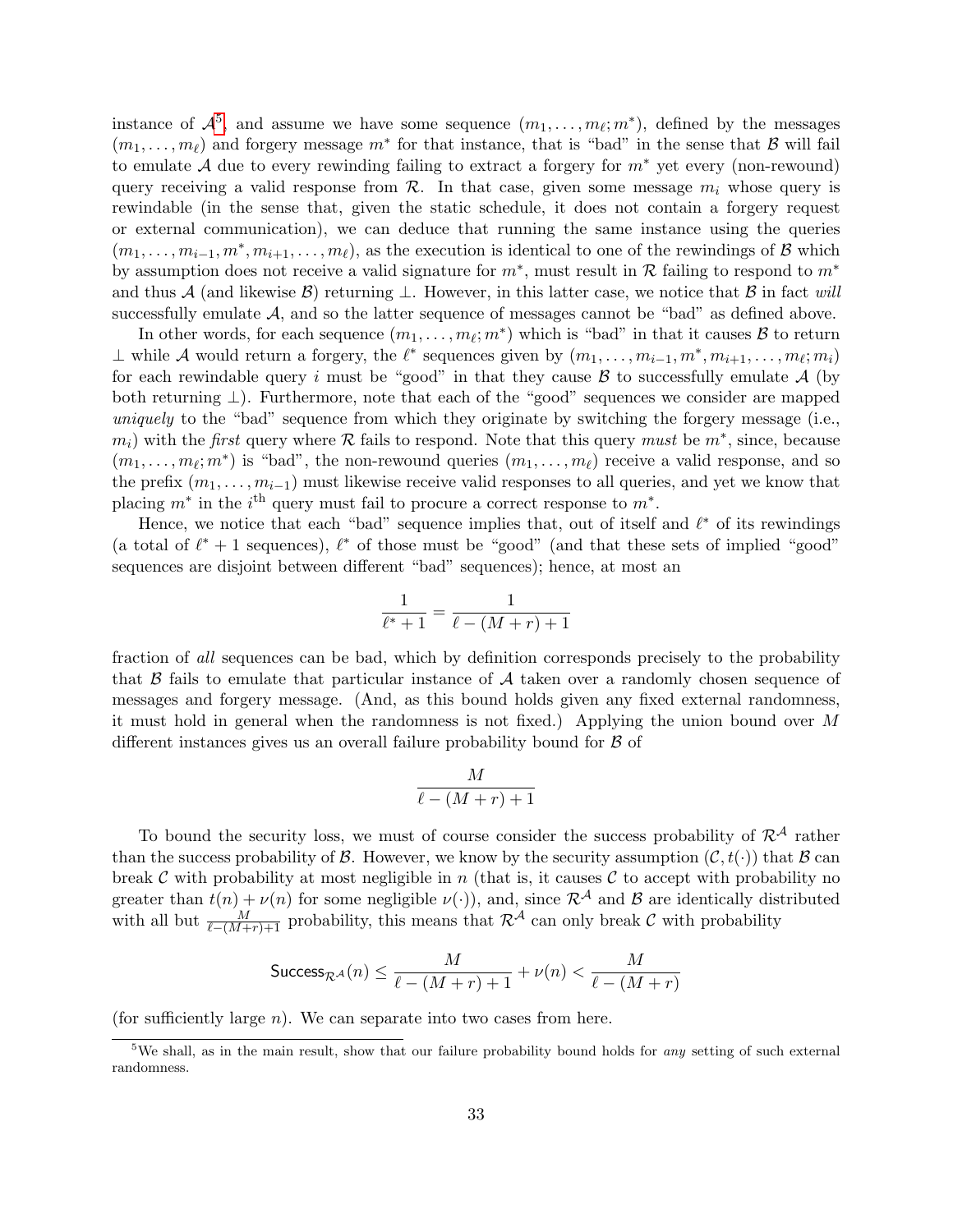instance of $\mathcal{A}$[5], and assume we have some sequence $(m_1, \ldots, m_\ell; m^*)$, defined by the messages $(m_1, \ldots, m_\ell)$ and forgery message $m^*$ for that instance, that is "bad" in the sense that $\mathcal{B}$ will fail to emulate $\mathcal{A}$ due to every rewinding failing to extract a forgery for $m^*$ yet every (non-rewound) query receiving a valid response from $\mathcal{R}$. In that case, given some message $m_i$ whose query is rewindable (in the sense that, given the static schedule, it does not contain a forgery request or external communication), we can deduce that running the same instance using the queries $(m_1, \ldots, m_{i-1}, m^*, m_{i+1}, \ldots, m_\ell)$, as the execution is identical to one of the rewindings of $\mathcal{B}$ which by assumption does not receive a valid signature for $m^*$, must result in $\mathcal{R}$ failing to respond to $m^*$ and thus $\mathcal{A}$ (and likewise $\mathcal{B}$) returning $\perp$. However, in this latter case, we notice that $\mathcal{B}$ in fact *will* successfully emulate $\mathcal{A}$, and so the latter sequence of messages cannot be "bad" as defined above.

In other words, for each sequence $(m_1, \ldots, m_\ell; m^*)$ which is "bad" in that it causes $\mathcal{B}$ to return $\perp$ while $\mathcal{A}$ would return a forgery, the $\ell^*$ sequences given by $(m_1, \ldots, m_{i-1}, m^*, m_{i+1}, \ldots, m_\ell; m_i)$ for each rewindable query $i$ must be "good" in that they cause $\mathcal{B}$ to successfully emulate $\mathcal{A}$ (by both returning $\perp$). Furthermore, note that each of the "good" sequences we consider are mapped *uniquely* to the "bad" sequence from which they originate by switching the forgery message (i.e., $m_i$) with the *first* query where $\mathcal{R}$ fails to respond. Note that this query *must* be $m^*$, since, because $(m_1, \ldots, m_\ell; m^*)$ is "bad", the non-rewound queries $(m_1, \ldots, m_\ell)$ receive a valid response, and so the prefix $(m_1, \ldots, m_{i-1})$ must likewise receive valid responses to all queries, and yet we know that placing $m^*$ in the $i^{\text{th}}$ query must fail to procure a correct response to $m^*$.

Hence, we notice that each "bad" sequence implies that, out of itself and $\ell^*$ of its rewindings (a total of $\ell^* + 1$ sequences), $\ell^*$ of those must be "good" (and that these sets of implied "good" sequences are disjoint between different "bad" sequences); hence, at most an

$$\frac{1}{\ell^* + 1} = \frac{1}{\ell - (M + r) + 1}$$

fraction of *all* sequences can be bad, which by definition corresponds precisely to the probability that $\mathcal{B}$ fails to emulate that particular instance of $\mathcal{A}$ taken over a randomly chosen sequence of messages and forgery message. (And, as this bound holds given any fixed external randomness, it must hold in general when the randomness is not fixed.) Applying the union bound over $M$ different instances gives us an overall failure probability bound for $\mathcal{B}$ of

$$\frac{M}{\ell - (M + r) + 1}$$

To bound the security loss, we must of course consider the success probability of $\mathcal{R}^{\mathcal{A}}$ rather than the success probability of $\mathcal{B}$. However, we know by the security assumption $(\mathcal{C}, t(\cdot))$ that $\mathcal{B}$ can break $\mathcal{C}$ with probability at most negligible in $n$ (that is, it causes $\mathcal{C}$ to accept with probability no greater than $t(n) + \nu(n)$ for some negligible $\nu(\cdot)$), and, since $\mathcal{R}^{\mathcal{A}}$ and $\mathcal{B}$ are identically distributed with all but $\frac{M}{\ell - (M+r)+1}$ probability, this means that $\mathcal{R}^{\mathcal{A}}$ can only break $\mathcal{C}$ with probability

$$\mathsf{Success}_{\mathcal{R}^{\mathcal{A}}}(n) \leq \frac{M}{\ell - (M + r) + 1} + \nu(n) < \frac{M}{\ell - (M + r)}$$

(for sufficiently large $n$). We can separate into two cases from here.

[5] We shall, as in the main result, show that our failure probability bound holds for *any* setting of such external randomness.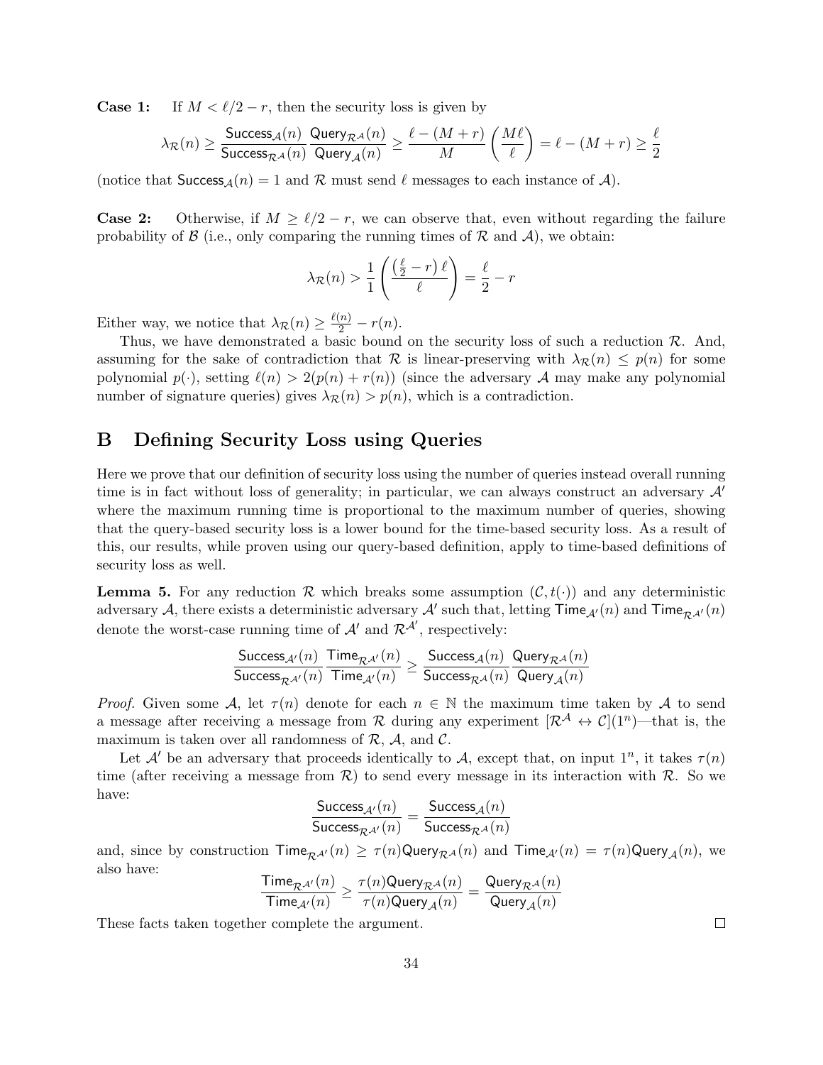**Case 1:** If $M < \ell/2 - r$, then the security loss is given by

$$\lambda_{\mathcal{R}}(n) \geq \frac{\mathsf{Success}_{\mathcal{A}}(n)}{\mathsf{Success}_{\mathcal{R}^{\mathcal{A}}}(n)} \frac{\mathsf{Query}_{\mathcal{R}^{\mathcal{A}}}(n)}{\mathsf{Query}_{\mathcal{A}}(n)} \geq \frac{\ell - (M + r)}{M} \left(\frac{M\ell}{\ell}\right) = \ell - (M + r) \geq \frac{\ell}{2}$$

(notice that $\mathsf{Success}_{\mathcal{A}}(n) = 1$ and $\mathcal{R}$ must send $\ell$ messages to each instance of $\mathcal{A}$).

**Case 2:** Otherwise, if $M \geq \ell/2 - r$, we can observe that, even without regarding the failure probability of $\mathcal{B}$ (i.e., only comparing the running times of $\mathcal{R}$ and $\mathcal{A}$), we obtain:

$$\lambda_{\mathcal{R}}(n) > \frac{1}{1} \left( \frac{\left(\frac{\ell}{2} - r\right)\ell}{\ell} \right) = \frac{\ell}{2} - r$$

Either way, we notice that $\lambda_{\mathcal{R}}(n) \geq \frac{\ell(n)}{2} - r(n)$.

Thus, we have demonstrated a basic bound on the security loss of such a reduction $\mathcal{R}$. And, assuming for the sake of contradiction that $\mathcal{R}$ is linear-preserving with $\lambda_{\mathcal{R}}(n) \leq p(n)$ for some polynomial $p(\cdot)$, setting $\ell(n) > 2(p(n) + r(n))$ (since the adversary $\mathcal{A}$ may make any polynomial number of signature queries) gives $\lambda_{\mathcal{R}}(n) > p(n)$, which is a contradiction.

## B Defining Security Loss using Queries

Here we prove that our definition of security loss using the number of queries instead overall running time is in fact without loss of generality; in particular, we can always construct an adversary $\mathcal{A}'$ where the maximum running time is proportional to the maximum number of queries, showing that the query-based security loss is a lower bound for the time-based security loss. As a result of this, our results, while proven using our query-based definition, apply to time-based definitions of security loss as well.

**Lemma 5.** For any reduction $\mathcal{R}$ which breaks some assumption $(\mathcal{C}, t(\cdot))$ and any deterministic adversary $\mathcal{A}$, there exists a deterministic adversary $\mathcal{A}'$ such that, letting $\mathsf{Time}_{\mathcal{A}'}(n)$ and $\mathsf{Time}_{\mathcal{R}^{\mathcal{A}'}}(n)$ denote the worst-case running time of $\mathcal{A}'$ and $\mathcal{R}^{\mathcal{A}'}$, respectively:

$$\frac{\mathsf{Success}_{\mathcal{A}'}(n)}{\mathsf{Success}_{\mathcal{R}^{\mathcal{A}'}}(n)} \frac{\mathsf{Time}_{\mathcal{R}^{\mathcal{A}'}}(n)}{\mathsf{Time}_{\mathcal{A}'}(n)} \geq \frac{\mathsf{Success}_{\mathcal{A}}(n)}{\mathsf{Success}_{\mathcal{R}^{\mathcal{A}}}(n)} \frac{\mathsf{Query}_{\mathcal{R}^{\mathcal{A}}}(n)}{\mathsf{Query}_{\mathcal{A}}(n)}$$

*Proof.* Given some $\mathcal{A}$, let $\tau(n)$ denote for each $n \in \mathbb{N}$ the maximum time taken by $\mathcal{A}$ to send a message after receiving a message from $\mathcal{R}$ during any experiment $[\mathcal{R}^{\mathcal{A}} \leftrightarrow \mathcal{C}](1^n)$—that is, the maximum is taken over all randomness of $\mathcal{R}$, $\mathcal{A}$, and $\mathcal{C}$.

Let $\mathcal{A}'$ be an adversary that proceeds identically to $\mathcal{A}$, except that, on input $1^n$, it takes $\tau(n)$ time (after receiving a message from $\mathcal{R}$) to send every message in its interaction with $\mathcal{R}$. So we have:

$$\frac{\mathsf{Success}_{\mathcal{A}'}(n)}{\mathsf{Success}_{\mathcal{R}^{\mathcal{A}'}}(n)} = \frac{\mathsf{Success}_{\mathcal{A}}(n)}{\mathsf{Success}_{\mathcal{R}^{\mathcal{A}}}(n)}$$

and, since by construction $\mathsf{Time}_{\mathcal{R}^{\mathcal{A}'}}(n) \geq \tau(n)\mathsf{Query}_{\mathcal{R}^{\mathcal{A}}}(n)$ and $\mathsf{Time}_{\mathcal{A}'}(n) = \tau(n)\mathsf{Query}_{\mathcal{A}}(n)$, we also have:

$$\frac{\mathsf{Time}_{\mathcal{R}^{\mathcal{A}'}}(n)}{\mathsf{Time}_{\mathcal{A}'}(n)} \geq \frac{\tau(n)\mathsf{Query}_{\mathcal{R}^{\mathcal{A}}}(n)}{\tau(n)\mathsf{Query}_{\mathcal{A}}(n)} = \frac{\mathsf{Query}_{\mathcal{R}^{\mathcal{A}}}(n)}{\mathsf{Query}_{\mathcal{A}}(n)}$$

These facts taken together complete the argument. $\square$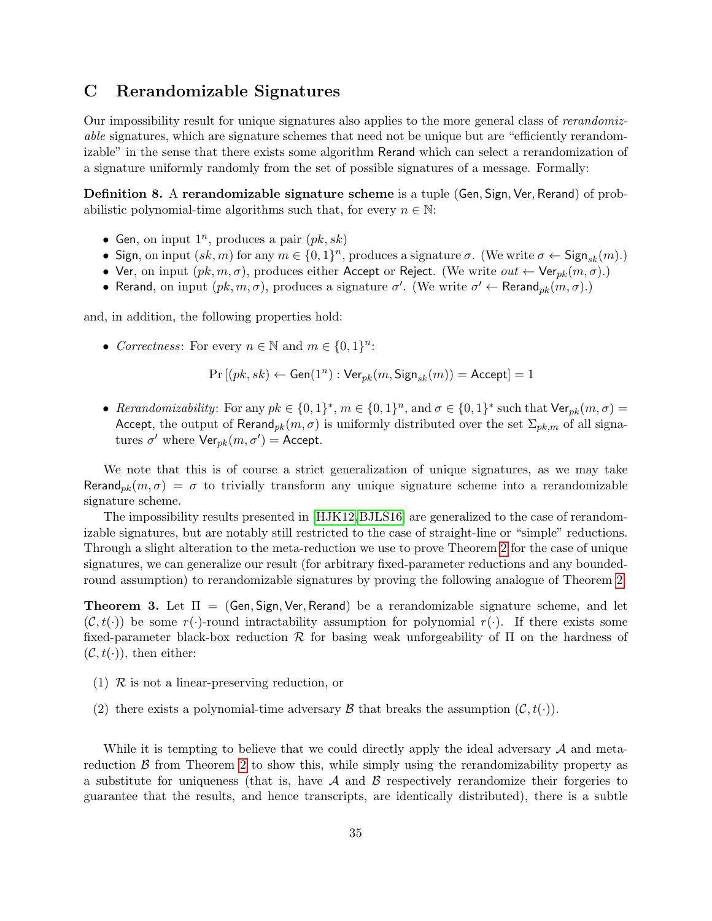# C Rerandomizable Signatures

Our impossibility result for unique signatures also applies to the more general class of *rerandomizable* signatures, which are signature schemes that need not be unique but are "efficiently rerandomizable" in the sense that there exists some algorithm Rerand which can select a rerandomization of a signature uniformly randomly from the set of possible signatures of a message. Formally:

**Definition 8.** A **rerandomizable signature scheme** is a tuple (Gen, Sign, Ver, Rerand) of probabilistic polynomial-time algorithms such that, for every $n \in \mathbb{N}$:

- Gen, on input $1^n$, produces a pair $(pk, sk)$
- Sign, on input $(sk, m)$ for any $m \in \{0,1\}^n$, produces a signature $\sigma$. (We write $\sigma \leftarrow \mathsf{Sign}_{sk}(m)$.)
- Ver, on input $(pk, m, \sigma)$, produces either Accept or Reject. (We write $out \leftarrow \mathsf{Ver}_{pk}(m, \sigma)$.)
- Rerand, on input $(pk, m, \sigma)$, produces a signature $\sigma'$. (We write $\sigma' \leftarrow \mathsf{Rerand}_{pk}(m, \sigma)$.)

and, in addition, the following properties hold:

- *Correctness*: For every $n \in \mathbb{N}$ and $m \in \{0,1\}^n$:

$$\Pr\left[(pk, sk) \leftarrow \mathsf{Gen}(1^n) : \mathsf{Ver}_{pk}(m, \mathsf{Sign}_{sk}(m)) = \mathsf{Accept}\right] = 1$$

- *Rerandomizability*: For any $pk \in \{0,1\}^*$, $m \in \{0,1\}^n$, and $\sigma \in \{0,1\}^*$ such that $\mathsf{Ver}_{pk}(m, \sigma) = \mathsf{Accept}$, the output of $\mathsf{Rerand}_{pk}(m, \sigma)$ is uniformly distributed over the set $\Sigma_{pk,m}$ of all signatures $\sigma'$ where $\mathsf{Ver}_{pk}(m, \sigma') = \mathsf{Accept}$.

We note that this is of course a strict generalization of unique signatures, as we may take $\mathsf{Rerand}_{pk}(m, \sigma) = \sigma$ to trivially transform any unique signature scheme into a rerandomizable signature scheme.

The impossibility results presented in [HJK12,BJLS16] are generalized to the case of rerandomizable signatures, but are notably still restricted to the case of straight-line or "simple" reductions. Through a slight alteration to the meta-reduction we use to prove Theorem 2 for the case of unique signatures, we can generalize our result (for arbitrary fixed-parameter reductions and any bounded-round assumption) to rerandomizable signatures by proving the following analogue of Theorem 2.

**Theorem 3.** Let $\Pi$ = (Gen, Sign, Ver, Rerand) be a rerandomizable signature scheme, and let $(\mathcal{C}, t(\cdot))$ be some $r(\cdot)$-round intractability assumption for polynomial $r(\cdot)$. If there exists some fixed-parameter black-box reduction $\mathcal{R}$ for basing weak unforgeability of $\Pi$ on the hardness of $(\mathcal{C}, t(\cdot))$, then either:

(1) $\mathcal{R}$ is not a linear-preserving reduction, or

(2) there exists a polynomial-time adversary $\mathcal{B}$ that breaks the assumption $(\mathcal{C}, t(\cdot))$.

While it is tempting to believe that we could directly apply the ideal adversary $\mathcal{A}$ and meta-reduction $\mathcal{B}$ from Theorem 2 to show this, while simply using the rerandomizability property as a substitute for uniqueness (that is, have $\mathcal{A}$ and $\mathcal{B}$ respectively rerandomize their forgeries to guarantee that the results, and hence transcripts, are identically distributed), there is a subtle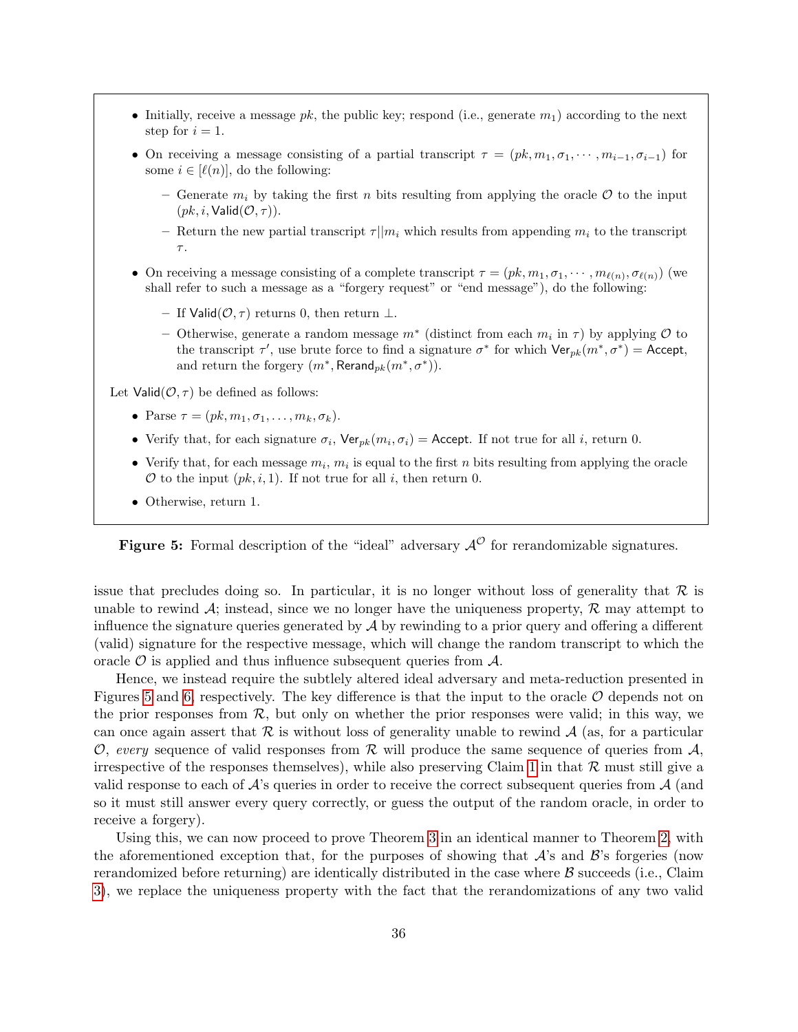- Initially, receive a message $pk$, the public key; respond (i.e., generate $m_1$) according to the next step for $i = 1$.
- On receiving a message consisting of a partial transcript $\tau = (pk, m_1, \sigma_1, \cdots, m_{i-1}, \sigma_{i-1})$ for some $i \in [\ell(n)]$, do the following:
  - Generate $m_i$ by taking the first $n$ bits resulting from applying the oracle $\mathcal{O}$ to the input $(pk, i, \mathsf{Valid}(\mathcal{O}, \tau))$.
  - Return the new partial transcript $\tau || m_i$ which results from appending $m_i$ to the transcript $\tau$.
- On receiving a message consisting of a complete transcript $\tau = (pk, m_1, \sigma_1, \cdots, m_{\ell(n)}, \sigma_{\ell(n)})$ (we shall refer to such a message as a "forgery request" or "end message"), do the following:
  - If $\mathsf{Valid}(\mathcal{O}, \tau)$ returns 0, then return $\perp$.
  - Otherwise, generate a random message $m^*$ (distinct from each $m_i$ in $\tau$) by applying $\mathcal{O}$ to the transcript $\tau'$, use brute force to find a signature $\sigma^*$ for which $\mathsf{Ver}_{pk}(m^*, \sigma^*) = \mathsf{Accept}$, and return the forgery $(m^*, \mathsf{Rerand}_{pk}(m^*, \sigma^*))$.

Let $\mathsf{Valid}(\mathcal{O}, \tau)$ be defined as follows:

- Parse $\tau = (pk, m_1, \sigma_1, \ldots, m_k, \sigma_k)$.
- Verify that, for each signature $\sigma_i$, $\mathsf{Ver}_{pk}(m_i, \sigma_i) = \mathsf{Accept}$. If not true for all $i$, return 0.
- Verify that, for each message $m_i$, $m_i$ is equal to the first $n$ bits resulting from applying the oracle $\mathcal{O}$ to the input $(pk, i, 1)$. If not true for all $i$, then return 0.
- Otherwise, return 1.

**Figure 5:** Formal description of the "ideal" adversary $\mathcal{A}^{\mathcal{O}}$ for rerandomizable signatures.

issue that precludes doing so. In particular, it is no longer without loss of generality that $\mathcal{R}$ is unable to rewind $\mathcal{A}$; instead, since we no longer have the uniqueness property, $\mathcal{R}$ may attempt to influence the signature queries generated by $\mathcal{A}$ by rewinding to a prior query and offering a different (valid) signature for the respective message, which will change the random transcript to which the oracle $\mathcal{O}$ is applied and thus influence subsequent queries from $\mathcal{A}$.

Hence, we instead require the subtlely altered ideal adversary and meta-reduction presented in Figures 5 and 6, respectively. The key difference is that the input to the oracle $\mathcal{O}$ depends not on the prior responses from $\mathcal{R}$, but only on whether the prior responses were valid; in this way, we can once again assert that $\mathcal{R}$ is without loss of generality unable to rewind $\mathcal{A}$ (as, for a particular $\mathcal{O}$, *every* sequence of valid responses from $\mathcal{R}$ will produce the same sequence of queries from $\mathcal{A}$, irrespective of the responses themselves), while also preserving Claim 1 in that $\mathcal{R}$ must still give a valid response to each of $\mathcal{A}$'s queries in order to receive the correct subsequent queries from $\mathcal{A}$ (and so it must still answer every query correctly, or guess the output of the random oracle, in order to receive a forgery).

Using this, we can now proceed to prove Theorem 3 in an identical manner to Theorem 2, with the aforementioned exception that, for the purposes of showing that $\mathcal{A}$'s and $\mathcal{B}$'s forgeries (now rerandomized before returning) are identically distributed in the case where $\mathcal{B}$ succeeds (i.e., Claim 3), we replace the uniqueness property with the fact that the rerandomizations of any two valid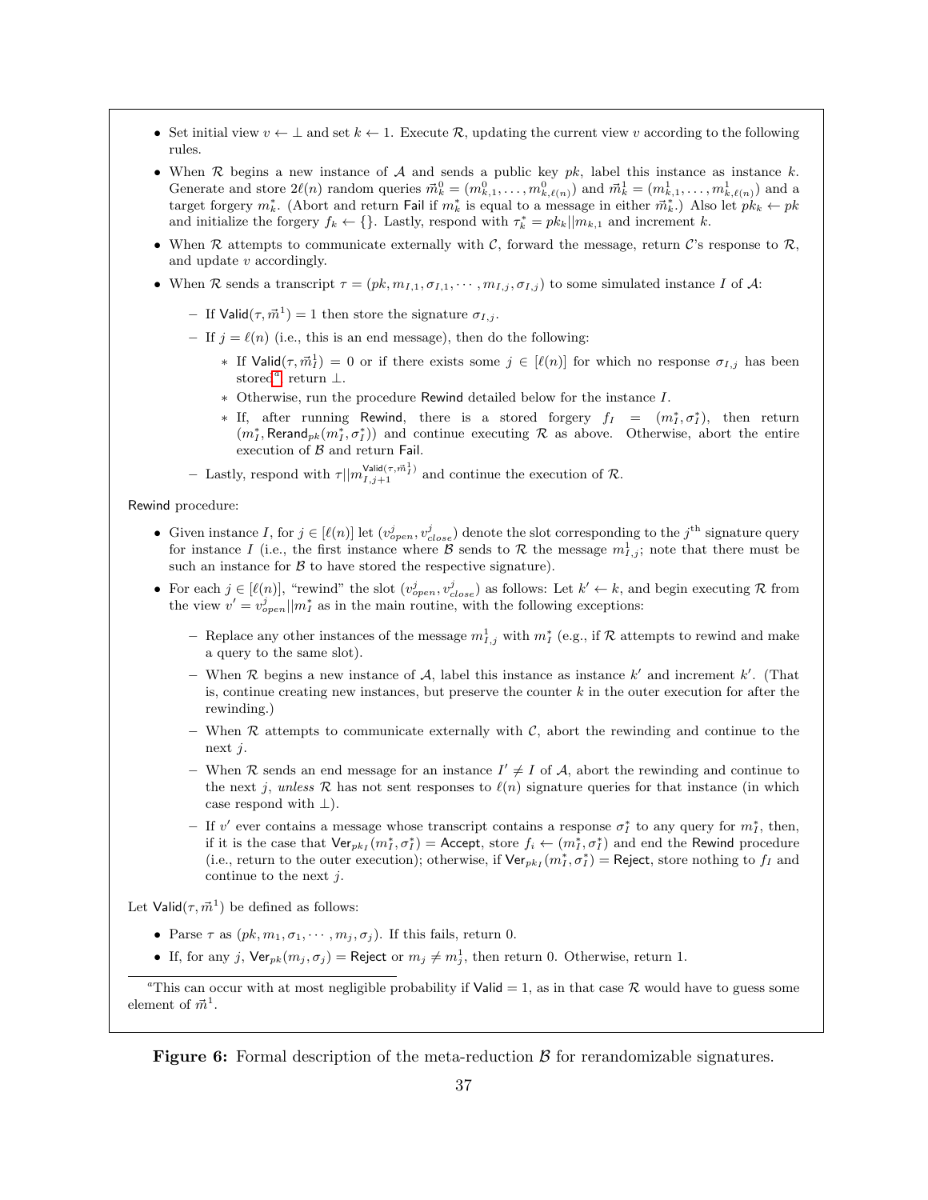- Set initial view $v \leftarrow \perp$ and set $k \leftarrow 1$. Execute $\mathcal{R}$, updating the current view $v$ according to the following rules.
- When $\mathcal{R}$ begins a new instance of $\mathcal{A}$ and sends a public key $pk$, label this instance as instance $k$. Generate and store $2\ell(n)$ random queries $\vec{m}^0_k = (m^0_{k,1}, \ldots, m^0_{k,\ell(n)})$ and $\vec{m}^1_k = (m^1_{k,1}, \ldots, m^1_{k,\ell(n)})$ and a target forgery $m^*_k$. (Abort and return Fail if $m^*_k$ is equal to a message in either $\vec{m}^*_k$.) Also let $pk_k \leftarrow pk$ and initialize the forgery $f_k \leftarrow \{\}$. Lastly, respond with $\tau^*_k = pk_k || m_{k,1}$ and increment $k$.
- When $\mathcal{R}$ attempts to communicate externally with $\mathcal{C}$, forward the message, return $\mathcal{C}$'s response to $\mathcal{R}$, and update $v$ accordingly.
- When $\mathcal{R}$ sends a transcript $\tau = (pk, m_{I,1}, \sigma_{I,1}, \cdots, m_{I,j}, \sigma_{I,j})$ to some simulated instance $I$ of $\mathcal{A}$:
  - If $\mathsf{Valid}(\tau, \vec{m}^1) = 1$ then store the signature $\sigma_{I,j}$.
  - If $j = \ell(n)$ (i.e., this is an end message), then do the following:
    - If $\mathsf{Valid}(\tau, \vec{m}^1_I) = 0$ or if there exists some $j \in [\ell(n)]$ for which no response $\sigma_{I,j}$ has been stored[a], return $\perp$.
    - Otherwise, run the procedure Rewind detailed below for the instance $I$.
    - If, after running Rewind, there is a stored forgery $f_I = (m^*_I, \sigma^*_I)$, then return $(m^*_I, \mathsf{Rerand}_{pk}(m^*_I, \sigma^*_I))$ and continue executing $\mathcal{R}$ as above. Otherwise, abort the entire execution of $\mathcal{B}$ and return Fail.
  - Lastly, respond with $\tau || m^{\mathsf{Valid}(\tau, \vec{m}^1_I)}_{I,j+1}$ and continue the execution of $\mathcal{R}$.

Rewind procedure:

- Given instance $I$, for $j \in [\ell(n)]$ let $(v^j_{open}, v^j_{close})$ denote the slot corresponding to the $j^{\text{th}}$ signature query for instance $I$ (i.e., the first instance where $\mathcal{B}$ sends to $\mathcal{R}$ the message $m^1_{I,j}$; note that there must be such an instance for $\mathcal{B}$ to have stored the respective signature).
- For each $j \in [\ell(n)]$, "rewind" the slot $(v^j_{open}, v^j_{close})$ as follows: Let $k' \leftarrow k$, and begin executing $\mathcal{R}$ from the view $v' = v^j_{open} || m^*_I$ as in the main routine, with the following exceptions:
  - Replace any other instances of the message $m^1_{I,j}$ with $m^*_I$ (e.g., if $\mathcal{R}$ attempts to rewind and make a query to the same slot).
  - When $\mathcal{R}$ begins a new instance of $\mathcal{A}$, label this instance as instance $k'$ and increment $k'$. (That is, continue creating new instances, but preserve the counter $k$ in the outer execution for after the rewinding.)
  - When $\mathcal{R}$ attempts to communicate externally with $\mathcal{C}$, abort the rewinding and continue to the next $j$.
  - When $\mathcal{R}$ sends an end message for an instance $I' \neq I$ of $\mathcal{A}$, abort the rewinding and continue to the next $j$, *unless* $\mathcal{R}$ has not sent responses to $\ell(n)$ signature queries for that instance (in which case respond with $\perp$).
  - If $v'$ ever contains a message whose transcript contains a response $\sigma^*_I$ to any query for $m^*_I$, then, if it is the case that $\mathsf{Ver}_{pk_I}(m^*_I, \sigma^*_I) = \mathsf{Accept}$, store $f_i \leftarrow (m^*_I, \sigma^*_I)$ and end the Rewind procedure (i.e., return to the outer execution); otherwise, if $\mathsf{Ver}_{pk_I}(m^*_I, \sigma^*_I) = \mathsf{Reject}$, store nothing to $f_I$ and continue to the next $j$.

Let $\mathsf{Valid}(\tau, \vec{m}^1)$ be defined as follows:

- Parse $\tau$ as $(pk, m_1, \sigma_1, \cdots, m_j, \sigma_j)$. If this fails, return 0.
- If, for any $j$, $\mathsf{Ver}_{pk}(m_j, \sigma_j) = \mathsf{Reject}$ or $m_j \neq m^1_j$, then return 0. Otherwise, return 1.

[a] This can occur with at most negligible probability if $\mathsf{Valid} = 1$, as in that case $\mathcal{R}$ would have to guess some element of $\vec{m}^1$.

**Figure 6:** Formal description of the meta-reduction $\mathcal{B}$ for rerandomizable signatures.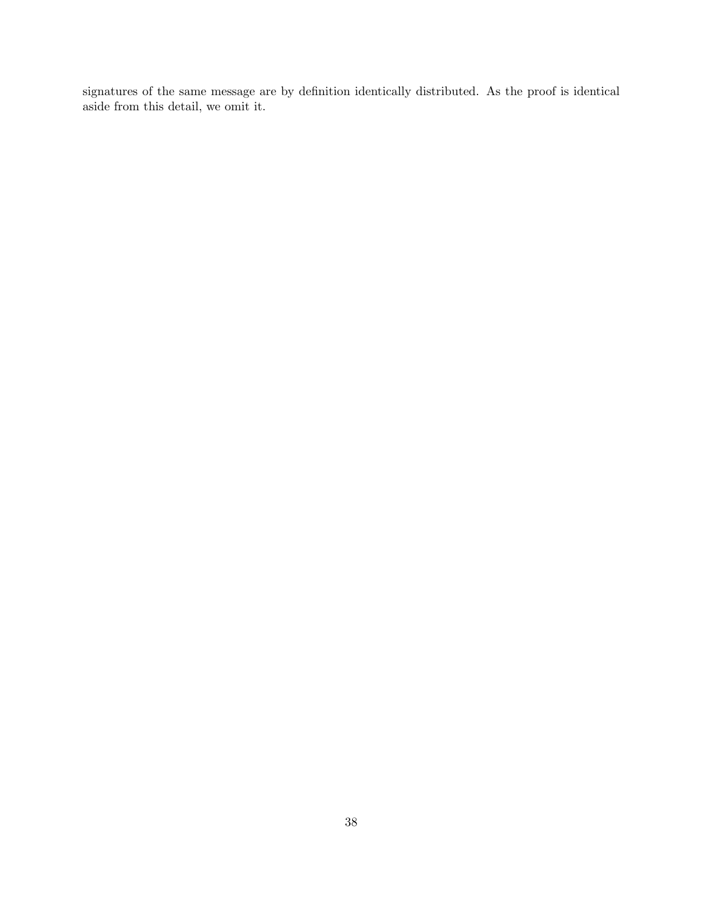signatures of the same message are by definition identically distributed. As the proof is identical aside from this detail, we omit it.